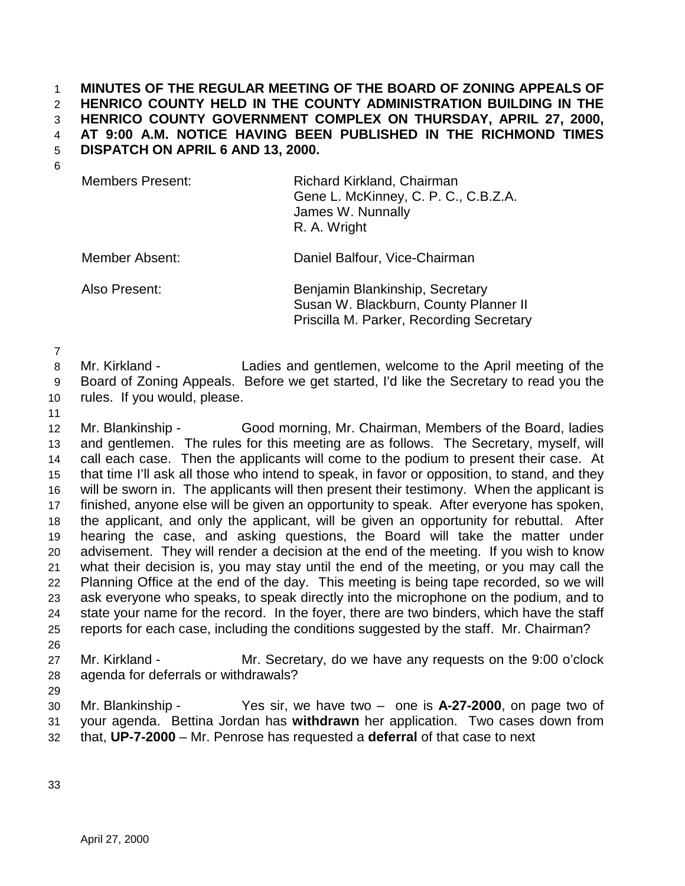**MINUTES OF THE REGULAR MEETING OF THE BOARD OF ZONING APPEALS OF HENRICO COUNTY HELD IN THE COUNTY ADMINISTRATION BUILDING IN THE HENRICO COUNTY GOVERNMENT COMPLEX ON THURSDAY, APRIL 27, 2000, AT 9:00 A.M. NOTICE HAVING BEEN PUBLISHED IN THE RICHMOND TIMES DISPATCH ON APRIL 6 AND 13, 2000.**

| | |
|---|---|
| Members Present: | Richard Kirkland, Chairman<br>Gene L. McKinney, C. P. C., C.B.Z.A.<br>James W. Nunnally<br>R. A. Wright |
| Member Absent: | Daniel Balfour, Vice-Chairman |
| Also Present: | Benjamin Blankinship, Secretary<br>Susan W. Blackburn, County Planner II<br>Priscilla M. Parker, Recording Secretary |

Mr. Kirkland - Ladies and gentlemen, welcome to the April meeting of the Board of Zoning Appeals. Before we get started, I'd like the Secretary to read you the rules. If you would, please.

Mr. Blankinship - Good morning, Mr. Chairman, Members of the Board, ladies and gentlemen. The rules for this meeting are as follows. The Secretary, myself, will call each case. Then the applicants will come to the podium to present their case. At that time I'll ask all those who intend to speak, in favor or opposition, to stand, and they will be sworn in. The applicants will then present their testimony. When the applicant is finished, anyone else will be given an opportunity to speak. After everyone has spoken, the applicant, and only the applicant, will be given an opportunity for rebuttal. After hearing the case, and asking questions, the Board will take the matter under advisement. They will render a decision at the end of the meeting. If you wish to know what their decision is, you may stay until the end of the meeting, or you may call the Planning Office at the end of the day. This meeting is being tape recorded, so we will ask everyone who speaks, to speak directly into the microphone on the podium, and to state your name for the record. In the foyer, there are two binders, which have the staff reports for each case, including the conditions suggested by the staff. Mr. Chairman?

Mr. Kirkland - Mr. Secretary, do we have any requests on the 9:00 o'clock agenda for deferrals or withdrawals?

Mr. Blankinship - Yes sir, we have two – one is **A-27-2000**, on page two of your agenda. Bettina Jordan has **withdrawn** her application. Two cases down from that, **UP-7-2000** – Mr. Penrose has requested a **deferral** of that case to next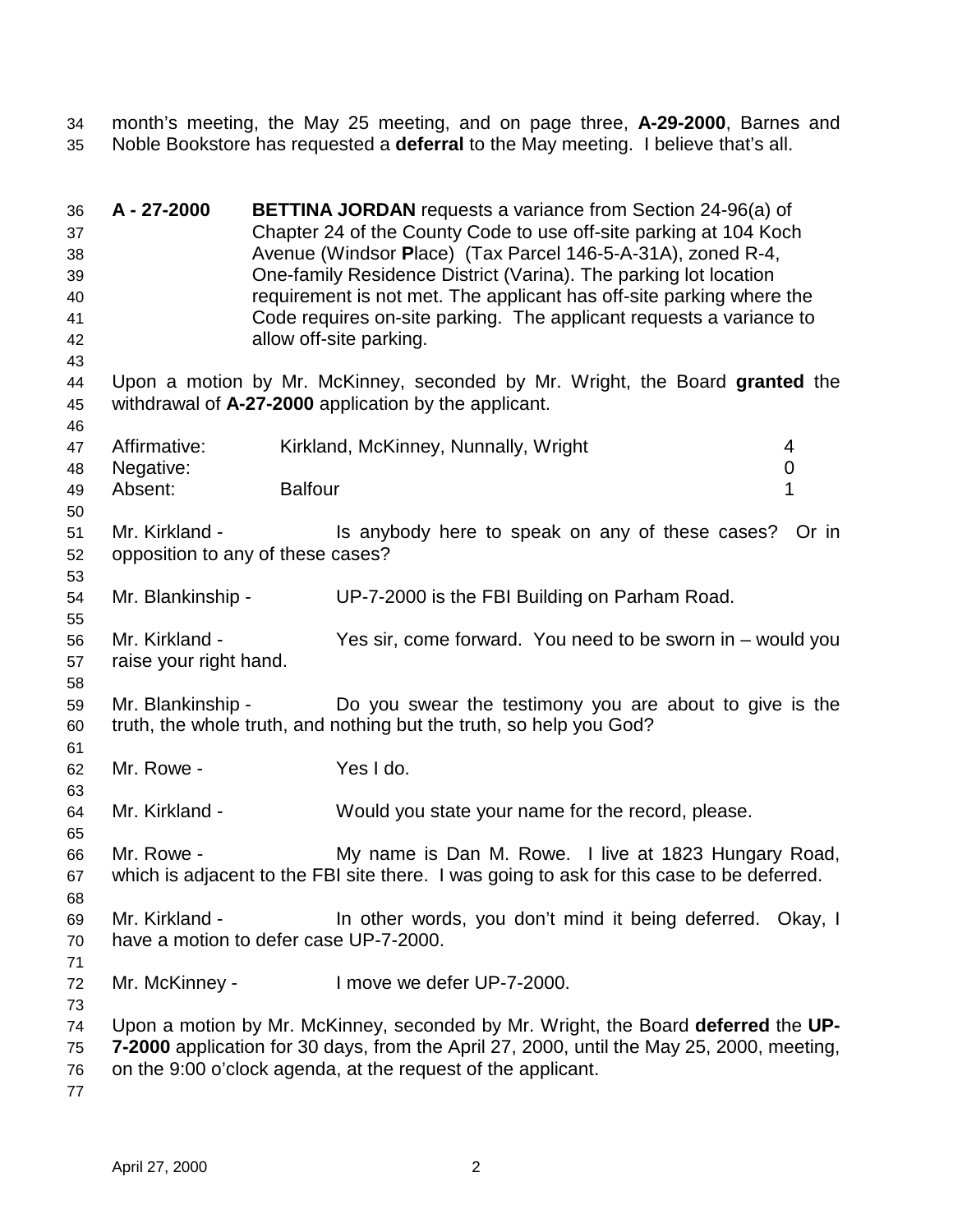month's meeting, the May 25 meeting, and on page three, **A-29-2000**, Barnes and Noble Bookstore has requested a **deferral** to the May meeting. I believe that's all.

**A - 27-2000** **BETTINA JORDAN** requests a variance from Section 24-96(a) of Chapter 24 of the County Code to use off-site parking at 104 Koch Avenue (Windsor **P**lace) (Tax Parcel 146-5-A-31A), zoned R-4, One-family Residence District (Varina). The parking lot location requirement is not met. The applicant has off-site parking where the Code requires on-site parking. The applicant requests a variance to allow off-site parking.

Upon a motion by Mr. McKinney, seconded by Mr. Wright, the Board **granted** the withdrawal of **A-27-2000** application by the applicant.

| | | |
|---|---|---|
| Affirmative: | Kirkland, McKinney, Nunnally, Wright | 4 |
| Negative: | | 0 |
| Absent: | Balfour | 1 |

Mr. Kirkland - Is anybody here to speak on any of these cases? Or in opposition to any of these cases?

Mr. Blankinship - UP-7-2000 is the FBI Building on Parham Road.

Mr. Kirkland - Yes sir, come forward. You need to be sworn in – would you raise your right hand.

Mr. Blankinship - Do you swear the testimony you are about to give is the truth, the whole truth, and nothing but the truth, so help you God?

Mr. Rowe - Yes I do.

Mr. Kirkland - Would you state your name for the record, please.

Mr. Rowe - My name is Dan M. Rowe. I live at 1823 Hungary Road, which is adjacent to the FBI site there. I was going to ask for this case to be deferred.

Mr. Kirkland - In other words, you don't mind it being deferred. Okay, I have a motion to defer case UP-7-2000.

Mr. McKinney - I move we defer UP-7-2000.

Upon a motion by Mr. McKinney, seconded by Mr. Wright, the Board **deferred** the **UP-7-2000** application for 30 days, from the April 27, 2000, until the May 25, 2000, meeting, on the 9:00 o'clock agenda, at the request of the applicant.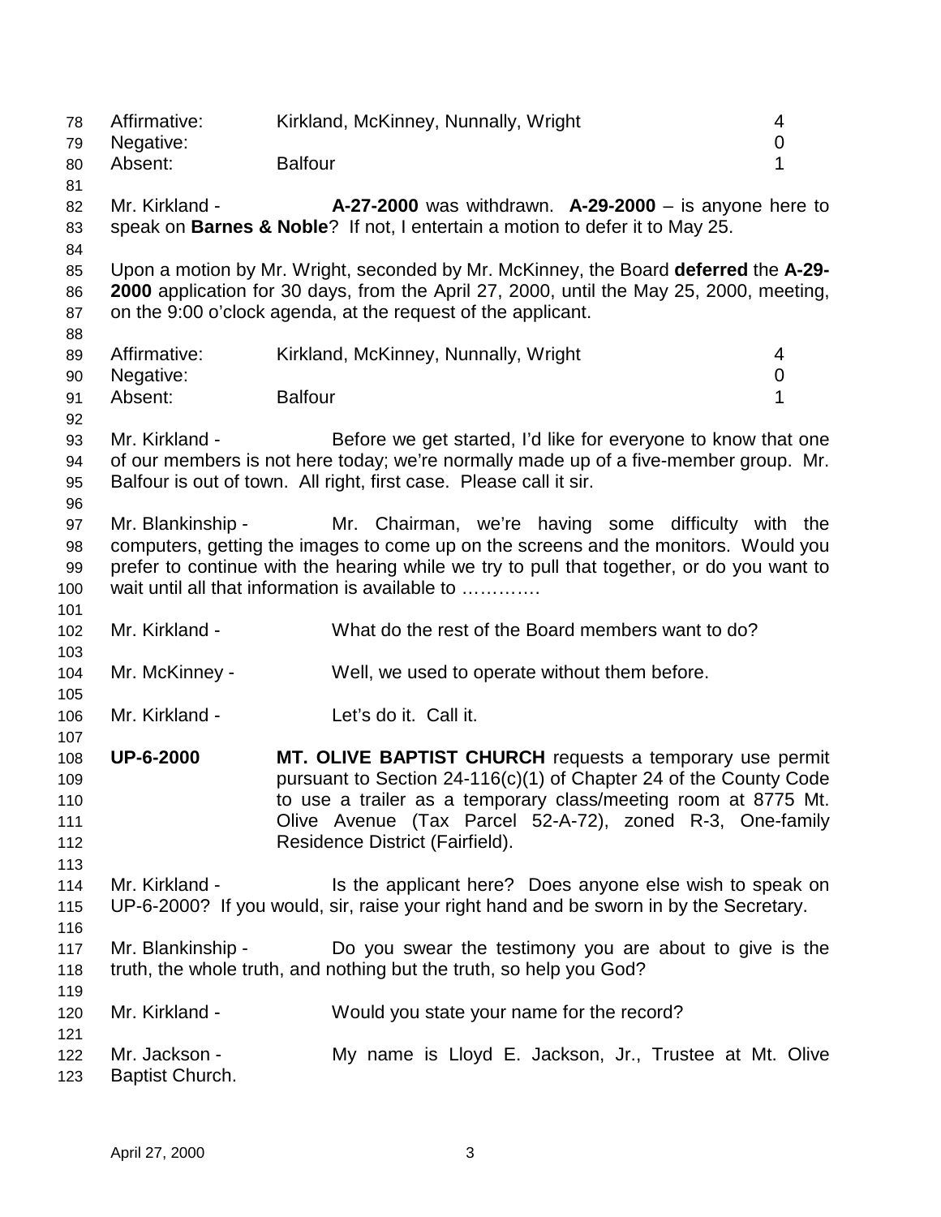| | | |
|---|---|---|
| Affirmative: | Kirkland, McKinney, Nunnally, Wright | 4 |
| Negative: | | 0 |
| Absent: | Balfour | 1 |

Mr. Kirkland - **A-27-2000** was withdrawn. **A-29-2000** – is anyone here to speak on **Barnes & Noble**? If not, I entertain a motion to defer it to May 25.

Upon a motion by Mr. Wright, seconded by Mr. McKinney, the Board **deferred** the **A-29-2000** application for 30 days, from the April 27, 2000, until the May 25, 2000, meeting, on the 9:00 o'clock agenda, at the request of the applicant.

| | | |
|---|---|---|
| Affirmative: | Kirkland, McKinney, Nunnally, Wright | 4 |
| Negative: | | 0 |
| Absent: | Balfour | 1 |

Mr. Kirkland - Before we get started, I'd like for everyone to know that one of our members is not here today; we're normally made up of a five-member group. Mr. Balfour is out of town. All right, first case. Please call it sir.

Mr. Blankinship - Mr. Chairman, we're having some difficulty with the computers, getting the images to come up on the screens and the monitors. Would you prefer to continue with the hearing while we try to pull that together, or do you want to wait until all that information is available to ………….

Mr. Kirkland - What do the rest of the Board members want to do?

Mr. McKinney - Well, we used to operate without them before.

Mr. Kirkland - Let's do it. Call it.

**UP-6-2000** **MT. OLIVE BAPTIST CHURCH** requests a temporary use permit pursuant to Section 24-116(c)(1) of Chapter 24 of the County Code to use a trailer as a temporary class/meeting room at 8775 Mt. Olive Avenue (Tax Parcel 52-A-72), zoned R-3, One-family Residence District (Fairfield).

Mr. Kirkland - Is the applicant here? Does anyone else wish to speak on UP-6-2000? If you would, sir, raise your right hand and be sworn in by the Secretary.

Mr. Blankinship - Do you swear the testimony you are about to give is the truth, the whole truth, and nothing but the truth, so help you God?

Mr. Kirkland - Would you state your name for the record?

Mr. Jackson - My name is Lloyd E. Jackson, Jr., Trustee at Mt. Olive Baptist Church.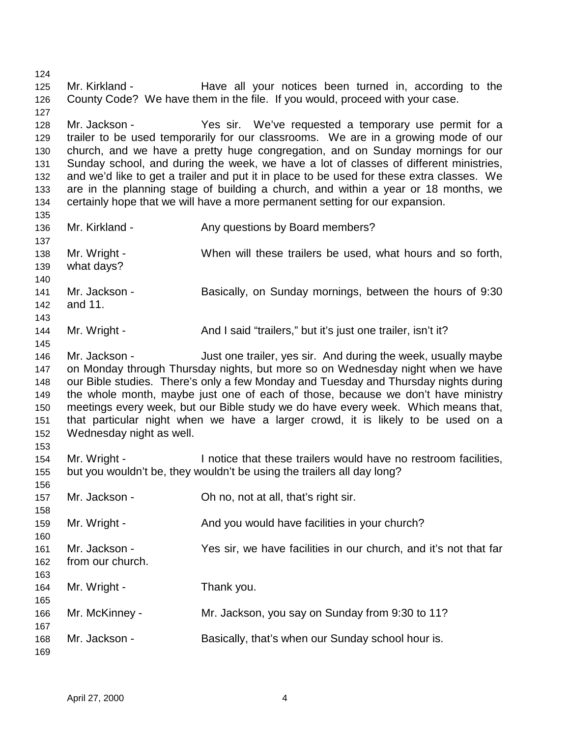Mr. Kirkland - Have all your notices been turned in, according to the County Code? We have them in the file. If you would, proceed with your case.

Mr. Jackson - Yes sir. We've requested a temporary use permit for a trailer to be used temporarily for our classrooms. We are in a growing mode of our church, and we have a pretty huge congregation, and on Sunday mornings for our Sunday school, and during the week, we have a lot of classes of different ministries, and we'd like to get a trailer and put it in place to be used for these extra classes. We are in the planning stage of building a church, and within a year or 18 months, we certainly hope that we will have a more permanent setting for our expansion.

Mr. Kirkland - Any questions by Board members?

Mr. Wright - When will these trailers be used, what hours and so forth, what days?

Mr. Jackson - Basically, on Sunday mornings, between the hours of 9:30 and 11.

Mr. Wright - And I said "trailers," but it's just one trailer, isn't it?

Mr. Jackson - Just one trailer, yes sir. And during the week, usually maybe on Monday through Thursday nights, but more so on Wednesday night when we have our Bible studies. There's only a few Monday and Tuesday and Thursday nights during the whole month, maybe just one of each of those, because we don't have ministry meetings every week, but our Bible study we do have every week. Which means that, that particular night when we have a larger crowd, it is likely to be used on a Wednesday night as well.

Mr. Wright - I notice that these trailers would have no restroom facilities, but you wouldn't be, they wouldn't be using the trailers all day long?

Mr. Jackson - Oh no, not at all, that's right sir.

Mr. Wright - And you would have facilities in your church?

Mr. Jackson - Yes sir, we have facilities in our church, and it's not that far from our church.

Mr. Wright - Thank you.

Mr. McKinney - Mr. Jackson, you say on Sunday from 9:30 to 11?

Mr. Jackson - Basically, that's when our Sunday school hour is.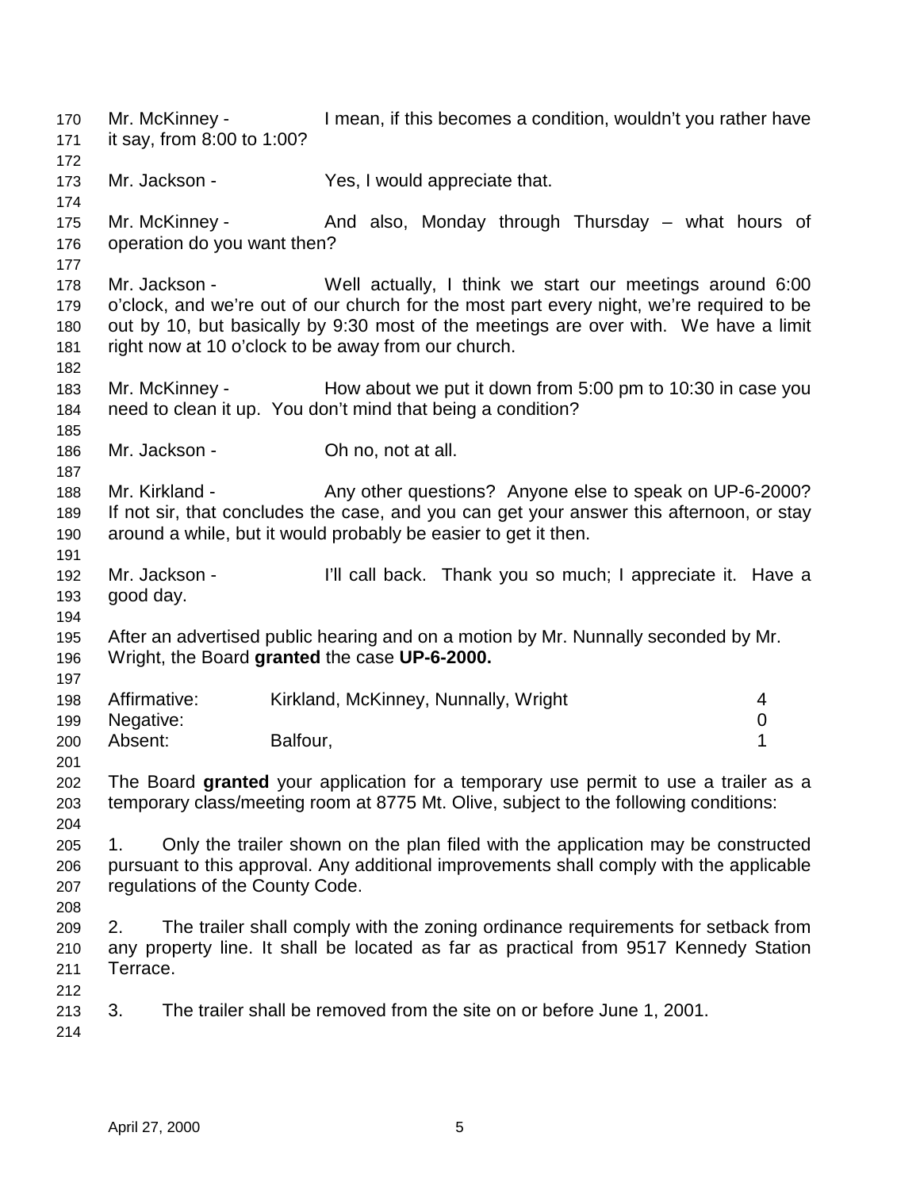Mr. McKinney - I mean, if this becomes a condition, wouldn't you rather have it say, from 8:00 to 1:00?

Mr. Jackson - Yes, I would appreciate that.

Mr. McKinney - And also, Monday through Thursday – what hours of operation do you want then?

Mr. Jackson - Well actually, I think we start our meetings around 6:00 o'clock, and we're out of our church for the most part every night, we're required to be out by 10, but basically by 9:30 most of the meetings are over with. We have a limit right now at 10 o'clock to be away from our church.

Mr. McKinney - How about we put it down from 5:00 pm to 10:30 in case you need to clean it up. You don't mind that being a condition?

Mr. Jackson - Oh no, not at all.

Mr. Kirkland - Any other questions? Anyone else to speak on UP-6-2000? If not sir, that concludes the case, and you can get your answer this afternoon, or stay around a while, but it would probably be easier to get it then.

Mr. Jackson - I'll call back. Thank you so much; I appreciate it. Have a good day.

After an advertised public hearing and on a motion by Mr. Nunnally seconded by Mr. Wright, the Board **granted** the case **UP-6-2000.**

| | | |
|---|---|---|
| Affirmative: | Kirkland, McKinney, Nunnally, Wright | 4 |
| Negative: | | 0 |
| Absent: | Balfour, | 1 |

The Board **granted** your application for a temporary use permit to use a trailer as a temporary class/meeting room at 8775 Mt. Olive, subject to the following conditions:

1. Only the trailer shown on the plan filed with the application may be constructed pursuant to this approval. Any additional improvements shall comply with the applicable regulations of the County Code.

2. The trailer shall comply with the zoning ordinance requirements for setback from any property line. It shall be located as far as practical from 9517 Kennedy Station Terrace.

3. The trailer shall be removed from the site on or before June 1, 2001.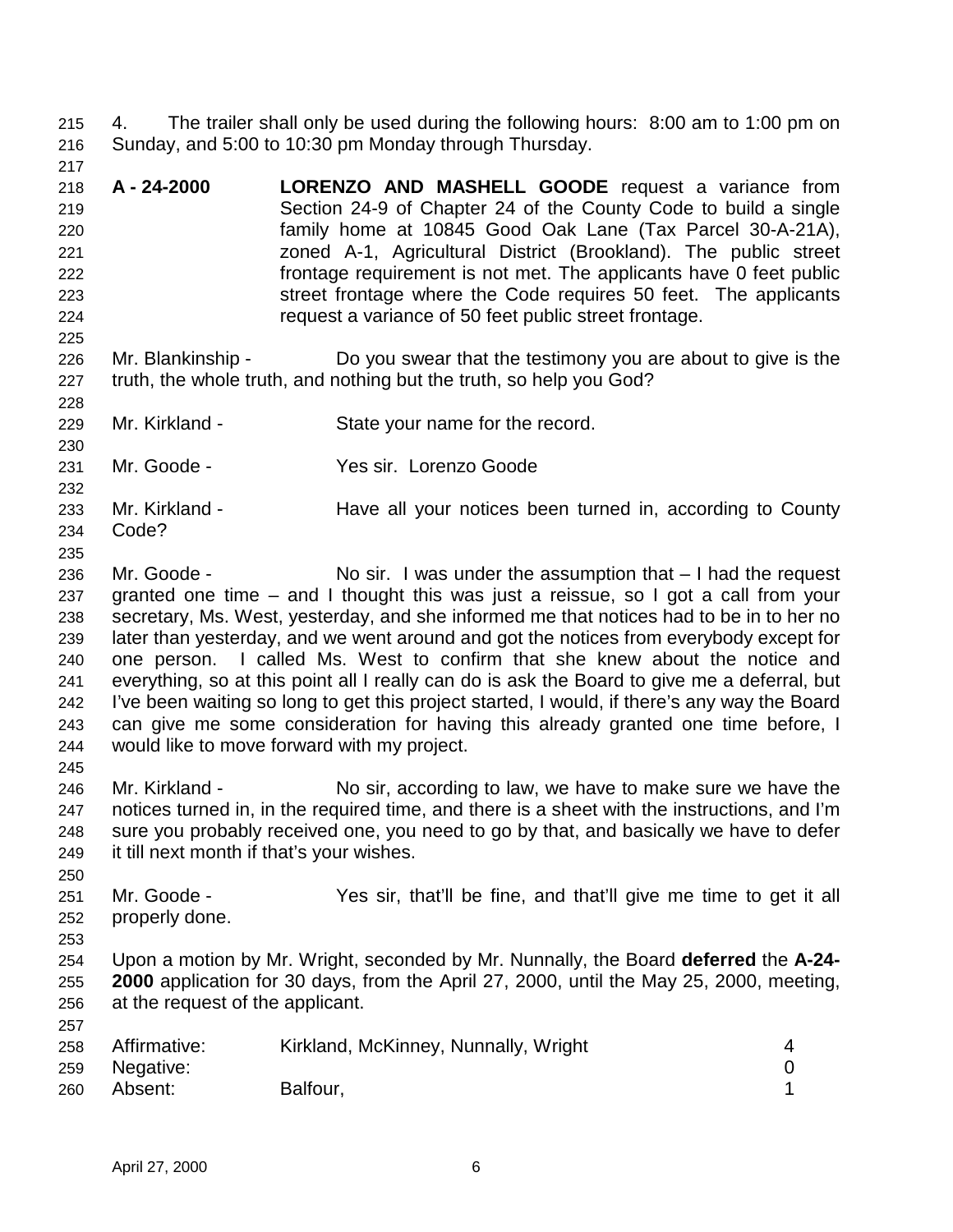4. The trailer shall only be used during the following hours: 8:00 am to 1:00 pm on Sunday, and 5:00 to 10:30 pm Monday through Thursday.

**A - 24-2000** **LORENZO AND MASHELL GOODE** request a variance from Section 24-9 of Chapter 24 of the County Code to build a single family home at 10845 Good Oak Lane (Tax Parcel 30-A-21A), zoned A-1, Agricultural District (Brookland). The public street frontage requirement is not met. The applicants have 0 feet public street frontage where the Code requires 50 feet. The applicants request a variance of 50 feet public street frontage.

Mr. Blankinship - Do you swear that the testimony you are about to give is the truth, the whole truth, and nothing but the truth, so help you God?

Mr. Kirkland - State your name for the record.

Mr. Goode - Yes sir. Lorenzo Goode

Mr. Kirkland - Have all your notices been turned in, according to County Code?

Mr. Goode - No sir. I was under the assumption that – I had the request granted one time – and I thought this was just a reissue, so I got a call from your secretary, Ms. West, yesterday, and she informed me that notices had to be in to her no later than yesterday, and we went around and got the notices from everybody except for one person. I called Ms. West to confirm that she knew about the notice and everything, so at this point all I really can do is ask the Board to give me a deferral, but I've been waiting so long to get this project started, I would, if there's any way the Board can give me some consideration for having this already granted one time before, I would like to move forward with my project.

Mr. Kirkland - No sir, according to law, we have to make sure we have the notices turned in, in the required time, and there is a sheet with the instructions, and I'm sure you probably received one, you need to go by that, and basically we have to defer it till next month if that's your wishes.

Mr. Goode - Yes sir, that'll be fine, and that'll give me time to get it all properly done.

Upon a motion by Mr. Wright, seconded by Mr. Nunnally, the Board **deferred** the **A-24-2000** application for 30 days, from the April 27, 2000, until the May 25, 2000, meeting, at the request of the applicant.

| | | |
|---|---|---|
| Affirmative: | Kirkland, McKinney, Nunnally, Wright | 4 |
| Negative: | | 0 |
| Absent: | Balfour, | 1 |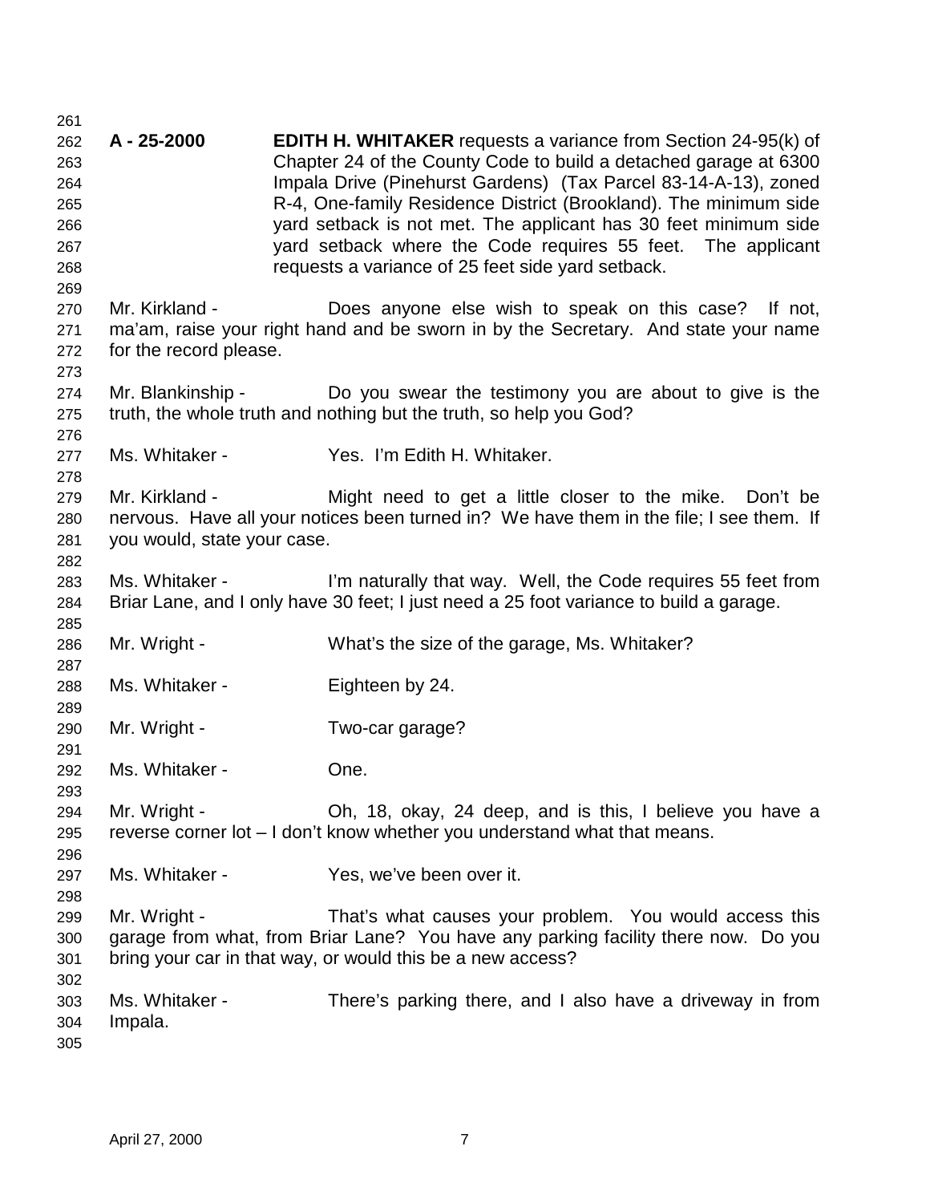**A - 25-2000** **EDITH H. WHITAKER** requests a variance from Section 24-95(k) of Chapter 24 of the County Code to build a detached garage at 6300 Impala Drive (Pinehurst Gardens) (Tax Parcel 83-14-A-13), zoned R-4, One-family Residence District (Brookland). The minimum side yard setback is not met. The applicant has 30 feet minimum side yard setback where the Code requires 55 feet. The applicant requests a variance of 25 feet side yard setback.

Mr. Kirkland - Does anyone else wish to speak on this case? If not, ma'am, raise your right hand and be sworn in by the Secretary. And state your name for the record please.

Mr. Blankinship - Do you swear the testimony you are about to give is the truth, the whole truth and nothing but the truth, so help you God?

Ms. Whitaker - Yes. I'm Edith H. Whitaker.

Mr. Kirkland - Might need to get a little closer to the mike. Don't be nervous. Have all your notices been turned in? We have them in the file; I see them. If you would, state your case.

Ms. Whitaker - I'm naturally that way. Well, the Code requires 55 feet from Briar Lane, and I only have 30 feet; I just need a 25 foot variance to build a garage.

Mr. Wright - What's the size of the garage, Ms. Whitaker?

Ms. Whitaker - Eighteen by 24.

Mr. Wright - Two-car garage?

Ms. Whitaker - One.

Mr. Wright - Oh, 18, okay, 24 deep, and is this, I believe you have a reverse corner lot – I don't know whether you understand what that means.

Ms. Whitaker - Yes, we've been over it.

Mr. Wright - That's what causes your problem. You would access this garage from what, from Briar Lane? You have any parking facility there now. Do you bring your car in that way, or would this be a new access?

Ms. Whitaker - There's parking there, and I also have a driveway in from Impala.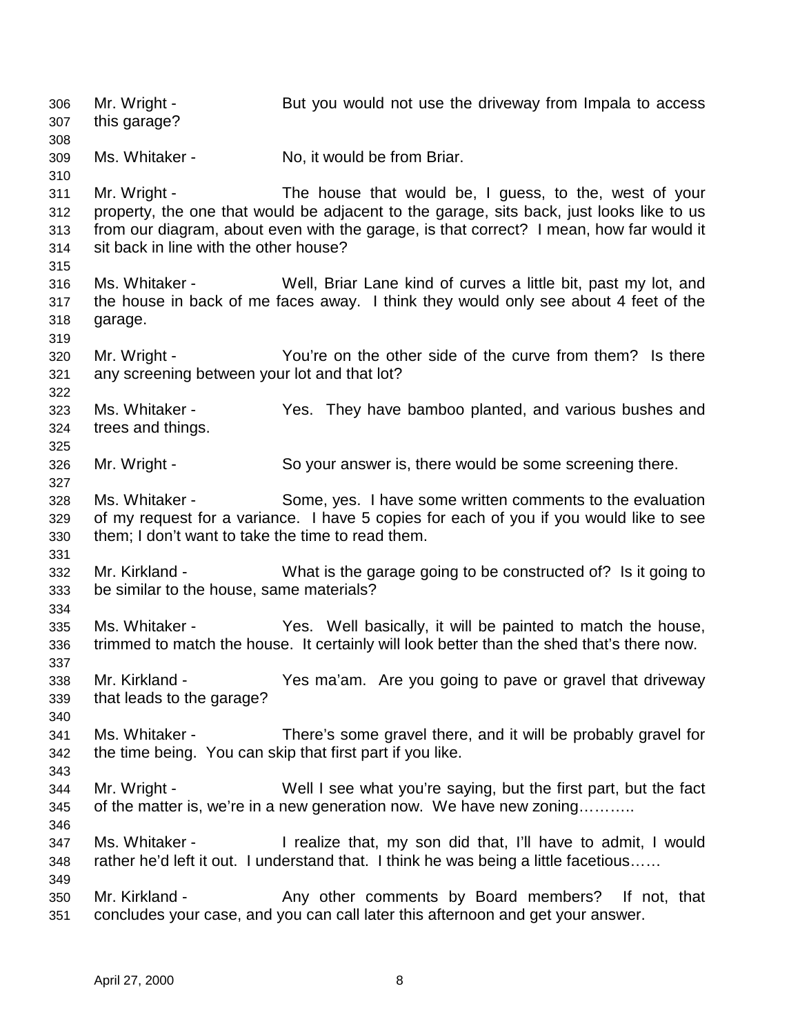Mr. Wright - But you would not use the driveway from Impala to access this garage?

Ms. Whitaker - No, it would be from Briar.

Mr. Wright - The house that would be, I guess, to the, west of your property, the one that would be adjacent to the garage, sits back, just looks like to us from our diagram, about even with the garage, is that correct? I mean, how far would it sit back in line with the other house?

Ms. Whitaker - Well, Briar Lane kind of curves a little bit, past my lot, and the house in back of me faces away. I think they would only see about 4 feet of the garage.

Mr. Wright - You're on the other side of the curve from them? Is there any screening between your lot and that lot?

Ms. Whitaker - Yes. They have bamboo planted, and various bushes and trees and things.

Mr. Wright - So your answer is, there would be some screening there.

Ms. Whitaker - Some, yes. I have some written comments to the evaluation of my request for a variance. I have 5 copies for each of you if you would like to see them; I don't want to take the time to read them.

Mr. Kirkland - What is the garage going to be constructed of? Is it going to be similar to the house, same materials?

Ms. Whitaker - Yes. Well basically, it will be painted to match the house, trimmed to match the house. It certainly will look better than the shed that's there now.

Mr. Kirkland - Yes ma'am. Are you going to pave or gravel that driveway that leads to the garage?

Ms. Whitaker - There's some gravel there, and it will be probably gravel for the time being. You can skip that first part if you like.

Mr. Wright - Well I see what you're saying, but the first part, but the fact of the matter is, we're in a new generation now. We have new zoning………..

Ms. Whitaker - I realize that, my son did that, I'll have to admit, I would rather he'd left it out. I understand that. I think he was being a little facetious……

Mr. Kirkland - Any other comments by Board members? If not, that concludes your case, and you can call later this afternoon and get your answer.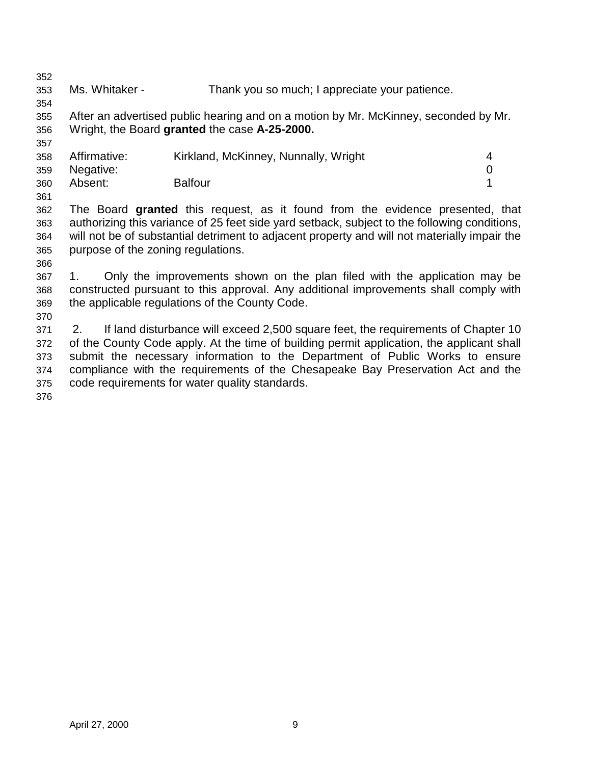Ms. Whitaker - Thank you so much; I appreciate your patience.

After an advertised public hearing and on a motion by Mr. McKinney, seconded by Mr. Wright, the Board **granted** the case **A-25-2000.**

| | | |
|---|---|---|
| Affirmative: | Kirkland, McKinney, Nunnally, Wright | 4 |
| Negative: | | 0 |
| Absent: | Balfour | 1 |

The Board **granted** this request, as it found from the evidence presented, that authorizing this variance of 25 feet side yard setback, subject to the following conditions, will not be of substantial detriment to adjacent property and will not materially impair the purpose of the zoning regulations.

1. Only the improvements shown on the plan filed with the application may be constructed pursuant to this approval. Any additional improvements shall comply with the applicable regulations of the County Code.

2. If land disturbance will exceed 2,500 square feet, the requirements of Chapter 10 of the County Code apply. At the time of building permit application, the applicant shall submit the necessary information to the Department of Public Works to ensure compliance with the requirements of the Chesapeake Bay Preservation Act and the code requirements for water quality standards.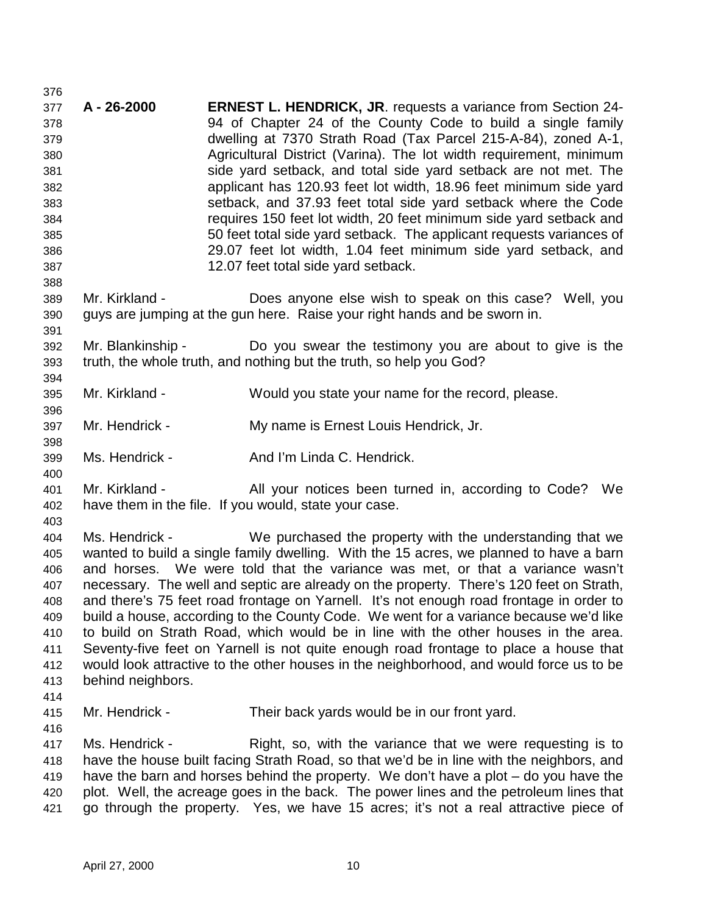**A - 26-2000** **ERNEST L. HENDRICK, JR**. requests a variance from Section 24-94 of Chapter 24 of the County Code to build a single family dwelling at 7370 Strath Road (Tax Parcel 215-A-84), zoned A-1, Agricultural District (Varina). The lot width requirement, minimum side yard setback, and total side yard setback are not met. The applicant has 120.93 feet lot width, 18.96 feet minimum side yard setback, and 37.93 feet total side yard setback where the Code requires 150 feet lot width, 20 feet minimum side yard setback and 50 feet total side yard setback. The applicant requests variances of 29.07 feet lot width, 1.04 feet minimum side yard setback, and 12.07 feet total side yard setback.

Mr. Kirkland - Does anyone else wish to speak on this case? Well, you guys are jumping at the gun here. Raise your right hands and be sworn in.

Mr. Blankinship - Do you swear the testimony you are about to give is the truth, the whole truth, and nothing but the truth, so help you God?

Mr. Kirkland - Would you state your name for the record, please.

Mr. Hendrick - My name is Ernest Louis Hendrick, Jr.

Ms. Hendrick - And I'm Linda C. Hendrick.

Mr. Kirkland - All your notices been turned in, according to Code? We have them in the file. If you would, state your case.

Ms. Hendrick - We purchased the property with the understanding that we wanted to build a single family dwelling. With the 15 acres, we planned to have a barn and horses. We were told that the variance was met, or that a variance wasn't necessary. The well and septic are already on the property. There's 120 feet on Strath, and there's 75 feet road frontage on Yarnell. It's not enough road frontage in order to build a house, according to the County Code. We went for a variance because we'd like to build on Strath Road, which would be in line with the other houses in the area. Seventy-five feet on Yarnell is not quite enough road frontage to place a house that would look attractive to the other houses in the neighborhood, and would force us to be behind neighbors.

Mr. Hendrick - Their back yards would be in our front yard.

Ms. Hendrick - Right, so, with the variance that we were requesting is to have the house built facing Strath Road, so that we'd be in line with the neighbors, and have the barn and horses behind the property. We don't have a plot – do you have the plot. Well, the acreage goes in the back. The power lines and the petroleum lines that go through the property. Yes, we have 15 acres; it's not a real attractive piece of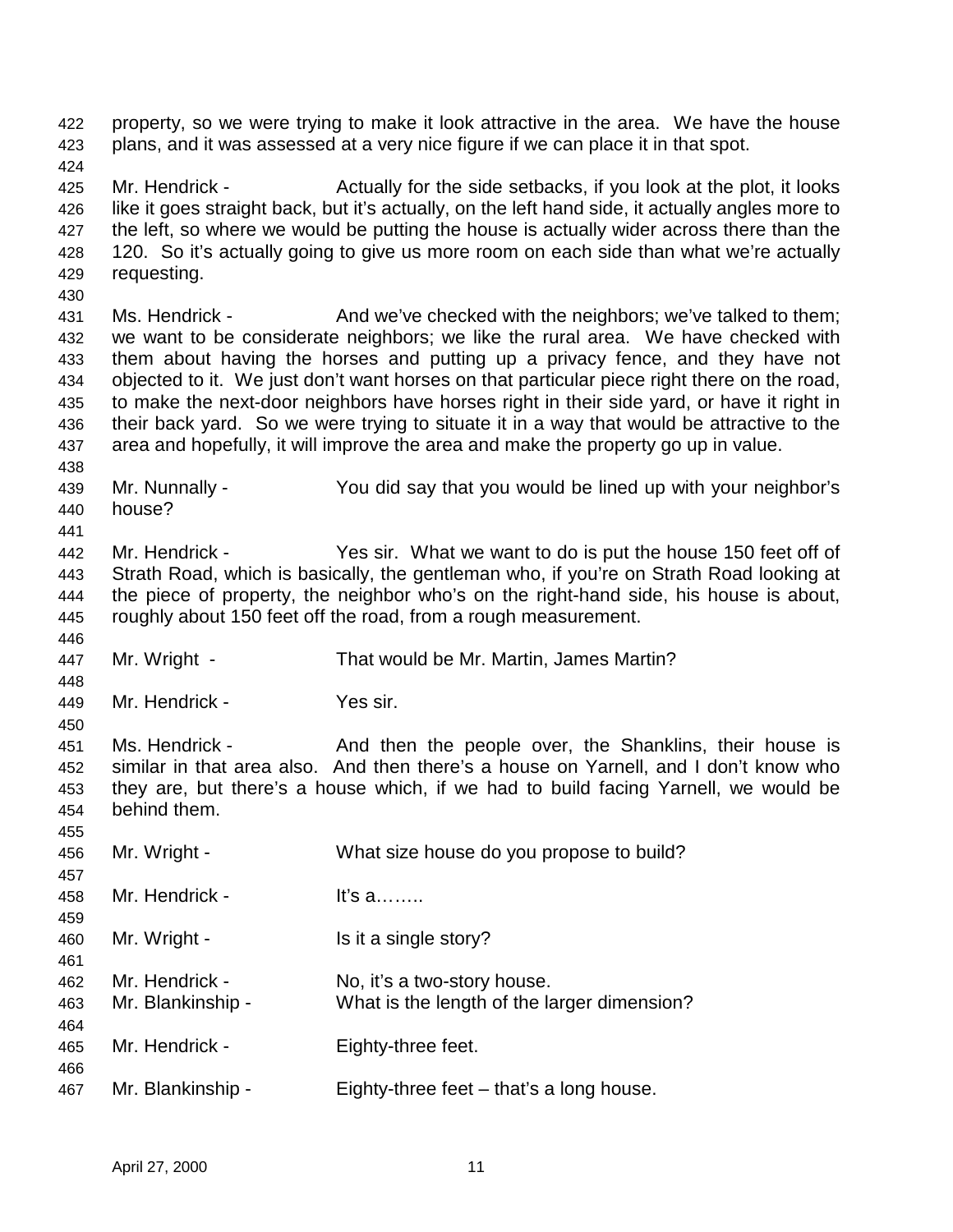property, so we were trying to make it look attractive in the area. We have the house plans, and it was assessed at a very nice figure if we can place it in that spot.

Mr. Hendrick - Actually for the side setbacks, if you look at the plot, it looks like it goes straight back, but it's actually, on the left hand side, it actually angles more to the left, so where we would be putting the house is actually wider across there than the 120. So it's actually going to give us more room on each side than what we're actually requesting.

Ms. Hendrick - And we've checked with the neighbors; we've talked to them; we want to be considerate neighbors; we like the rural area. We have checked with them about having the horses and putting up a privacy fence, and they have not objected to it. We just don't want horses on that particular piece right there on the road, to make the next-door neighbors have horses right in their side yard, or have it right in their back yard. So we were trying to situate it in a way that would be attractive to the area and hopefully, it will improve the area and make the property go up in value.

Mr. Nunnally - You did say that you would be lined up with your neighbor's house?

Mr. Hendrick - Yes sir. What we want to do is put the house 150 feet off of Strath Road, which is basically, the gentleman who, if you're on Strath Road looking at the piece of property, the neighbor who's on the right-hand side, his house is about, roughly about 150 feet off the road, from a rough measurement.

Mr. Wright - That would be Mr. Martin, James Martin?

Mr. Hendrick - Yes sir.

Ms. Hendrick - And then the people over, the Shanklins, their house is similar in that area also. And then there's a house on Yarnell, and I don't know who they are, but there's a house which, if we had to build facing Yarnell, we would be behind them.

Mr. Wright - What size house do you propose to build?

Mr. Hendrick - It's a……..

Mr. Wright - Is it a single story?

Mr. Hendrick - No, it's a two-story house.

Mr. Blankinship - What is the length of the larger dimension?

Mr. Hendrick - Eighty-three feet.

Mr. Blankinship - Eighty-three feet – that's a long house.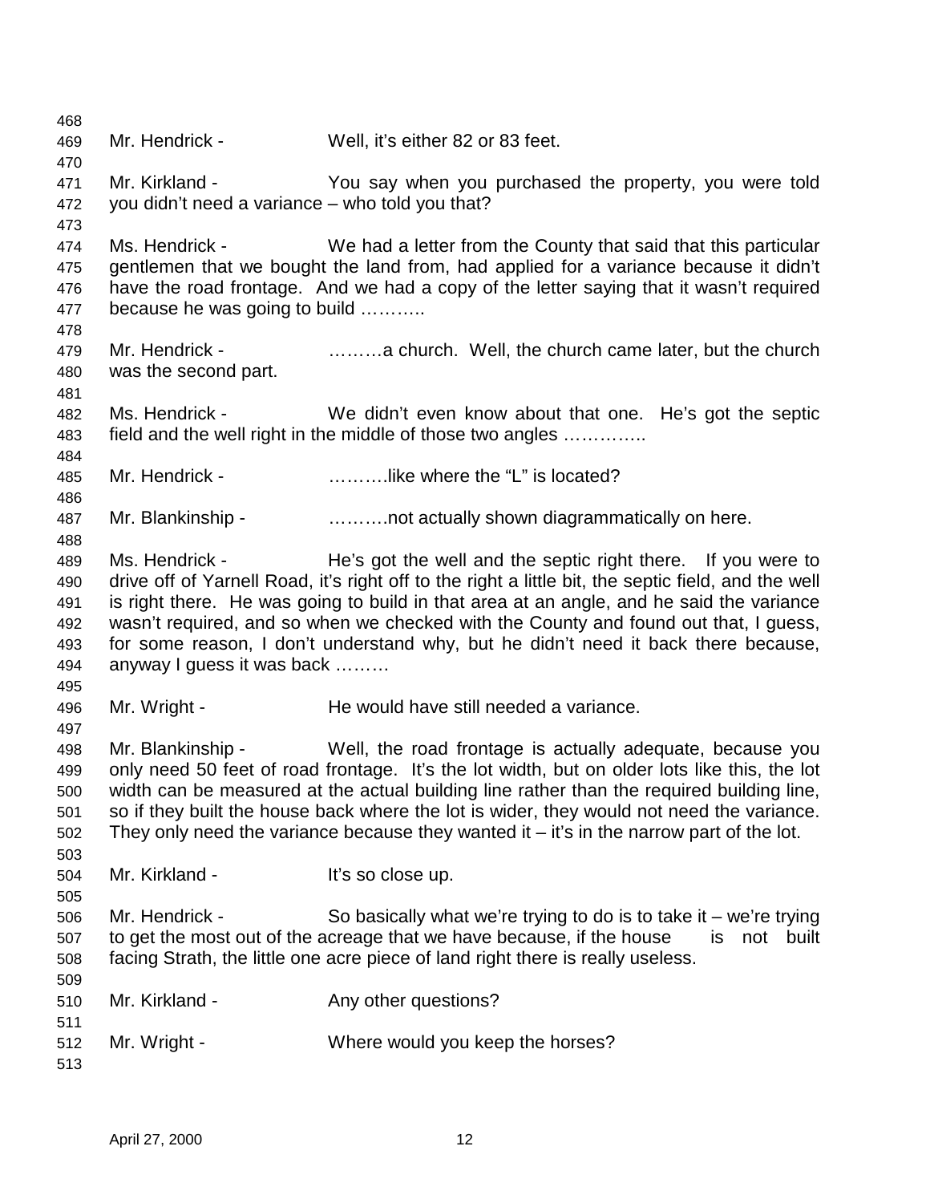Mr. Hendrick - Well, it's either 82 or 83 feet.

Mr. Kirkland - You say when you purchased the property, you were told you didn't need a variance – who told you that?

Ms. Hendrick - We had a letter from the County that said that this particular gentlemen that we bought the land from, had applied for a variance because it didn't have the road frontage. And we had a copy of the letter saying that it wasn't required because he was going to build ………..

Mr. Hendrick - ………a church. Well, the church came later, but the church was the second part.

Ms. Hendrick - We didn't even know about that one. He's got the septic field and the well right in the middle of those two angles …………..

Mr. Hendrick - ……….like where the "L" is located?

Mr. Blankinship - ……….not actually shown diagrammatically on here.

Ms. Hendrick - He's got the well and the septic right there. If you were to drive off of Yarnell Road, it's right off to the right a little bit, the septic field, and the well is right there. He was going to build in that area at an angle, and he said the variance wasn't required, and so when we checked with the County and found out that, I guess, for some reason, I don't understand why, but he didn't need it back there because, anyway I guess it was back ………

Mr. Wright - He would have still needed a variance.

Mr. Blankinship - Well, the road frontage is actually adequate, because you only need 50 feet of road frontage. It's the lot width, but on older lots like this, the lot width can be measured at the actual building line rather than the required building line, so if they built the house back where the lot is wider, they would not need the variance. They only need the variance because they wanted it – it's in the narrow part of the lot.

Mr. Kirkland - It's so close up.

Mr. Hendrick - So basically what we're trying to do is to take it – we're trying to get the most out of the acreage that we have because, if the house is not built facing Strath, the little one acre piece of land right there is really useless.

Mr. Kirkland - Any other questions?

Mr. Wright - Where would you keep the horses?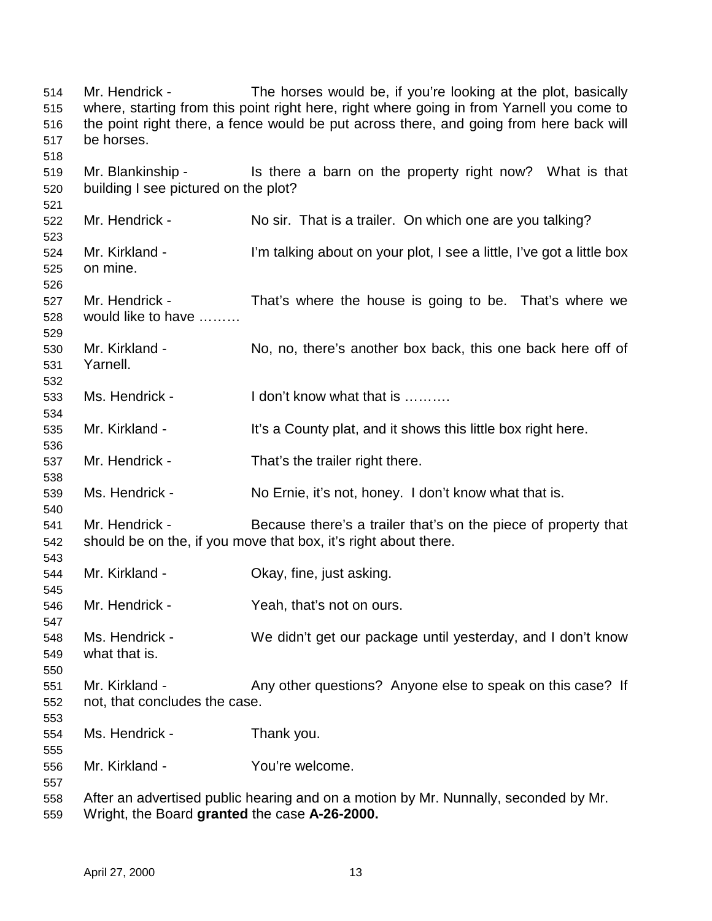Mr. Hendrick - The horses would be, if you're looking at the plot, basically where, starting from this point right here, right where going in from Yarnell you come to the point right there, a fence would be put across there, and going from here back will be horses.

Mr. Blankinship - Is there a barn on the property right now? What is that building I see pictured on the plot?

Mr. Hendrick - No sir. That is a trailer. On which one are you talking?

Mr. Kirkland - I'm talking about on your plot, I see a little, I've got a little box on mine.

Mr. Hendrick - That's where the house is going to be. That's where we would like to have ………

Mr. Kirkland - No, no, there's another box back, this one back here off of Yarnell.

Ms. Hendrick - I don't know what that is ……….

Mr. Kirkland - It's a County plat, and it shows this little box right here.

Mr. Hendrick - That's the trailer right there.

Ms. Hendrick - No Ernie, it's not, honey. I don't know what that is.

Mr. Hendrick - Because there's a trailer that's on the piece of property that should be on the, if you move that box, it's right about there.

Mr. Kirkland - Okay, fine, just asking.

Mr. Hendrick - Yeah, that's not on ours.

Ms. Hendrick - We didn't get our package until yesterday, and I don't know what that is.

Mr. Kirkland - Any other questions? Anyone else to speak on this case? If not, that concludes the case.

Ms. Hendrick - Thank you.

Mr. Kirkland - You're welcome.

After an advertised public hearing and on a motion by Mr. Nunnally, seconded by Mr. Wright, the Board **granted** the case **A-26-2000.**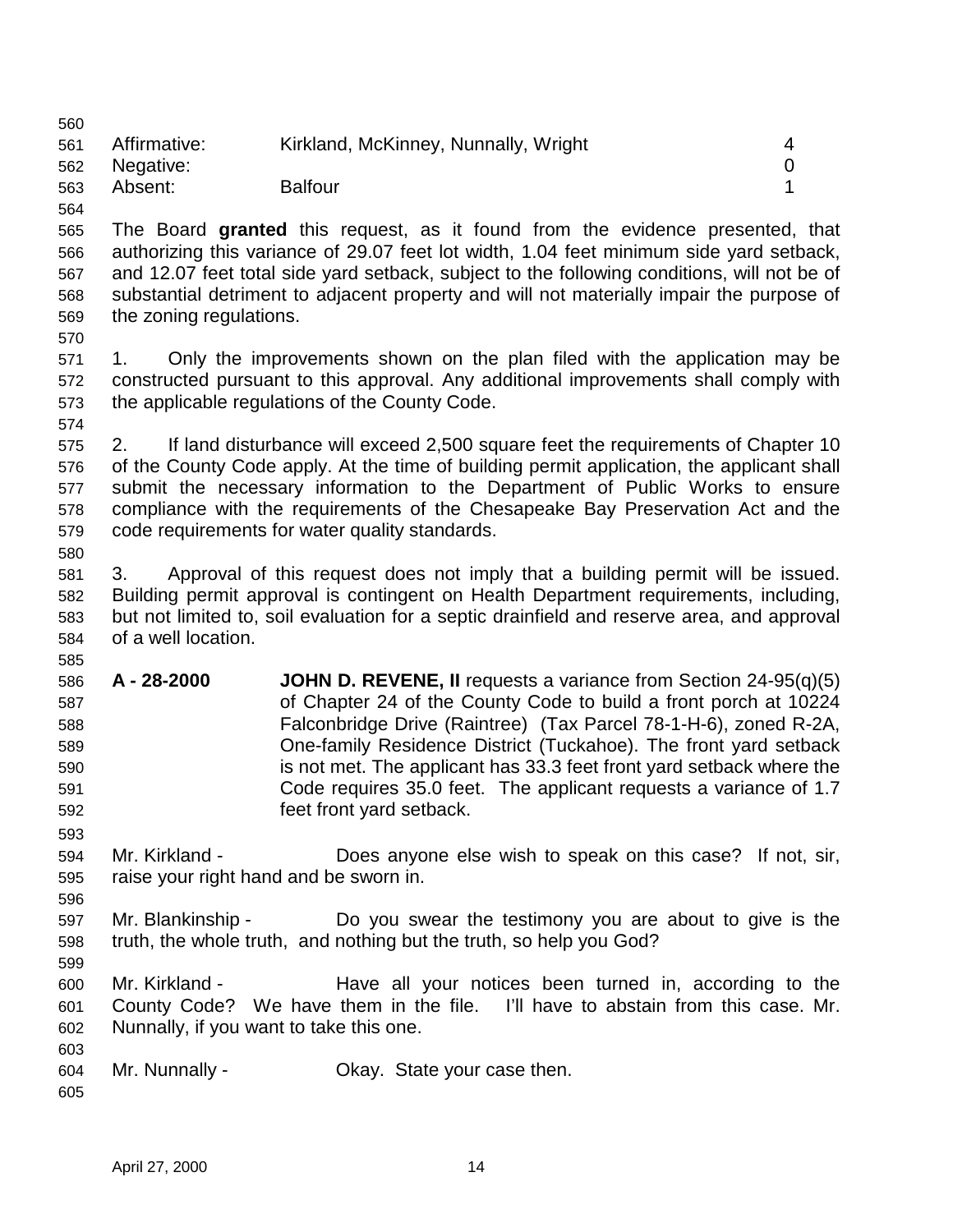| | | |
|---|---|---|
| Affirmative: | Kirkland, McKinney, Nunnally, Wright | 4 |
| Negative: | | 0 |
| Absent: | Balfour | 1 |

The Board **granted** this request, as it found from the evidence presented, that authorizing this variance of 29.07 feet lot width, 1.04 feet minimum side yard setback, and 12.07 feet total side yard setback, subject to the following conditions, will not be of substantial detriment to adjacent property and will not materially impair the purpose of the zoning regulations.

1. Only the improvements shown on the plan filed with the application may be constructed pursuant to this approval. Any additional improvements shall comply with the applicable regulations of the County Code.

2. If land disturbance will exceed 2,500 square feet the requirements of Chapter 10 of the County Code apply. At the time of building permit application, the applicant shall submit the necessary information to the Department of Public Works to ensure compliance with the requirements of the Chesapeake Bay Preservation Act and the code requirements for water quality standards.

3. Approval of this request does not imply that a building permit will be issued. Building permit approval is contingent on Health Department requirements, including, but not limited to, soil evaluation for a septic drainfield and reserve area, and approval of a well location.

**A - 28-2000** **JOHN D. REVENE, II** requests a variance from Section 24-95(q)(5) of Chapter 24 of the County Code to build a front porch at 10224 Falconbridge Drive (Raintree) (Tax Parcel 78-1-H-6), zoned R-2A, One-family Residence District (Tuckahoe). The front yard setback is not met. The applicant has 33.3 feet front yard setback where the Code requires 35.0 feet. The applicant requests a variance of 1.7 feet front yard setback.

Mr. Kirkland - Does anyone else wish to speak on this case? If not, sir, raise your right hand and be sworn in.

Mr. Blankinship - Do you swear the testimony you are about to give is the truth, the whole truth, and nothing but the truth, so help you God?

Mr. Kirkland - Have all your notices been turned in, according to the County Code? We have them in the file. I'll have to abstain from this case. Mr. Nunnally, if you want to take this one.

Mr. Nunnally - Okay. State your case then.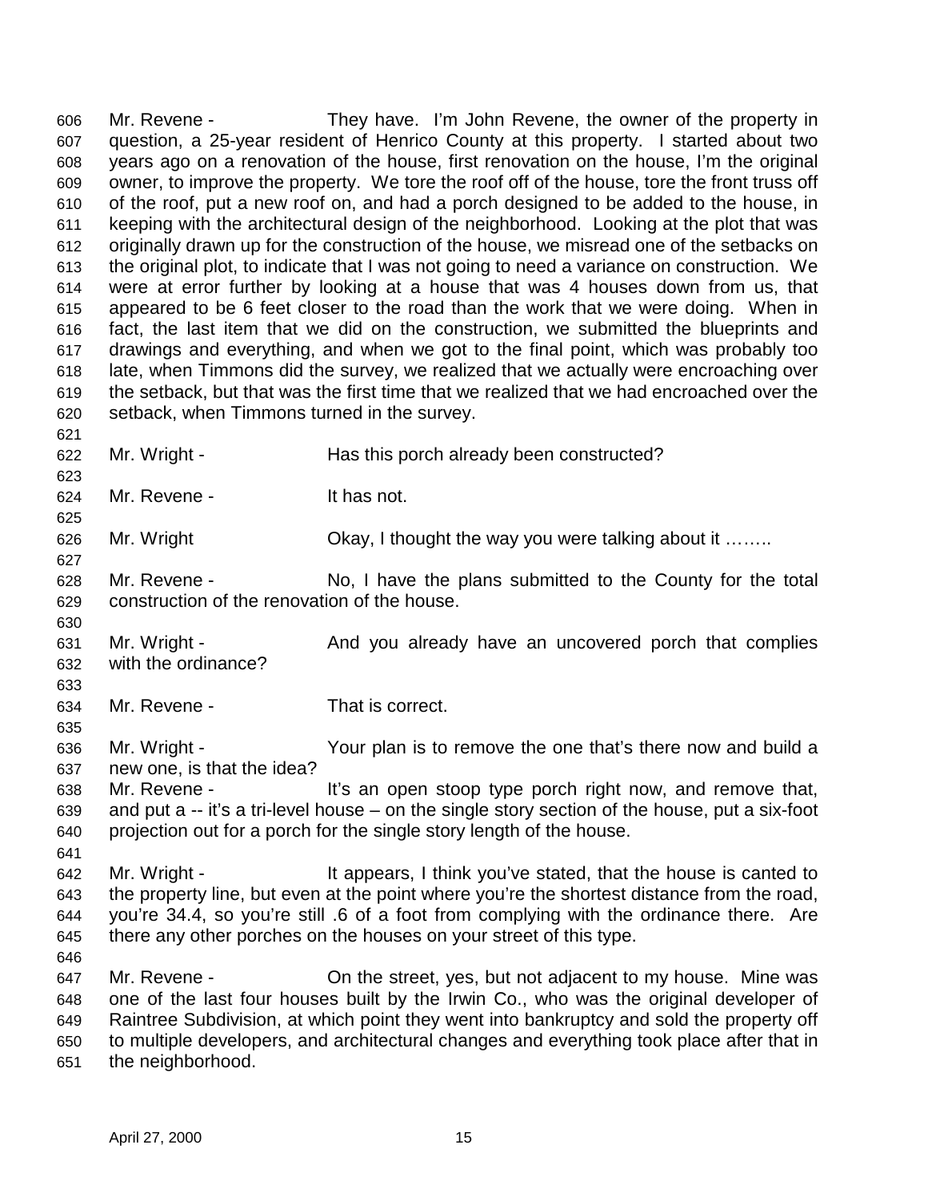Mr. Revene - They have. I'm John Revene, the owner of the property in question, a 25-year resident of Henrico County at this property. I started about two years ago on a renovation of the house, first renovation on the house, I'm the original owner, to improve the property. We tore the roof off of the house, tore the front truss off of the roof, put a new roof on, and had a porch designed to be added to the house, in keeping with the architectural design of the neighborhood. Looking at the plot that was originally drawn up for the construction of the house, we misread one of the setbacks on the original plot, to indicate that I was not going to need a variance on construction. We were at error further by looking at a house that was 4 houses down from us, that appeared to be 6 feet closer to the road than the work that we were doing. When in fact, the last item that we did on the construction, we submitted the blueprints and drawings and everything, and when we got to the final point, which was probably too late, when Timmons did the survey, we realized that we actually were encroaching over the setback, but that was the first time that we realized that we had encroached over the setback, when Timmons turned in the survey.

Mr. Wright - Has this porch already been constructed?

Mr. Revene - It has not.

Mr. Wright Okay, I thought the way you were talking about it ……..

Mr. Revene - No, I have the plans submitted to the County for the total construction of the renovation of the house.

Mr. Wright - And you already have an uncovered porch that complies with the ordinance?

Mr. Revene - That is correct.

Mr. Wright - Your plan is to remove the one that's there now and build a new one, is that the idea?

Mr. Revene - It's an open stoop type porch right now, and remove that, and put a -- it's a tri-level house – on the single story section of the house, put a six-foot projection out for a porch for the single story length of the house.

Mr. Wright - It appears, I think you've stated, that the house is canted to the property line, but even at the point where you're the shortest distance from the road, you're 34.4, so you're still .6 of a foot from complying with the ordinance there. Are there any other porches on the houses on your street of this type.

Mr. Revene - On the street, yes, but not adjacent to my house. Mine was one of the last four houses built by the Irwin Co., who was the original developer of Raintree Subdivision, at which point they went into bankruptcy and sold the property off to multiple developers, and architectural changes and everything took place after that in the neighborhood.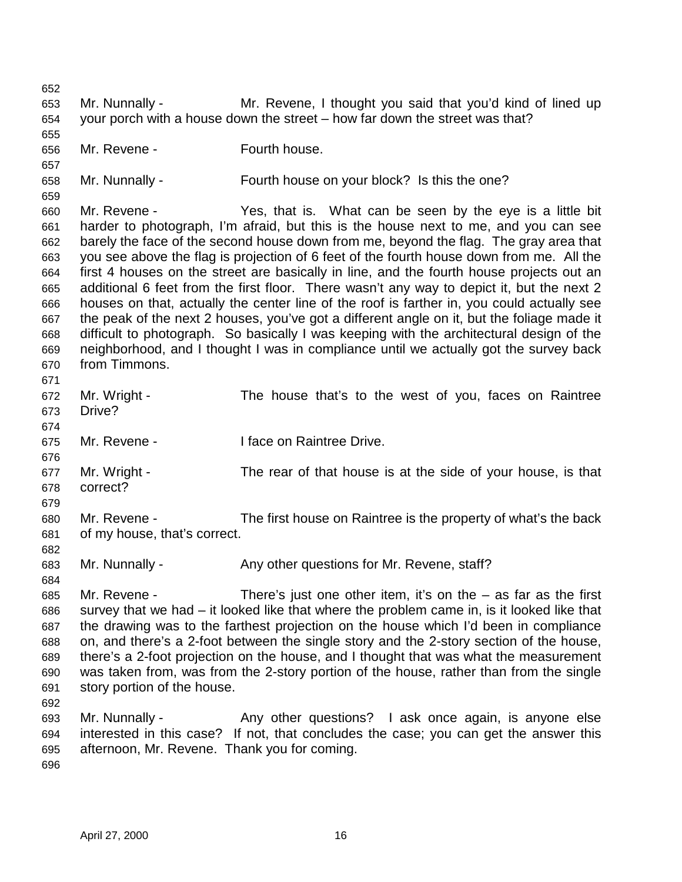Mr. Nunnally - Mr. Revene, I thought you said that you'd kind of lined up your porch with a house down the street – how far down the street was that?

Mr. Revene - Fourth house.

Mr. Nunnally - Fourth house on your block? Is this the one?

Mr. Revene - Yes, that is. What can be seen by the eye is a little bit harder to photograph, I'm afraid, but this is the house next to me, and you can see barely the face of the second house down from me, beyond the flag. The gray area that you see above the flag is projection of 6 feet of the fourth house down from me. All the first 4 houses on the street are basically in line, and the fourth house projects out an additional 6 feet from the first floor. There wasn't any way to depict it, but the next 2 houses on that, actually the center line of the roof is farther in, you could actually see the peak of the next 2 houses, you've got a different angle on it, but the foliage made it difficult to photograph. So basically I was keeping with the architectural design of the neighborhood, and I thought I was in compliance until we actually got the survey back from Timmons.

Mr. Wright - The house that's to the west of you, faces on Raintree Drive?

Mr. Revene - I face on Raintree Drive.

Mr. Wright - The rear of that house is at the side of your house, is that correct?

Mr. Revene - The first house on Raintree is the property of what's the back of my house, that's correct.

Mr. Nunnally - Any other questions for Mr. Revene, staff?

Mr. Revene - There's just one other item, it's on the – as far as the first survey that we had – it looked like that where the problem came in, is it looked like that the drawing was to the farthest projection on the house which I'd been in compliance on, and there's a 2-foot between the single story and the 2-story section of the house, there's a 2-foot projection on the house, and I thought that was what the measurement was taken from, was from the 2-story portion of the house, rather than from the single story portion of the house.

Mr. Nunnally - Any other questions? I ask once again, is anyone else interested in this case? If not, that concludes the case; you can get the answer this afternoon, Mr. Revene. Thank you for coming.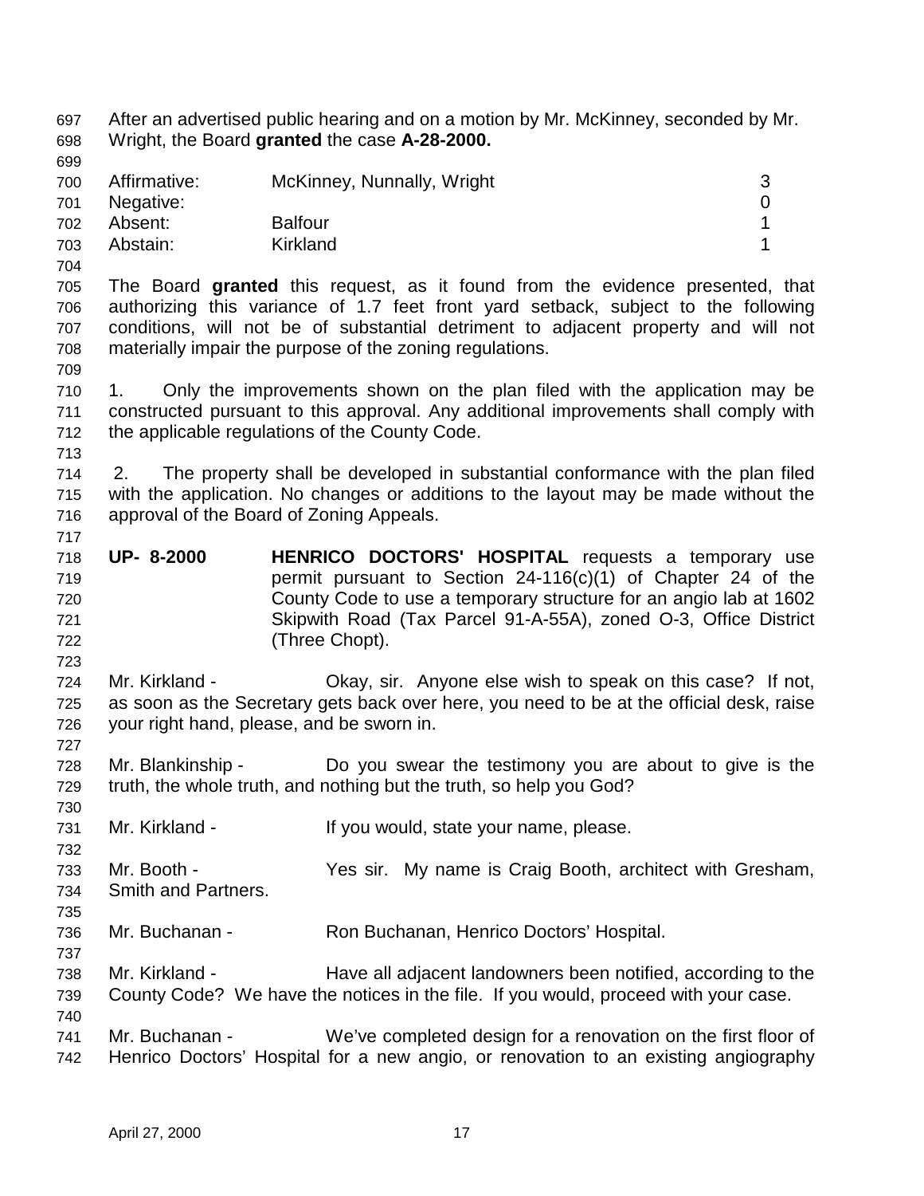After an advertised public hearing and on a motion by Mr. McKinney, seconded by Mr. Wright, the Board **granted** the case **A-28-2000.**

| | | |
|---|---|---|
| Affirmative: | McKinney, Nunnally, Wright | 3 |
| Negative: | | 0 |
| Absent: | Balfour | 1 |
| Abstain: | Kirkland | 1 |

The Board **granted** this request, as it found from the evidence presented, that authorizing this variance of 1.7 feet front yard setback, subject to the following conditions, will not be of substantial detriment to adjacent property and will not materially impair the purpose of the zoning regulations.

1. Only the improvements shown on the plan filed with the application may be constructed pursuant to this approval. Any additional improvements shall comply with the applicable regulations of the County Code.

2. The property shall be developed in substantial conformance with the plan filed with the application. No changes or additions to the layout may be made without the approval of the Board of Zoning Appeals.

**UP- 8-2000** **HENRICO DOCTORS' HOSPITAL** requests a temporary use permit pursuant to Section 24-116(c)(1) of Chapter 24 of the County Code to use a temporary structure for an angio lab at 1602 Skipwith Road (Tax Parcel 91-A-55A), zoned O-3, Office District (Three Chopt).

Mr. Kirkland - Okay, sir. Anyone else wish to speak on this case? If not, as soon as the Secretary gets back over here, you need to be at the official desk, raise your right hand, please, and be sworn in.

Mr. Blankinship - Do you swear the testimony you are about to give is the truth, the whole truth, and nothing but the truth, so help you God?

Mr. Kirkland - If you would, state your name, please.

Mr. Booth - Yes sir. My name is Craig Booth, architect with Gresham, Smith and Partners.

Mr. Buchanan - Ron Buchanan, Henrico Doctors' Hospital.

Mr. Kirkland - Have all adjacent landowners been notified, according to the County Code? We have the notices in the file. If you would, proceed with your case.

Mr. Buchanan - We've completed design for a renovation on the first floor of Henrico Doctors' Hospital for a new angio, or renovation to an existing angiography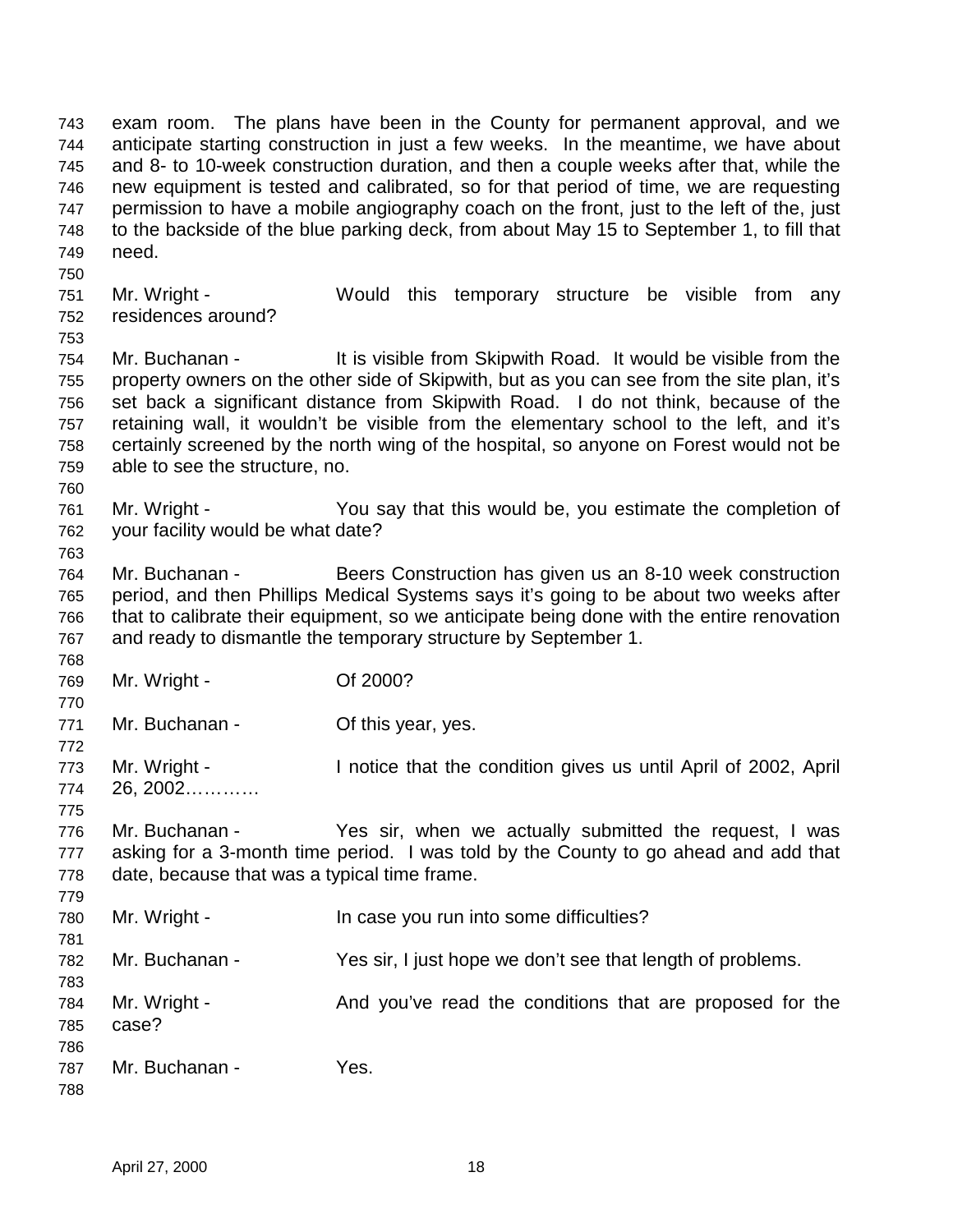exam room. The plans have been in the County for permanent approval, and we anticipate starting construction in just a few weeks. In the meantime, we have about and 8- to 10-week construction duration, and then a couple weeks after that, while the new equipment is tested and calibrated, so for that period of time, we are requesting permission to have a mobile angiography coach on the front, just to the left of the, just to the backside of the blue parking deck, from about May 15 to September 1, to fill that need.

Mr. Wright - Would this temporary structure be visible from any residences around?

Mr. Buchanan - It is visible from Skipwith Road. It would be visible from the property owners on the other side of Skipwith, but as you can see from the site plan, it's set back a significant distance from Skipwith Road. I do not think, because of the retaining wall, it wouldn't be visible from the elementary school to the left, and it's certainly screened by the north wing of the hospital, so anyone on Forest would not be able to see the structure, no.

Mr. Wright - You say that this would be, you estimate the completion of your facility would be what date?

Mr. Buchanan - Beers Construction has given us an 8-10 week construction period, and then Phillips Medical Systems says it's going to be about two weeks after that to calibrate their equipment, so we anticipate being done with the entire renovation and ready to dismantle the temporary structure by September 1.

Mr. Wright - Of 2000?

Mr. Buchanan - Of this year, yes.

Mr. Wright - I notice that the condition gives us until April of 2002, April 26, 2002…………

Mr. Buchanan - Yes sir, when we actually submitted the request, I was asking for a 3-month time period. I was told by the County to go ahead and add that date, because that was a typical time frame.

Mr. Wright - In case you run into some difficulties?

Mr. Buchanan - Yes sir, I just hope we don't see that length of problems.

Mr. Wright - And you've read the conditions that are proposed for the case?

Mr. Buchanan - Yes.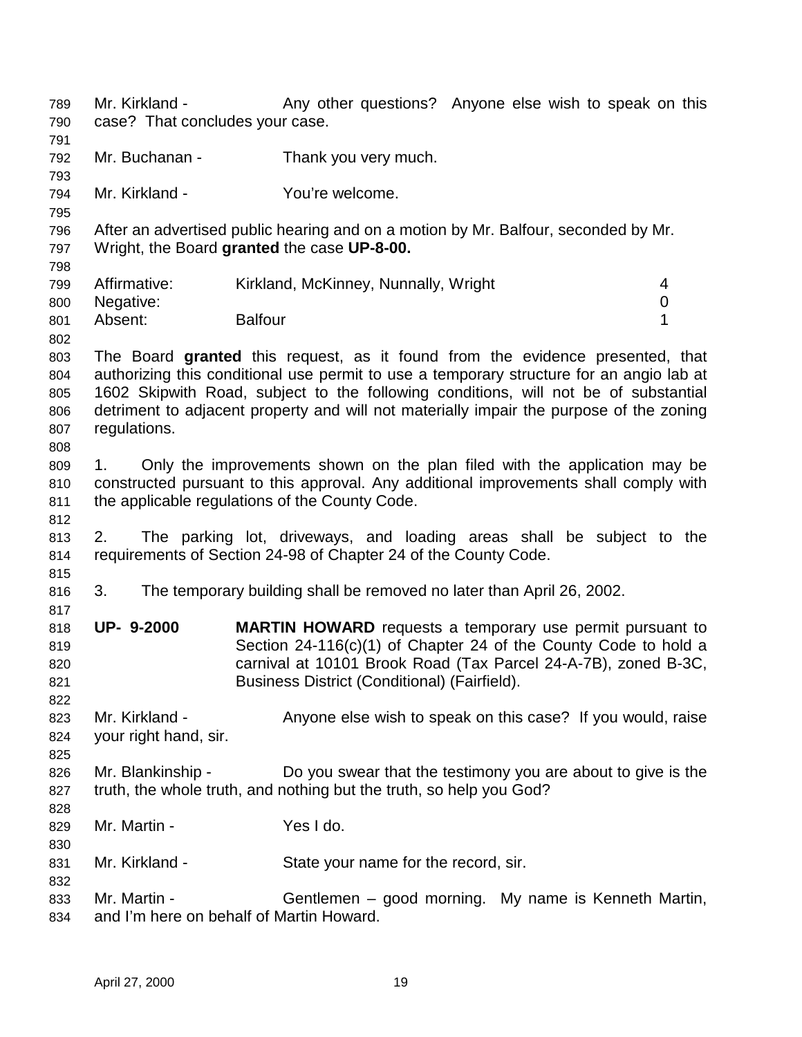Mr. Kirkland - Any other questions? Anyone else wish to speak on this case? That concludes your case.

Mr. Buchanan - Thank you very much.

Mr. Kirkland - You're welcome.

After an advertised public hearing and on a motion by Mr. Balfour, seconded by Mr. Wright, the Board **granted** the case **UP-8-00.**

| | | |
|---|---|---|
| Affirmative: | Kirkland, McKinney, Nunnally, Wright | 4 |
| Negative: | | 0 |
| Absent: | Balfour | 1 |

The Board **granted** this request, as it found from the evidence presented, that authorizing this conditional use permit to use a temporary structure for an angio lab at 1602 Skipwith Road, subject to the following conditions, will not be of substantial detriment to adjacent property and will not materially impair the purpose of the zoning regulations.

1. Only the improvements shown on the plan filed with the application may be constructed pursuant to this approval. Any additional improvements shall comply with the applicable regulations of the County Code.

2. The parking lot, driveways, and loading areas shall be subject to the requirements of Section 24-98 of Chapter 24 of the County Code.

3. The temporary building shall be removed no later than April 26, 2002.

**UP- 9-2000** **MARTIN HOWARD** requests a temporary use permit pursuant to Section 24-116(c)(1) of Chapter 24 of the County Code to hold a carnival at 10101 Brook Road (Tax Parcel 24-A-7B), zoned B-3C, Business District (Conditional) (Fairfield).

Mr. Kirkland - Anyone else wish to speak on this case? If you would, raise your right hand, sir.

Mr. Blankinship - Do you swear that the testimony you are about to give is the truth, the whole truth, and nothing but the truth, so help you God?

Mr. Martin - Yes I do.

Mr. Kirkland - State your name for the record, sir.

Mr. Martin - Gentlemen – good morning. My name is Kenneth Martin, and I'm here on behalf of Martin Howard.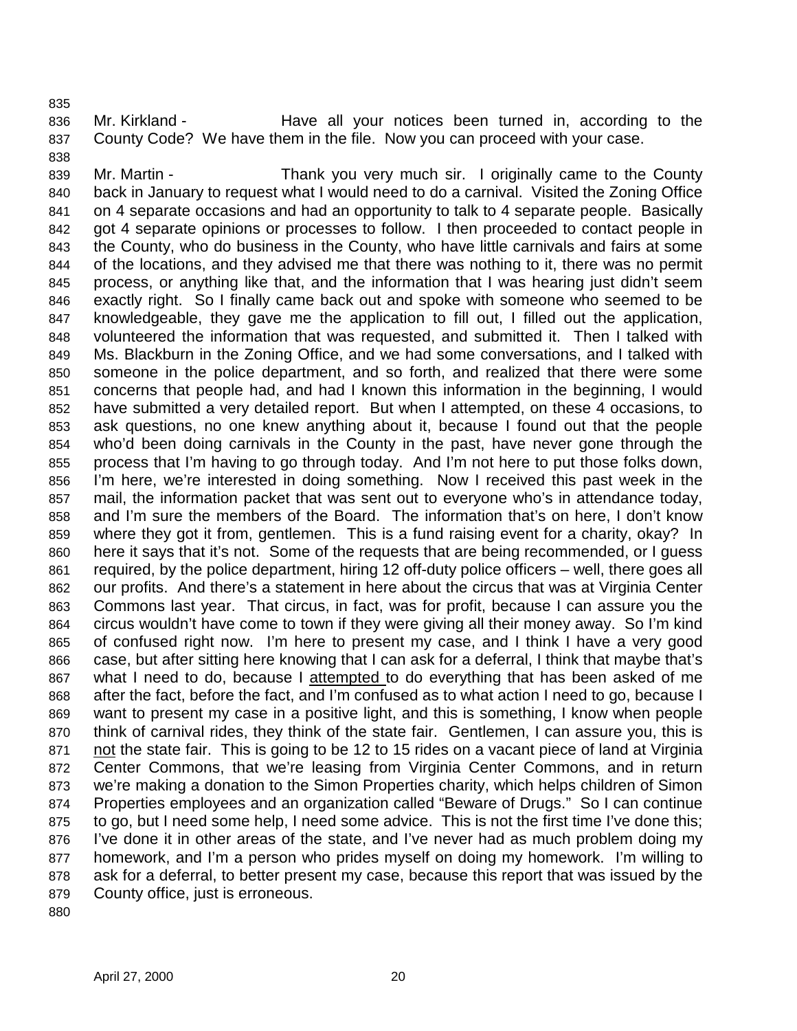Mr. Kirkland - Have all your notices been turned in, according to the County Code? We have them in the file. Now you can proceed with your case.

Mr. Martin - Thank you very much sir. I originally came to the County back in January to request what I would need to do a carnival. Visited the Zoning Office on 4 separate occasions and had an opportunity to talk to 4 separate people. Basically got 4 separate opinions or processes to follow. I then proceeded to contact people in the County, who do business in the County, who have little carnivals and fairs at some of the locations, and they advised me that there was nothing to it, there was no permit process, or anything like that, and the information that I was hearing just didn't seem exactly right. So I finally came back out and spoke with someone who seemed to be knowledgeable, they gave me the application to fill out, I filled out the application, volunteered the information that was requested, and submitted it. Then I talked with Ms. Blackburn in the Zoning Office, and we had some conversations, and I talked with someone in the police department, and so forth, and realized that there were some concerns that people had, and had I known this information in the beginning, I would have submitted a very detailed report. But when I attempted, on these 4 occasions, to ask questions, no one knew anything about it, because I found out that the people who'd been doing carnivals in the County in the past, have never gone through the process that I'm having to go through today. And I'm not here to put those folks down, I'm here, we're interested in doing something. Now I received this past week in the mail, the information packet that was sent out to everyone who's in attendance today, and I'm sure the members of the Board. The information that's on here, I don't know where they got it from, gentlemen. This is a fund raising event for a charity, okay? In here it says that it's not. Some of the requests that are being recommended, or I guess required, by the police department, hiring 12 off-duty police officers – well, there goes all our profits. And there's a statement in here about the circus that was at Virginia Center Commons last year. That circus, in fact, was for profit, because I can assure you the circus wouldn't have come to town if they were giving all their money away. So I'm kind of confused right now. I'm here to present my case, and I think I have a very good case, but after sitting here knowing that I can ask for a deferral, I think that maybe that's what I need to do, because I <u>attempted</u> to do everything that has been asked of me after the fact, before the fact, and I'm confused as to what action I need to go, because I want to present my case in a positive light, and this is something, I know when people think of carnival rides, they think of the state fair. Gentlemen, I can assure you, this is <u>not</u> the state fair. This is going to be 12 to 15 rides on a vacant piece of land at Virginia Center Commons, that we're leasing from Virginia Center Commons, and in return we're making a donation to the Simon Properties charity, which helps children of Simon Properties employees and an organization called "Beware of Drugs." So I can continue to go, but I need some help, I need some advice. This is not the first time I've done this; I've done it in other areas of the state, and I've never had as much problem doing my homework, and I'm a person who prides myself on doing my homework. I'm willing to ask for a deferral, to better present my case, because this report that was issued by the County office, just is erroneous.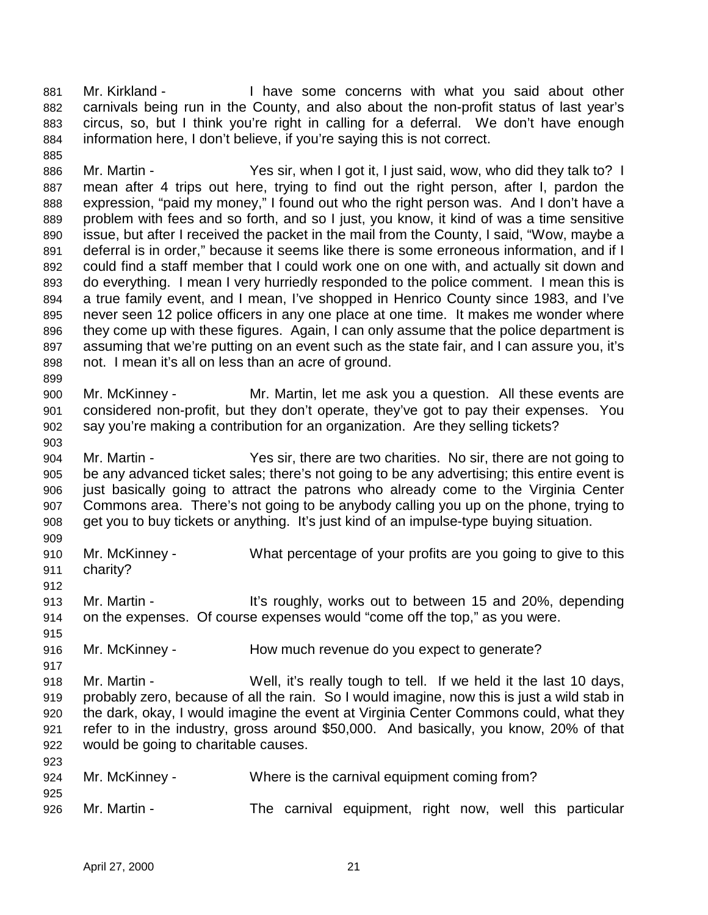881 Mr. Kirkland - I have some concerns with what you said about other
882 carnivals being run in the County, and also about the non-profit status of last year's
883 circus, so, but I think you're right in calling for a deferral. We don't have enough
884 information here, I don't believe, if you're saying this is not correct.
885
886 Mr. Martin - Yes sir, when I got it, I just said, wow, who did they talk to? I
887 mean after 4 trips out here, trying to find out the right person, after I, pardon the
888 expression, "paid my money," I found out who the right person was. And I don't have a
889 problem with fees and so forth, and so I just, you know, it kind of was a time sensitive
890 issue, but after I received the packet in the mail from the County, I said, "Wow, maybe a
891 deferral is in order," because it seems like there is some erroneous information, and if I
892 could find a staff member that I could work one on one with, and actually sit down and
893 do everything. I mean I very hurriedly responded to the police comment. I mean this is
894 a true family event, and I mean, I've shopped in Henrico County since 1983, and I've
895 never seen 12 police officers in any one place at one time. It makes me wonder where
896 they come up with these figures. Again, I can only assume that the police department is
897 assuming that we're putting on an event such as the state fair, and I can assure you, it's
898 not. I mean it's all on less than an acre of ground.
899
900 Mr. McKinney - Mr. Martin, let me ask you a question. All these events are
901 considered non-profit, but they don't operate, they've got to pay their expenses. You
902 say you're making a contribution for an organization. Are they selling tickets?
903
904 Mr. Martin - Yes sir, there are two charities. No sir, there are not going to
905 be any advanced ticket sales; there's not going to be any advertising; this entire event is
906 just basically going to attract the patrons who already come to the Virginia Center
907 Commons area. There's not going to be anybody calling you up on the phone, trying to
908 get you to buy tickets or anything. It's just kind of an impulse-type buying situation.
909
910 Mr. McKinney - What percentage of your profits are you going to give to this
911 charity?
912
913 Mr. Martin - It's roughly, works out to between 15 and 20%, depending
914 on the expenses. Of course expenses would "come off the top," as you were.
915
916 Mr. McKinney - How much revenue do you expect to generate?
917
918 Mr. Martin - Well, it's really tough to tell. If we held it the last 10 days,
919 probably zero, because of all the rain. So I would imagine, now this is just a wild stab in
920 the dark, okay, I would imagine the event at Virginia Center Commons could, what they
921 refer to in the industry, gross around $50,000. And basically, you know, 20% of that
922 would be going to charitable causes.
923
924 Mr. McKinney - Where is the carnival equipment coming from?
925
926 Mr. Martin - The carnival equipment, right now, well this particular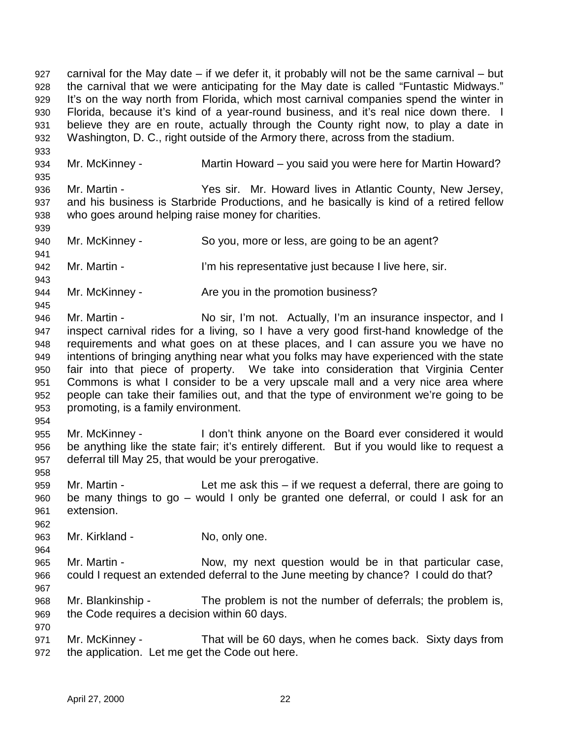carnival for the May date – if we defer it, it probably will not be the same carnival – but the carnival that we were anticipating for the May date is called "Funtastic Midways." It's on the way north from Florida, which most carnival companies spend the winter in Florida, because it's kind of a year-round business, and it's real nice down there. I believe they are en route, actually through the County right now, to play a date in Washington, D. C., right outside of the Armory there, across from the stadium.

Mr. McKinney - Martin Howard – you said you were here for Martin Howard?

Mr. Martin - Yes sir. Mr. Howard lives in Atlantic County, New Jersey, and his business is Starbride Productions, and he basically is kind of a retired fellow who goes around helping raise money for charities.

Mr. McKinney - So you, more or less, are going to be an agent?

Mr. Martin - I'm his representative just because I live here, sir.

Mr. McKinney - Are you in the promotion business?

Mr. Martin - No sir, I'm not. Actually, I'm an insurance inspector, and I inspect carnival rides for a living, so I have a very good first-hand knowledge of the requirements and what goes on at these places, and I can assure you we have no intentions of bringing anything near what you folks may have experienced with the state fair into that piece of property. We take into consideration that Virginia Center Commons is what I consider to be a very upscale mall and a very nice area where people can take their families out, and that the type of environment we're going to be promoting, is a family environment.

Mr. McKinney - I don't think anyone on the Board ever considered it would be anything like the state fair; it's entirely different. But if you would like to request a deferral till May 25, that would be your prerogative.

Mr. Martin - Let me ask this – if we request a deferral, there are going to be many things to go – would I only be granted one deferral, or could I ask for an extension.

Mr. Kirkland - No, only one.

Mr. Martin - Now, my next question would be in that particular case, could I request an extended deferral to the June meeting by chance? I could do that?

Mr. Blankinship - The problem is not the number of deferrals; the problem is, the Code requires a decision within 60 days.

Mr. McKinney - That will be 60 days, when he comes back. Sixty days from the application. Let me get the Code out here.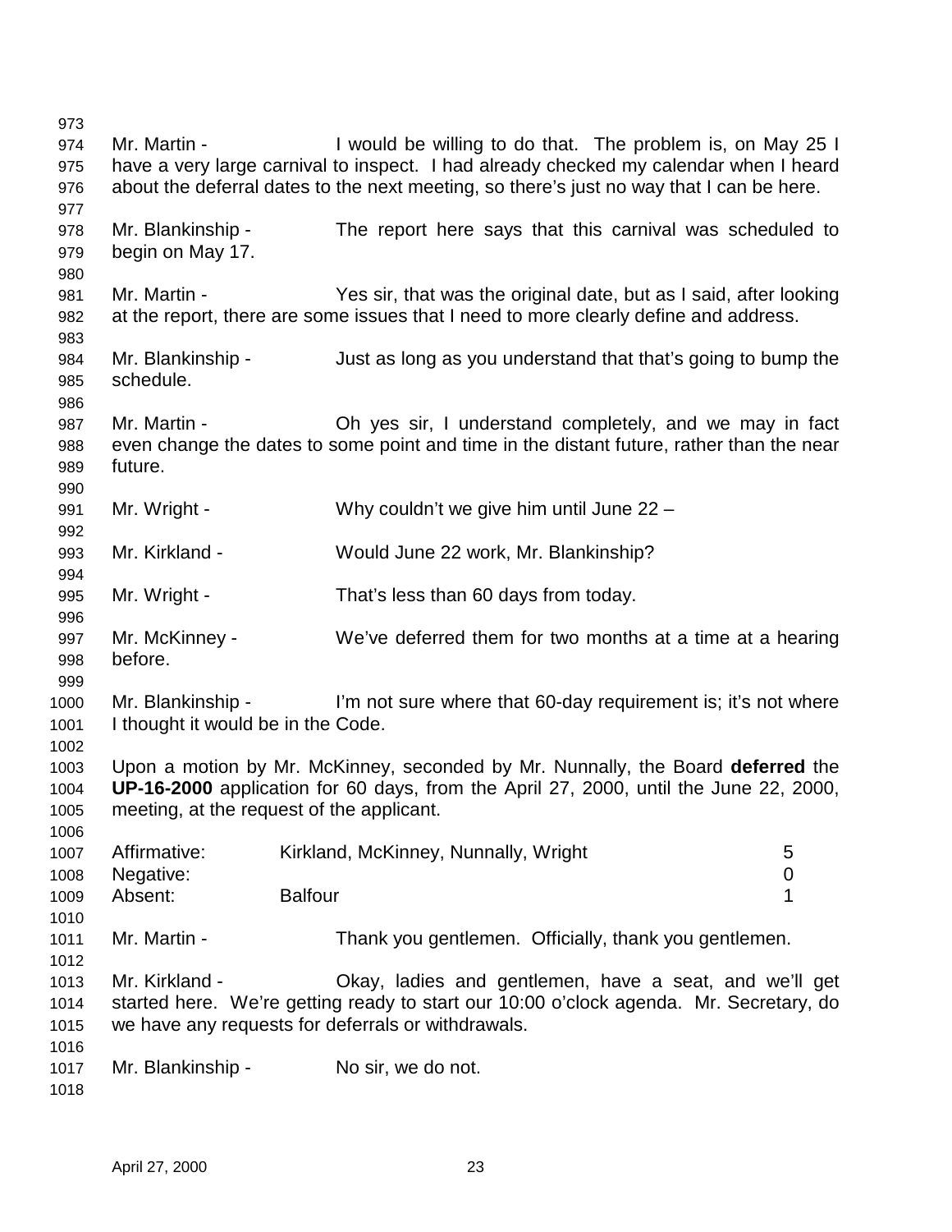Mr. Martin - I would be willing to do that. The problem is, on May 25 I have a very large carnival to inspect. I had already checked my calendar when I heard about the deferral dates to the next meeting, so there's just no way that I can be here.

Mr. Blankinship - The report here says that this carnival was scheduled to begin on May 17.

Mr. Martin - Yes sir, that was the original date, but as I said, after looking at the report, there are some issues that I need to more clearly define and address.

Mr. Blankinship - Just as long as you understand that that's going to bump the schedule.

Mr. Martin - Oh yes sir, I understand completely, and we may in fact even change the dates to some point and time in the distant future, rather than the near future.

Mr. Wright - Why couldn't we give him until June 22 –

Mr. Kirkland - Would June 22 work, Mr. Blankinship?

Mr. Wright - That's less than 60 days from today.

Mr. McKinney - We've deferred them for two months at a time at a hearing before.

Mr. Blankinship - I'm not sure where that 60-day requirement is; it's not where I thought it would be in the Code.

Upon a motion by Mr. McKinney, seconded by Mr. Nunnally, the Board **deferred** the **UP-16-2000** application for 60 days, from the April 27, 2000, until the June 22, 2000, meeting, at the request of the applicant.

| | | |
|---|---|---|
| Affirmative: | Kirkland, McKinney, Nunnally, Wright | 5 |
| Negative: | | 0 |
| Absent: | Balfour | 1 |

Mr. Martin - Thank you gentlemen. Officially, thank you gentlemen.

Mr. Kirkland - Okay, ladies and gentlemen, have a seat, and we'll get started here. We're getting ready to start our 10:00 o'clock agenda. Mr. Secretary, do we have any requests for deferrals or withdrawals.

Mr. Blankinship - No sir, we do not.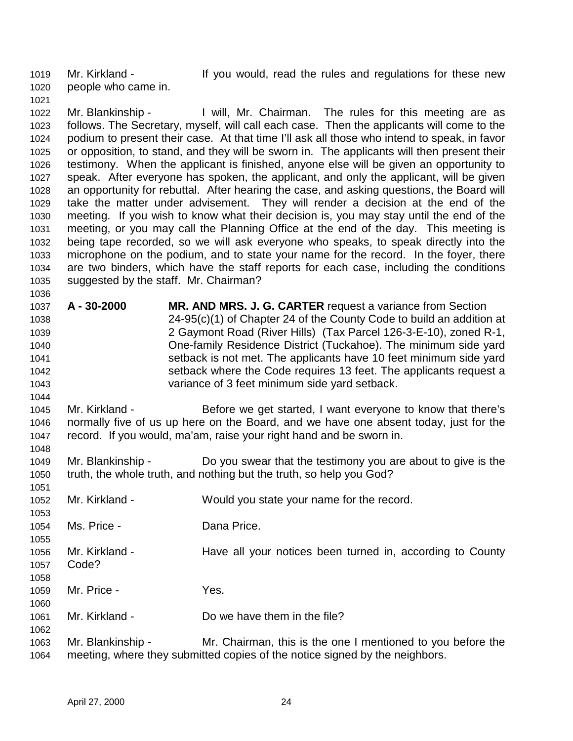Mr. Kirkland - If you would, read the rules and regulations for these new people who came in.

Mr. Blankinship - I will, Mr. Chairman. The rules for this meeting are as follows. The Secretary, myself, will call each case. Then the applicants will come to the podium to present their case. At that time I'll ask all those who intend to speak, in favor or opposition, to stand, and they will be sworn in. The applicants will then present their testimony. When the applicant is finished, anyone else will be given an opportunity to speak. After everyone has spoken, the applicant, and only the applicant, will be given an opportunity for rebuttal. After hearing the case, and asking questions, the Board will take the matter under advisement. They will render a decision at the end of the meeting. If you wish to know what their decision is, you may stay until the end of the meeting, or you may call the Planning Office at the end of the day. This meeting is being tape recorded, so we will ask everyone who speaks, to speak directly into the microphone on the podium, and to state your name for the record. In the foyer, there are two binders, which have the staff reports for each case, including the conditions suggested by the staff. Mr. Chairman?

**A - 30-2000** **MR. AND MRS. J. G. CARTER** request a variance from Section 24-95(c)(1) of Chapter 24 of the County Code to build an addition at 2 Gaymont Road (River Hills) (Tax Parcel 126-3-E-10), zoned R-1, One-family Residence District (Tuckahoe). The minimum side yard setback is not met. The applicants have 10 feet minimum side yard setback where the Code requires 13 feet. The applicants request a variance of 3 feet minimum side yard setback.

Mr. Kirkland - Before we get started, I want everyone to know that there's normally five of us up here on the Board, and we have one absent today, just for the record. If you would, ma'am, raise your right hand and be sworn in.

Mr. Blankinship - Do you swear that the testimony you are about to give is the truth, the whole truth, and nothing but the truth, so help you God?

Mr. Kirkland - Would you state your name for the record.

Ms. Price - Dana Price.

Mr. Kirkland - Have all your notices been turned in, according to County Code?

Mr. Price - Yes.

Mr. Kirkland - Do we have them in the file?

Mr. Blankinship - Mr. Chairman, this is the one I mentioned to you before the meeting, where they submitted copies of the notice signed by the neighbors.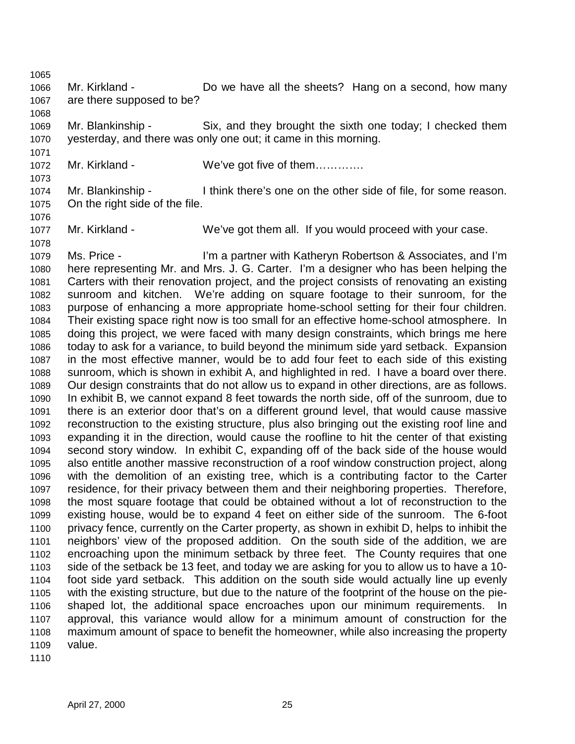Mr. Kirkland - Do we have all the sheets? Hang on a second, how many are there supposed to be?

Mr. Blankinship - Six, and they brought the sixth one today; I checked them yesterday, and there was only one out; it came in this morning.

Mr. Kirkland - We've got five of them………….

Mr. Blankinship - I think there's one on the other side of file, for some reason. On the right side of the file.

Mr. Kirkland - We've got them all. If you would proceed with your case.

Ms. Price - I'm a partner with Katheryn Robertson & Associates, and I'm here representing Mr. and Mrs. J. G. Carter. I'm a designer who has been helping the Carters with their renovation project, and the project consists of renovating an existing sunroom and kitchen. We're adding on square footage to their sunroom, for the purpose of enhancing a more appropriate home-school setting for their four children. Their existing space right now is too small for an effective home-school atmosphere. In doing this project, we were faced with many design constraints, which brings me here today to ask for a variance, to build beyond the minimum side yard setback. Expansion in the most effective manner, would be to add four feet to each side of this existing sunroom, which is shown in exhibit A, and highlighted in red. I have a board over there. Our design constraints that do not allow us to expand in other directions, are as follows. In exhibit B, we cannot expand 8 feet towards the north side, off of the sunroom, due to there is an exterior door that's on a different ground level, that would cause massive reconstruction to the existing structure, plus also bringing out the existing roof line and expanding it in the direction, would cause the roofline to hit the center of that existing second story window. In exhibit C, expanding off of the back side of the house would also entitle another massive reconstruction of a roof window construction project, along with the demolition of an existing tree, which is a contributing factor to the Carter residence, for their privacy between them and their neighboring properties. Therefore, the most square footage that could be obtained without a lot of reconstruction to the existing house, would be to expand 4 feet on either side of the sunroom. The 6-foot privacy fence, currently on the Carter property, as shown in exhibit D, helps to inhibit the neighbors' view of the proposed addition. On the south side of the addition, we are encroaching upon the minimum setback by three feet. The County requires that one side of the setback be 13 feet, and today we are asking for you to allow us to have a 10-foot side yard setback. This addition on the south side would actually line up evenly with the existing structure, but due to the nature of the footprint of the house on the pie-shaped lot, the additional space encroaches upon our minimum requirements. In approval, this variance would allow for a minimum amount of construction for the maximum amount of space to benefit the homeowner, while also increasing the property value.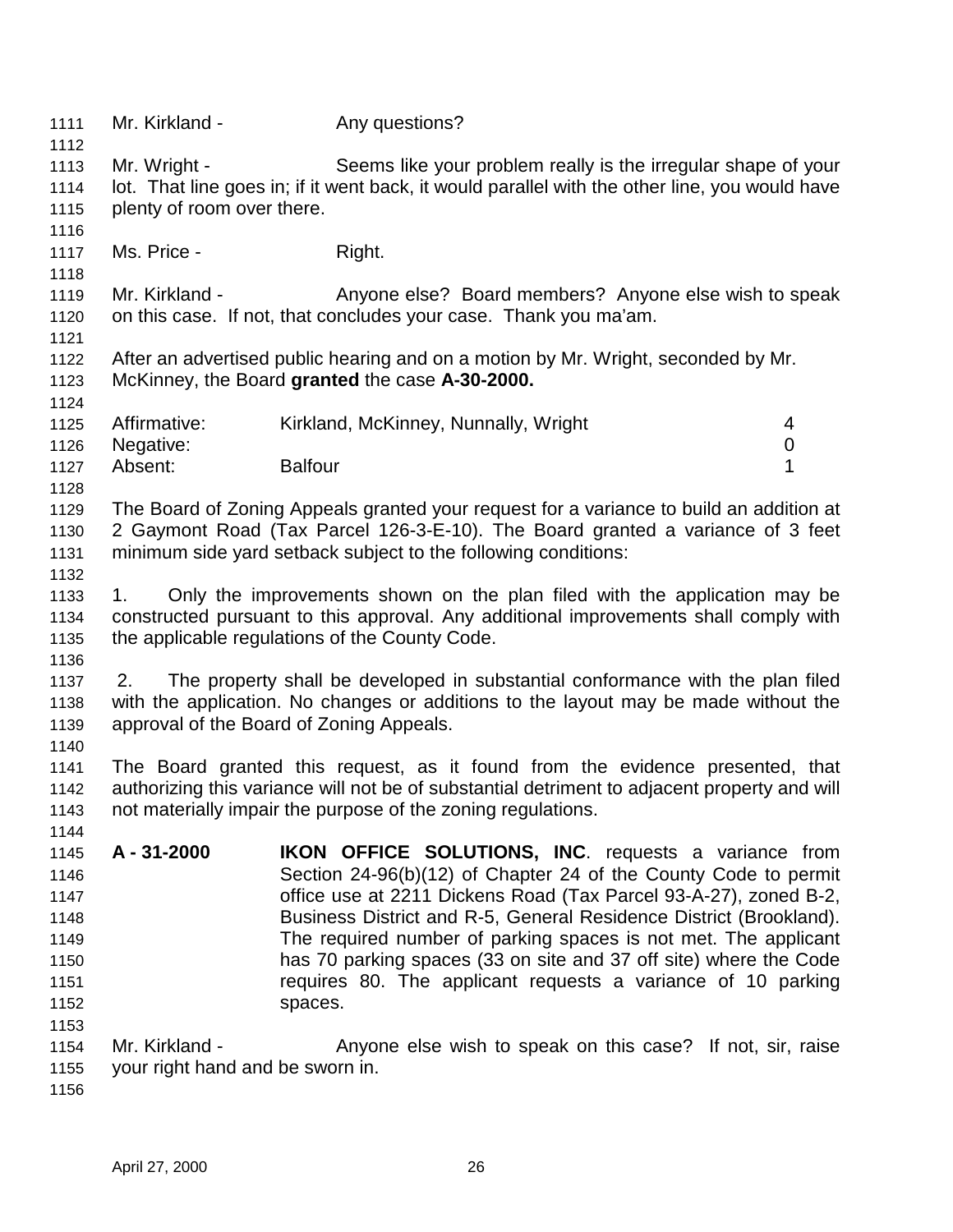Mr. Kirkland - Any questions?

Mr. Wright - Seems like your problem really is the irregular shape of your lot. That line goes in; if it went back, it would parallel with the other line, you would have plenty of room over there.

Ms. Price - Right.

Mr. Kirkland - Anyone else? Board members? Anyone else wish to speak on this case. If not, that concludes your case. Thank you ma'am.

After an advertised public hearing and on a motion by Mr. Wright, seconded by Mr. McKinney, the Board **granted** the case **A-30-2000.**

| | | |
|---|---|---|
| Affirmative: | Kirkland, McKinney, Nunnally, Wright | 4 |
| Negative: | | 0 |
| Absent: | Balfour | 1 |

The Board of Zoning Appeals granted your request for a variance to build an addition at 2 Gaymont Road (Tax Parcel 126-3-E-10). The Board granted a variance of 3 feet minimum side yard setback subject to the following conditions:

1. Only the improvements shown on the plan filed with the application may be constructed pursuant to this approval. Any additional improvements shall comply with the applicable regulations of the County Code.

2. The property shall be developed in substantial conformance with the plan filed with the application. No changes or additions to the layout may be made without the approval of the Board of Zoning Appeals.

The Board granted this request, as it found from the evidence presented, that authorizing this variance will not be of substantial detriment to adjacent property and will not materially impair the purpose of the zoning regulations.

**A - 31-2000** **IKON OFFICE SOLUTIONS, INC**. requests a variance from Section 24-96(b)(12) of Chapter 24 of the County Code to permit office use at 2211 Dickens Road (Tax Parcel 93-A-27), zoned B-2, Business District and R-5, General Residence District (Brookland). The required number of parking spaces is not met. The applicant has 70 parking spaces (33 on site and 37 off site) where the Code requires 80. The applicant requests a variance of 10 parking spaces.

Mr. Kirkland - Anyone else wish to speak on this case? If not, sir, raise your right hand and be sworn in.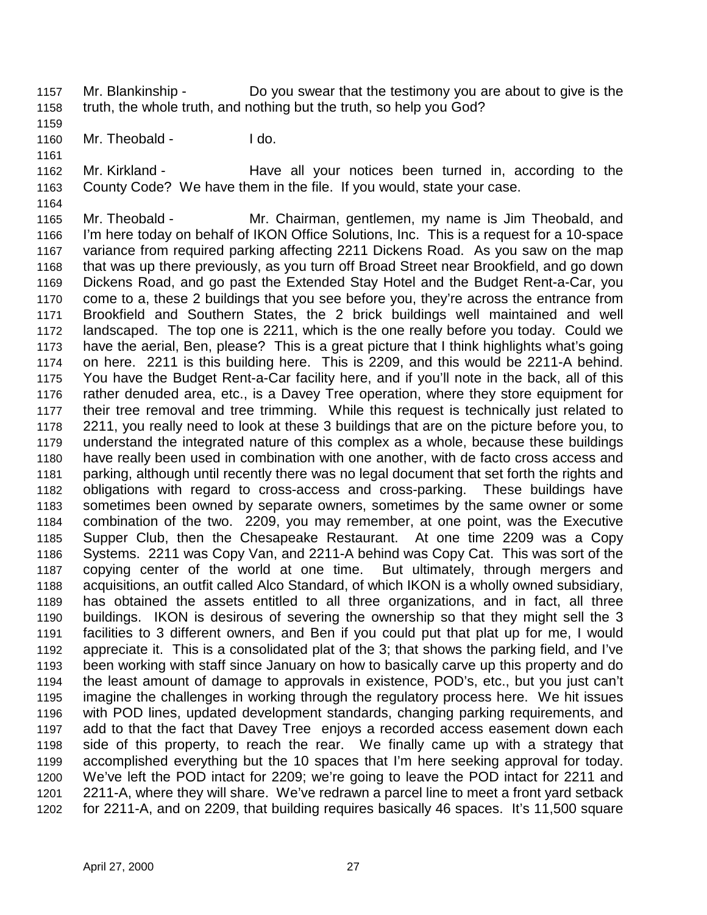1157 Mr. Blankinship - Do you swear that the testimony you are about to give is the
1158 truth, the whole truth, and nothing but the truth, so help you God?
1159
1160 Mr. Theobald - I do.
1161
1162 Mr. Kirkland - Have all your notices been turned in, according to the
1163 County Code? We have them in the file. If you would, state your case.
1164
1165 Mr. Theobald - Mr. Chairman, gentlemen, my name is Jim Theobald, and
1166 I'm here today on behalf of IKON Office Solutions, Inc. This is a request for a 10-space
1167 variance from required parking affecting 2211 Dickens Road. As you saw on the map
1168 that was up there previously, as you turn off Broad Street near Brookfield, and go down
1169 Dickens Road, and go past the Extended Stay Hotel and the Budget Rent-a-Car, you
1170 come to a, these 2 buildings that you see before you, they're across the entrance from
1171 Brookfield and Southern States, the 2 brick buildings well maintained and well
1172 landscaped. The top one is 2211, which is the one really before you today. Could we
1173 have the aerial, Ben, please? This is a great picture that I think highlights what's going
1174 on here. 2211 is this building here. This is 2209, and this would be 2211-A behind.
1175 You have the Budget Rent-a-Car facility here, and if you'll note in the back, all of this
1176 rather denuded area, etc., is a Davey Tree operation, where they store equipment for
1177 their tree removal and tree trimming. While this request is technically just related to
1178 2211, you really need to look at these 3 buildings that are on the picture before you, to
1179 understand the integrated nature of this complex as a whole, because these buildings
1180 have really been used in combination with one another, with de facto cross access and
1181 parking, although until recently there was no legal document that set forth the rights and
1182 obligations with regard to cross-access and cross-parking. These buildings have
1183 sometimes been owned by separate owners, sometimes by the same owner or some
1184 combination of the two. 2209, you may remember, at one point, was the Executive
1185 Supper Club, then the Chesapeake Restaurant. At one time 2209 was a Copy
1186 Systems. 2211 was Copy Van, and 2211-A behind was Copy Cat. This was sort of the
1187 copying center of the world at one time. But ultimately, through mergers and
1188 acquisitions, an outfit called Alco Standard, of which IKON is a wholly owned subsidiary,
1189 has obtained the assets entitled to all three organizations, and in fact, all three
1190 buildings. IKON is desirous of severing the ownership so that they might sell the 3
1191 facilities to 3 different owners, and Ben if you could put that plat up for me, I would
1192 appreciate it. This is a consolidated plat of the 3; that shows the parking field, and I've
1193 been working with staff since January on how to basically carve up this property and do
1194 the least amount of damage to approvals in existence, POD's, etc., but you just can't
1195 imagine the challenges in working through the regulatory process here. We hit issues
1196 with POD lines, updated development standards, changing parking requirements, and
1197 add to that the fact that Davey Tree enjoys a recorded access easement down each
1198 side of this property, to reach the rear. We finally came up with a strategy that
1199 accomplished everything but the 10 spaces that I'm here seeking approval for today.
1200 We've left the POD intact for 2209; we're going to leave the POD intact for 2211 and
1201 2211-A, where they will share. We've redrawn a parcel line to meet a front yard setback
1202 for 2211-A, and on 2209, that building requires basically 46 spaces. It's 11,500 square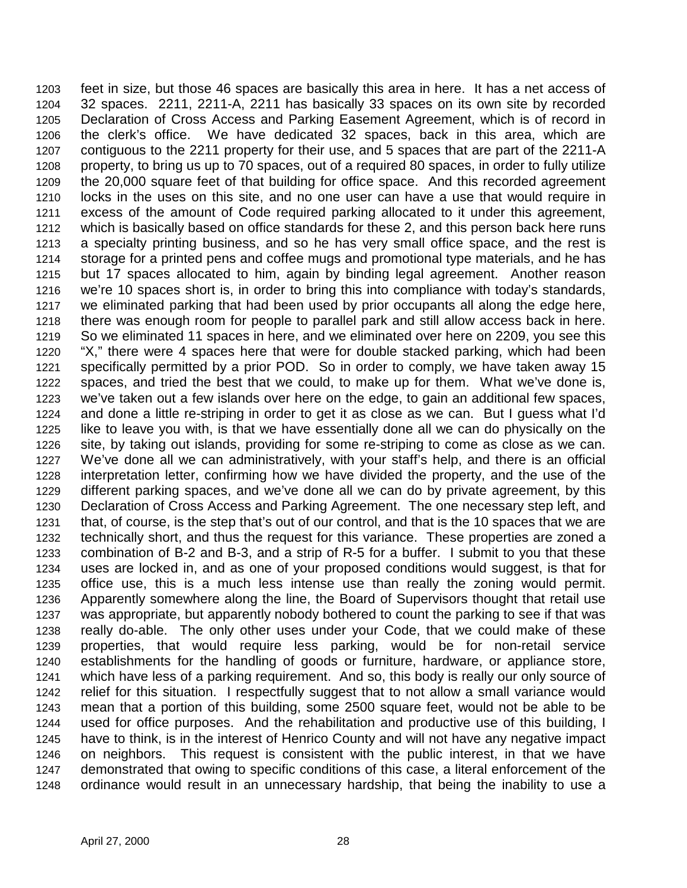1203 feet in size, but those 46 spaces are basically this area in here. It has a net access of
1204 32 spaces. 2211, 2211-A, 2211 has basically 33 spaces on its own site by recorded
1205 Declaration of Cross Access and Parking Easement Agreement, which is of record in
1206 the clerk's office. We have dedicated 32 spaces, back in this area, which are
1207 contiguous to the 2211 property for their use, and 5 spaces that are part of the 2211-A
1208 property, to bring us up to 70 spaces, out of a required 80 spaces, in order to fully utilize
1209 the 20,000 square feet of that building for office space. And this recorded agreement
1210 locks in the uses on this site, and no one user can have a use that would require in
1211 excess of the amount of Code required parking allocated to it under this agreement,
1212 which is basically based on office standards for these 2, and this person back here runs
1213 a specialty printing business, and so he has very small office space, and the rest is
1214 storage for a printed pens and coffee mugs and promotional type materials, and he has
1215 but 17 spaces allocated to him, again by binding legal agreement. Another reason
1216 we're 10 spaces short is, in order to bring this into compliance with today's standards,
1217 we eliminated parking that had been used by prior occupants all along the edge here,
1218 there was enough room for people to parallel park and still allow access back in here.
1219 So we eliminated 11 spaces in here, and we eliminated over here on 2209, you see this
1220 "X," there were 4 spaces here that were for double stacked parking, which had been
1221 specifically permitted by a prior POD. So in order to comply, we have taken away 15
1222 spaces, and tried the best that we could, to make up for them. What we've done is,
1223 we've taken out a few islands over here on the edge, to gain an additional few spaces,
1224 and done a little re-striping in order to get it as close as we can. But I guess what I'd
1225 like to leave you with, is that we have essentially done all we can do physically on the
1226 site, by taking out islands, providing for some re-striping to come as close as we can.
1227 We've done all we can administratively, with your staff's help, and there is an official
1228 interpretation letter, confirming how we have divided the property, and the use of the
1229 different parking spaces, and we've done all we can do by private agreement, by this
1230 Declaration of Cross Access and Parking Agreement. The one necessary step left, and
1231 that, of course, is the step that's out of our control, and that is the 10 spaces that we are
1232 technically short, and thus the request for this variance. These properties are zoned a
1233 combination of B-2 and B-3, and a strip of R-5 for a buffer. I submit to you that these
1234 uses are locked in, and as one of your proposed conditions would suggest, is that for
1235 office use, this is a much less intense use than really the zoning would permit.
1236 Apparently somewhere along the line, the Board of Supervisors thought that retail use
1237 was appropriate, but apparently nobody bothered to count the parking to see if that was
1238 really do-able. The only other uses under your Code, that we could make of these
1239 properties, that would require less parking, would be for non-retail service
1240 establishments for the handling of goods or furniture, hardware, or appliance store,
1241 which have less of a parking requirement. And so, this body is really our only source of
1242 relief for this situation. I respectfully suggest that to not allow a small variance would
1243 mean that a portion of this building, some 2500 square feet, would not be able to be
1244 used for office purposes. And the rehabilitation and productive use of this building, I
1245 have to think, is in the interest of Henrico County and will not have any negative impact
1246 on neighbors. This request is consistent with the public interest, in that we have
1247 demonstrated that owing to specific conditions of this case, a literal enforcement of the
1248 ordinance would result in an unnecessary hardship, that being the inability to use a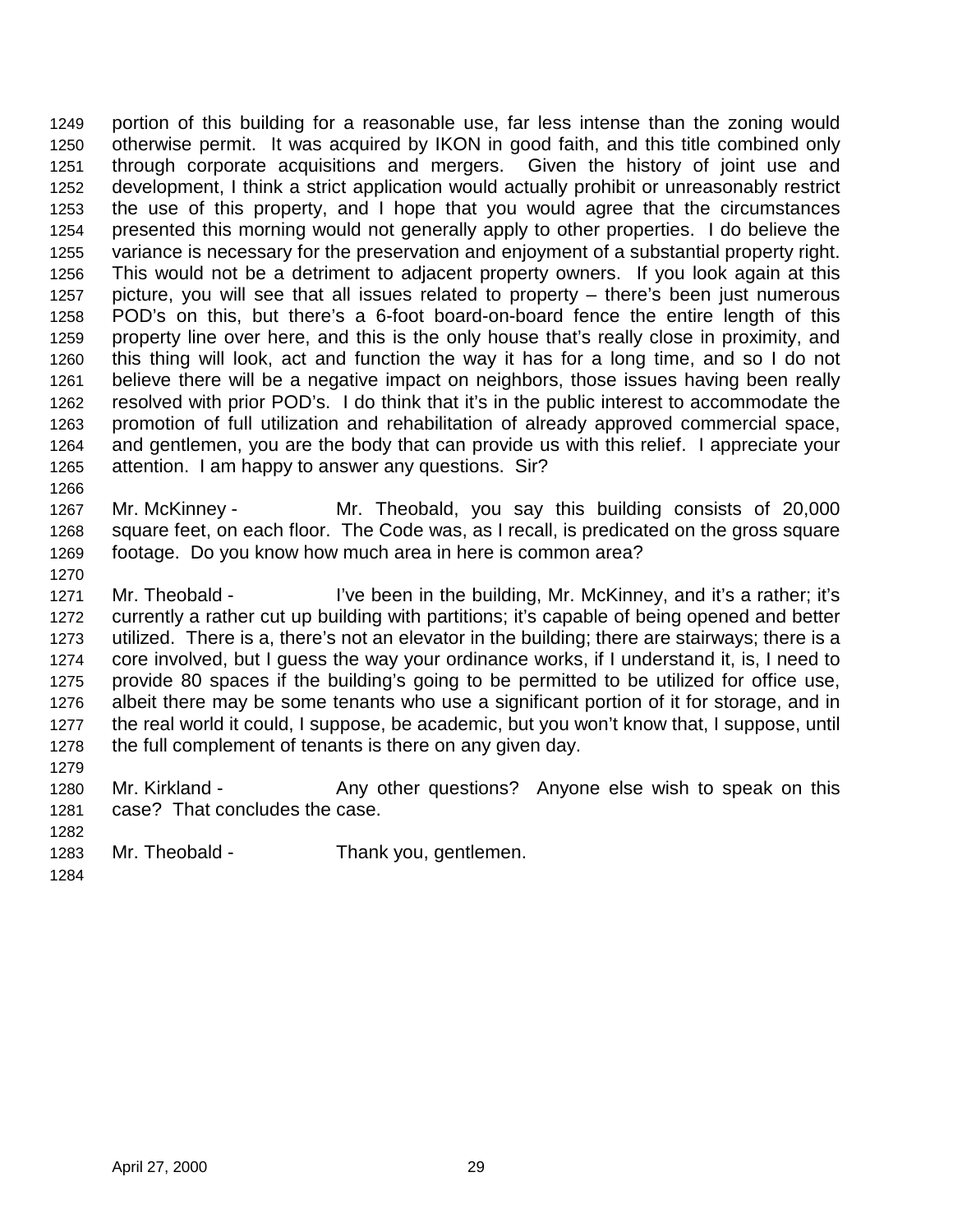portion of this building for a reasonable use, far less intense than the zoning would otherwise permit. It was acquired by IKON in good faith, and this title combined only through corporate acquisitions and mergers. Given the history of joint use and development, I think a strict application would actually prohibit or unreasonably restrict the use of this property, and I hope that you would agree that the circumstances presented this morning would not generally apply to other properties. I do believe the variance is necessary for the preservation and enjoyment of a substantial property right. This would not be a detriment to adjacent property owners. If you look again at this picture, you will see that all issues related to property – there's been just numerous POD's on this, but there's a 6-foot board-on-board fence the entire length of this property line over here, and this is the only house that's really close in proximity, and this thing will look, act and function the way it has for a long time, and so I do not believe there will be a negative impact on neighbors, those issues having been really resolved with prior POD's. I do think that it's in the public interest to accommodate the promotion of full utilization and rehabilitation of already approved commercial space, and gentlemen, you are the body that can provide us with this relief. I appreciate your attention. I am happy to answer any questions. Sir?

Mr. McKinney - Mr. Theobald, you say this building consists of 20,000 square feet, on each floor. The Code was, as I recall, is predicated on the gross square footage. Do you know how much area in here is common area?

Mr. Theobald - I've been in the building, Mr. McKinney, and it's a rather; it's currently a rather cut up building with partitions; it's capable of being opened and better utilized. There is a, there's not an elevator in the building; there are stairways; there is a core involved, but I guess the way your ordinance works, if I understand it, is, I need to provide 80 spaces if the building's going to be permitted to be utilized for office use, albeit there may be some tenants who use a significant portion of it for storage, and in the real world it could, I suppose, be academic, but you won't know that, I suppose, until the full complement of tenants is there on any given day.

Mr. Kirkland - Any other questions? Anyone else wish to speak on this case? That concludes the case.

Mr. Theobald - Thank you, gentlemen.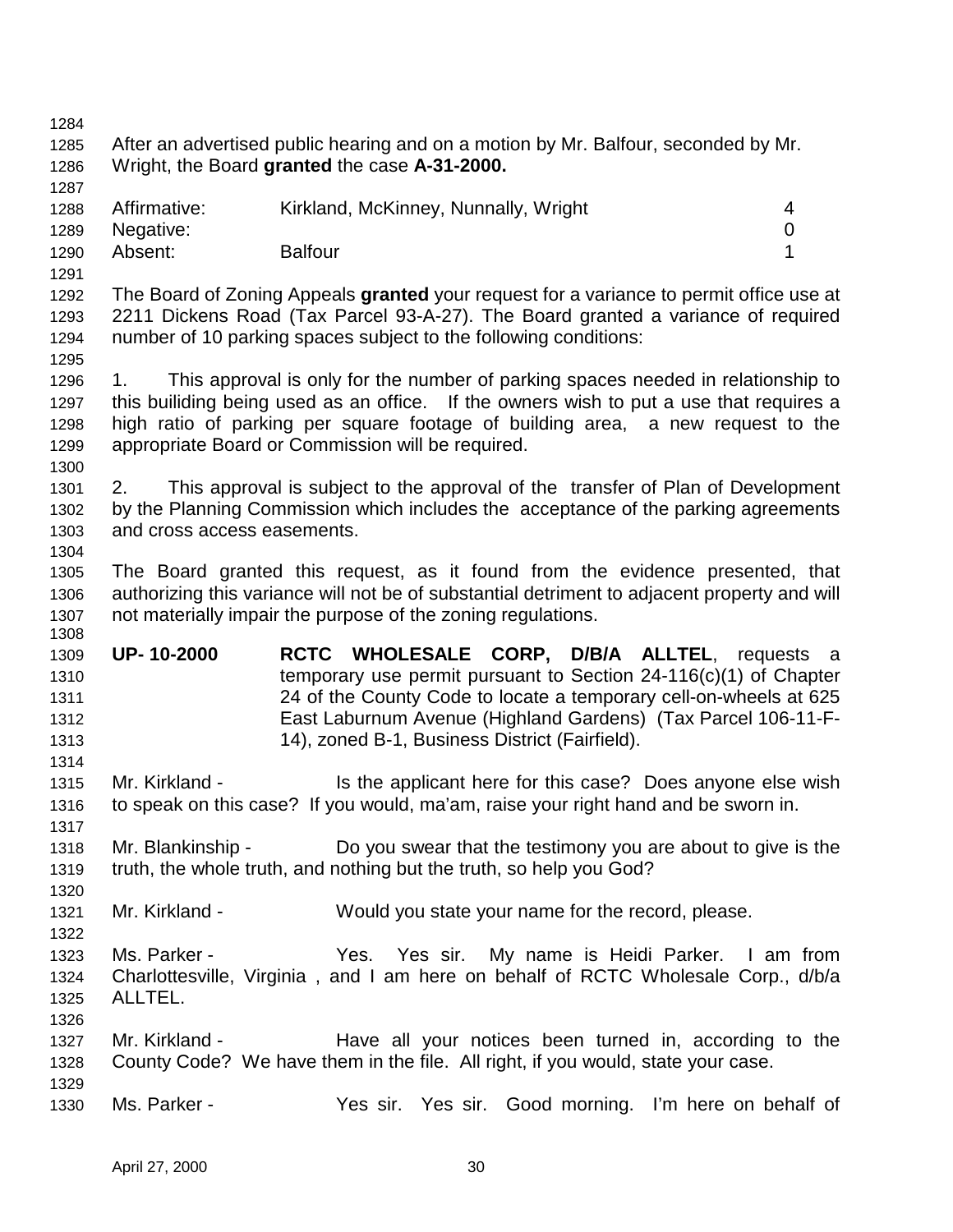After an advertised public hearing and on a motion by Mr. Balfour, seconded by Mr. Wright, the Board **granted** the case **A-31-2000.**

| | | |
|---|---|---|
| Affirmative: | Kirkland, McKinney, Nunnally, Wright | 4 |
| Negative: | | 0 |
| Absent: | Balfour | 1 |

The Board of Zoning Appeals **granted** your request for a variance to permit office use at 2211 Dickens Road (Tax Parcel 93-A-27). The Board granted a variance of required number of 10 parking spaces subject to the following conditions:

1. This approval is only for the number of parking spaces needed in relationship to this builiding being used as an office. If the owners wish to put a use that requires a high ratio of parking per square footage of building area, a new request to the appropriate Board or Commission will be required.

2. This approval is subject to the approval of the transfer of Plan of Development by the Planning Commission which includes the acceptance of the parking agreements and cross access easements.

The Board granted this request, as it found from the evidence presented, that authorizing this variance will not be of substantial detriment to adjacent property and will not materially impair the purpose of the zoning regulations.

**UP- 10-2000** **RCTC WHOLESALE CORP, D/B/A ALLTEL**, requests a temporary use permit pursuant to Section 24-116(c)(1) of Chapter 24 of the County Code to locate a temporary cell-on-wheels at 625 East Laburnum Avenue (Highland Gardens) (Tax Parcel 106-11-F-14), zoned B-1, Business District (Fairfield).

Mr. Kirkland - Is the applicant here for this case? Does anyone else wish to speak on this case? If you would, ma'am, raise your right hand and be sworn in.

Mr. Blankinship - Do you swear that the testimony you are about to give is the truth, the whole truth, and nothing but the truth, so help you God?

Mr. Kirkland - Would you state your name for the record, please.

Ms. Parker - Yes. Yes sir. My name is Heidi Parker. I am from Charlottesville, Virginia , and I am here on behalf of RCTC Wholesale Corp., d/b/a ALLTEL.

Mr. Kirkland - Have all your notices been turned in, according to the County Code? We have them in the file. All right, if you would, state your case.

Ms. Parker - Yes sir. Yes sir. Good morning. I'm here on behalf of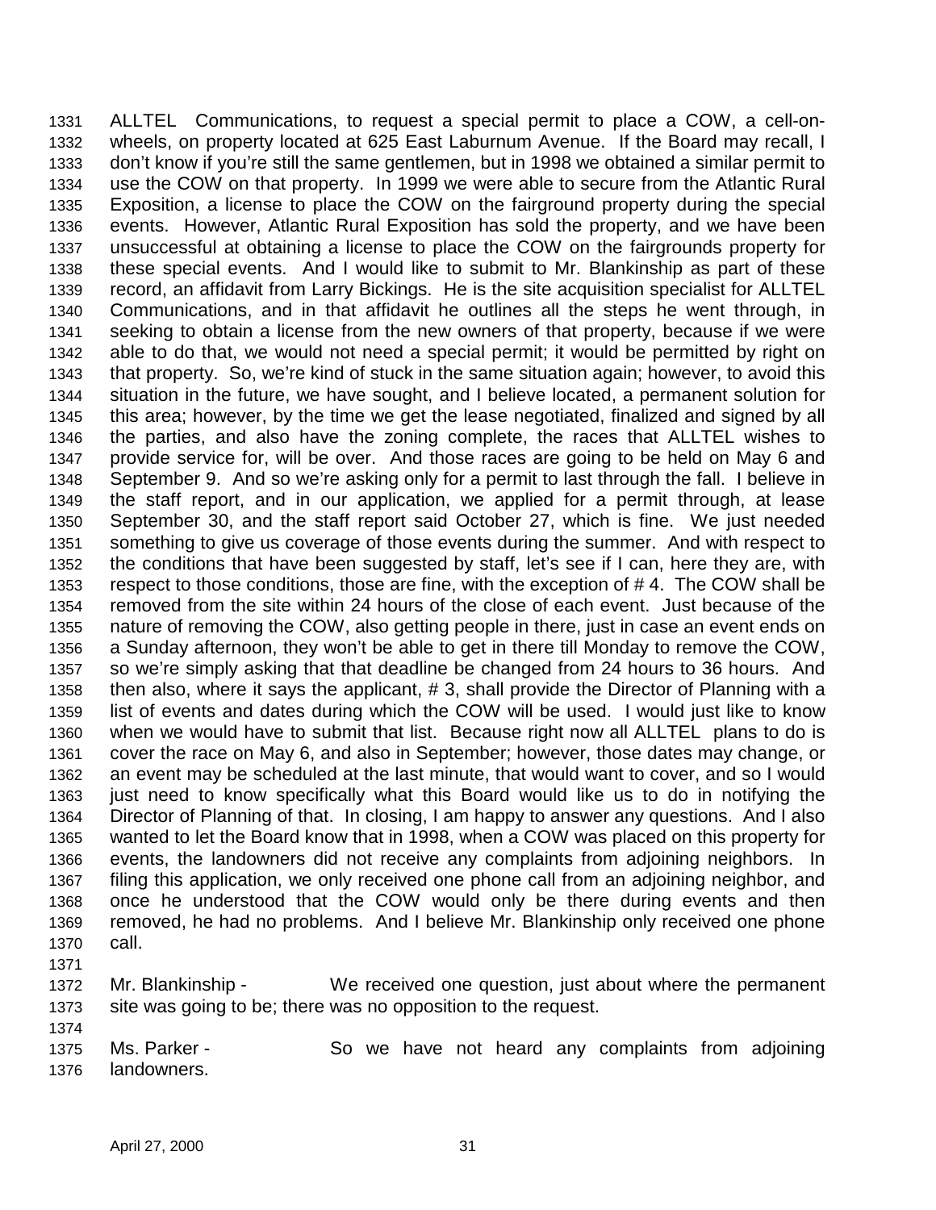ALLTEL Communications, to request a special permit to place a COW, a cell-on-wheels, on property located at 625 East Laburnum Avenue. If the Board may recall, I don't know if you're still the same gentlemen, but in 1998 we obtained a similar permit to use the COW on that property. In 1999 we were able to secure from the Atlantic Rural Exposition, a license to place the COW on the fairground property during the special events. However, Atlantic Rural Exposition has sold the property, and we have been unsuccessful at obtaining a license to place the COW on the fairgrounds property for these special events. And I would like to submit to Mr. Blankinship as part of these record, an affidavit from Larry Bickings. He is the site acquisition specialist for ALLTEL Communications, and in that affidavit he outlines all the steps he went through, in seeking to obtain a license from the new owners of that property, because if we were able to do that, we would not need a special permit; it would be permitted by right on that property. So, we're kind of stuck in the same situation again; however, to avoid this situation in the future, we have sought, and I believe located, a permanent solution for this area; however, by the time we get the lease negotiated, finalized and signed by all the parties, and also have the zoning complete, the races that ALLTEL wishes to provide service for, will be over. And those races are going to be held on May 6 and September 9. And so we're asking only for a permit to last through the fall. I believe in the staff report, and in our application, we applied for a permit through, at lease September 30, and the staff report said October 27, which is fine. We just needed something to give us coverage of those events during the summer. And with respect to the conditions that have been suggested by staff, let's see if I can, here they are, with respect to those conditions, those are fine, with the exception of # 4. The COW shall be removed from the site within 24 hours of the close of each event. Just because of the nature of removing the COW, also getting people in there, just in case an event ends on a Sunday afternoon, they won't be able to get in there till Monday to remove the COW, so we're simply asking that that deadline be changed from 24 hours to 36 hours. And then also, where it says the applicant, # 3, shall provide the Director of Planning with a list of events and dates during which the COW will be used. I would just like to know when we would have to submit that list. Because right now all ALLTEL plans to do is cover the race on May 6, and also in September; however, those dates may change, or an event may be scheduled at the last minute, that would want to cover, and so I would just need to know specifically what this Board would like us to do in notifying the Director of Planning of that. In closing, I am happy to answer any questions. And I also wanted to let the Board know that in 1998, when a COW was placed on this property for events, the landowners did not receive any complaints from adjoining neighbors. In filing this application, we only received one phone call from an adjoining neighbor, and once he understood that the COW would only be there during events and then removed, he had no problems. And I believe Mr. Blankinship only received one phone call.

Mr. Blankinship - We received one question, just about where the permanent site was going to be; there was no opposition to the request.

Ms. Parker - So we have not heard any complaints from adjoining landowners.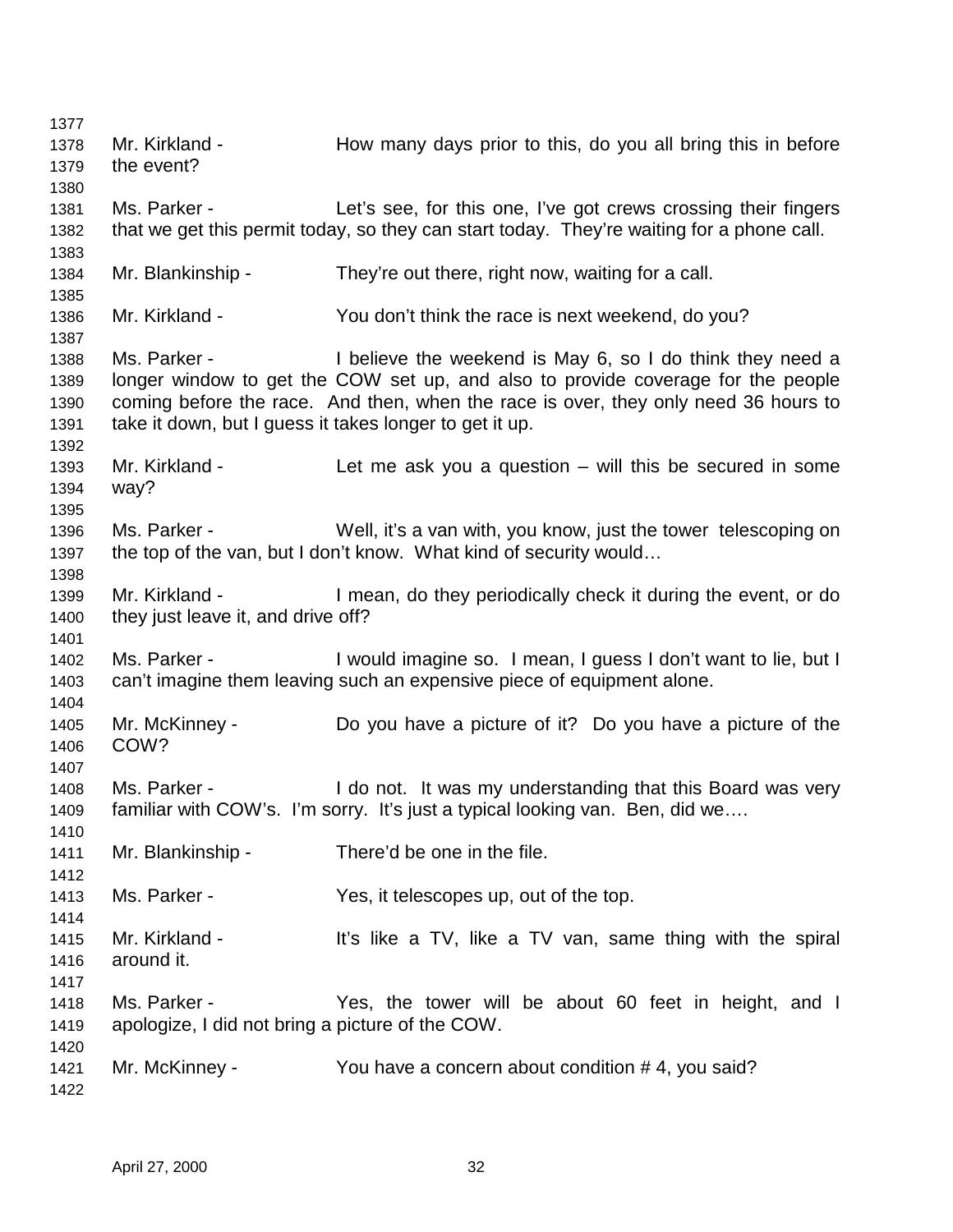Mr. Kirkland - How many days prior to this, do you all bring this in before the event?

Ms. Parker - Let's see, for this one, I've got crews crossing their fingers that we get this permit today, so they can start today. They're waiting for a phone call.

Mr. Blankinship - They're out there, right now, waiting for a call.

Mr. Kirkland - You don't think the race is next weekend, do you?

Ms. Parker - I believe the weekend is May 6, so I do think they need a longer window to get the COW set up, and also to provide coverage for the people coming before the race. And then, when the race is over, they only need 36 hours to take it down, but I guess it takes longer to get it up.

Mr. Kirkland - Let me ask you a question – will this be secured in some way?

Ms. Parker - Well, it's a van with, you know, just the tower telescoping on the top of the van, but I don't know. What kind of security would…

Mr. Kirkland - I mean, do they periodically check it during the event, or do they just leave it, and drive off?

Ms. Parker - I would imagine so. I mean, I guess I don't want to lie, but I can't imagine them leaving such an expensive piece of equipment alone.

Mr. McKinney - Do you have a picture of it? Do you have a picture of the COW?

Ms. Parker - I do not. It was my understanding that this Board was very familiar with COW's. I'm sorry. It's just a typical looking van. Ben, did we….

Mr. Blankinship - There'd be one in the file.

Ms. Parker - Yes, it telescopes up, out of the top.

Mr. Kirkland - It's like a TV, like a TV van, same thing with the spiral around it.

Ms. Parker - Yes, the tower will be about 60 feet in height, and I apologize, I did not bring a picture of the COW.

Mr. McKinney - You have a concern about condition # 4, you said?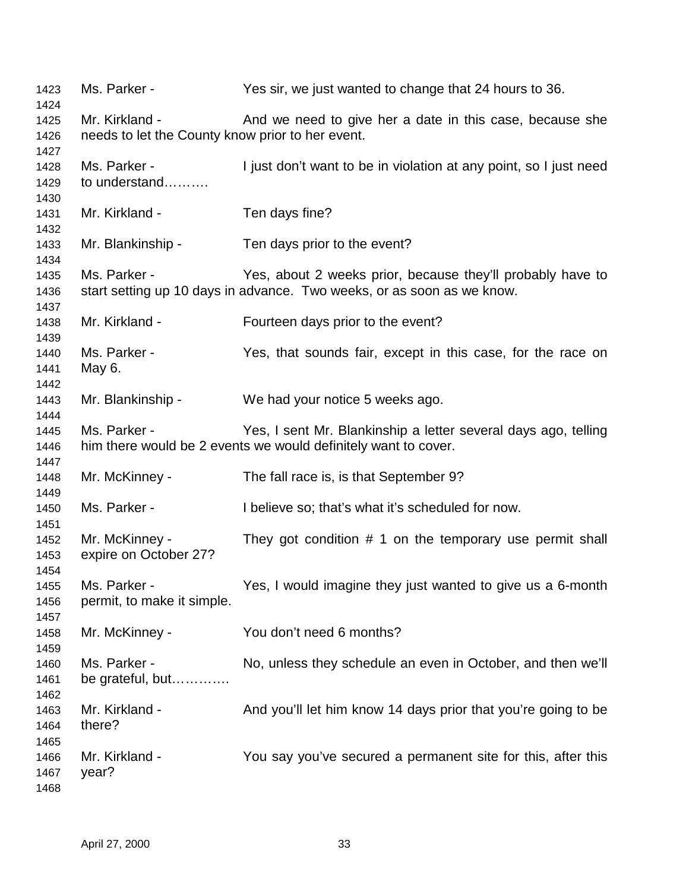1423 Ms. Parker - Yes sir, we just wanted to change that 24 hours to 36.
1424
1425 Mr. Kirkland - And we need to give her a date in this case, because she
1426 needs to let the County know prior to her event.
1427
1428 Ms. Parker - I just don't want to be in violation at any point, so I just need
1429 to understand……….
1430
1431 Mr. Kirkland - Ten days fine?
1432
1433 Mr. Blankinship - Ten days prior to the event?
1434
1435 Ms. Parker - Yes, about 2 weeks prior, because they'll probably have to
1436 start setting up 10 days in advance. Two weeks, or as soon as we know.
1437
1438 Mr. Kirkland - Fourteen days prior to the event?
1439
1440 Ms. Parker - Yes, that sounds fair, except in this case, for the race on
1441 May 6.
1442
1443 Mr. Blankinship - We had your notice 5 weeks ago.
1444
1445 Ms. Parker - Yes, I sent Mr. Blankinship a letter several days ago, telling
1446 him there would be 2 events we would definitely want to cover.
1447
1448 Mr. McKinney - The fall race is, is that September 9?
1449
1450 Ms. Parker - I believe so; that's what it's scheduled for now.
1451
1452 Mr. McKinney - They got condition # 1 on the temporary use permit shall
1453 expire on October 27?
1454
1455 Ms. Parker - Yes, I would imagine they just wanted to give us a 6-month
1456 permit, to make it simple.
1457
1458 Mr. McKinney - You don't need 6 months?
1459
1460 Ms. Parker - No, unless they schedule an even in October, and then we'll
1461 be grateful, but………….
1462
1463 Mr. Kirkland - And you'll let him know 14 days prior that you're going to be
1464 there?
1465
1466 Mr. Kirkland - You say you've secured a permanent site for this, after this
1467 year?
1468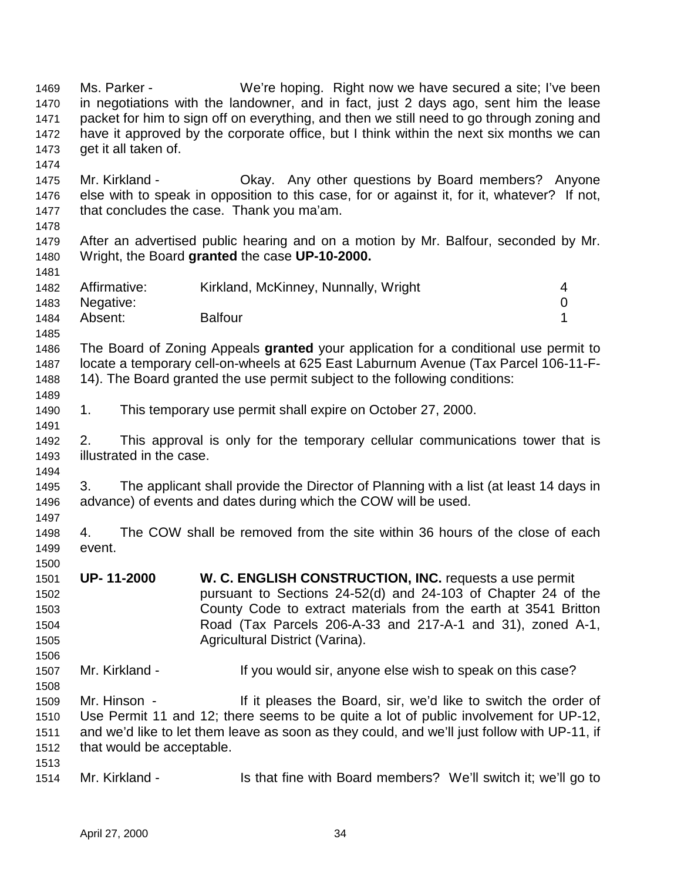Ms. Parker - We're hoping. Right now we have secured a site; I've been in negotiations with the landowner, and in fact, just 2 days ago, sent him the lease packet for him to sign off on everything, and then we still need to go through zoning and have it approved by the corporate office, but I think within the next six months we can get it all taken of.

Mr. Kirkland - Okay. Any other questions by Board members? Anyone else with to speak in opposition to this case, for or against it, for it, whatever? If not, that concludes the case. Thank you ma'am.

After an advertised public hearing and on a motion by Mr. Balfour, seconded by Mr. Wright, the Board **granted** the case **UP-10-2000.**

| | | |
|---|---|---|
| Affirmative: | Kirkland, McKinney, Nunnally, Wright | 4 |
| Negative: | | 0 |
| Absent: | Balfour | 1 |

The Board of Zoning Appeals **granted** your application for a conditional use permit to locate a temporary cell-on-wheels at 625 East Laburnum Avenue (Tax Parcel 106-11-F-14). The Board granted the use permit subject to the following conditions:

1. This temporary use permit shall expire on October 27, 2000.

2. This approval is only for the temporary cellular communications tower that is illustrated in the case.

3. The applicant shall provide the Director of Planning with a list (at least 14 days in advance) of events and dates during which the COW will be used.

4. The COW shall be removed from the site within 36 hours of the close of each event.

**UP- 11-2000** **W. C. ENGLISH CONSTRUCTION, INC.** requests a use permit pursuant to Sections 24-52(d) and 24-103 of Chapter 24 of the County Code to extract materials from the earth at 3541 Britton Road (Tax Parcels 206-A-33 and 217-A-1 and 31), zoned A-1, Agricultural District (Varina).

Mr. Kirkland - If you would sir, anyone else wish to speak on this case?

Mr. Hinson - If it pleases the Board, sir, we'd like to switch the order of Use Permit 11 and 12; there seems to be quite a lot of public involvement for UP-12, and we'd like to let them leave as soon as they could, and we'll just follow with UP-11, if that would be acceptable.

Mr. Kirkland - Is that fine with Board members? We'll switch it; we'll go to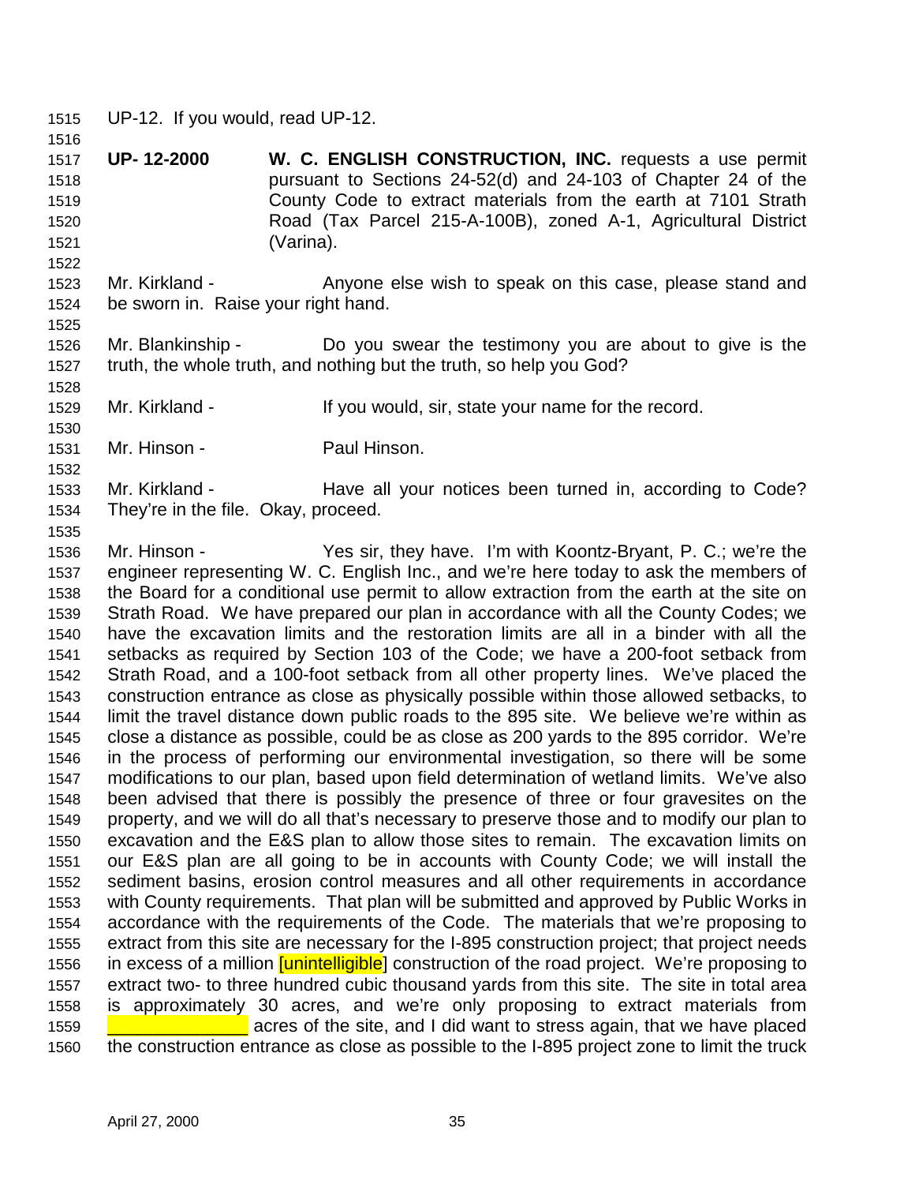UP-12. If you would, read UP-12.

**UP- 12-2000** **W. C. ENGLISH CONSTRUCTION, INC.** requests a use permit pursuant to Sections 24-52(d) and 24-103 of Chapter 24 of the County Code to extract materials from the earth at 7101 Strath Road (Tax Parcel 215-A-100B), zoned A-1, Agricultural District (Varina).

Mr. Kirkland - Anyone else wish to speak on this case, please stand and be sworn in. Raise your right hand.

Mr. Blankinship - Do you swear the testimony you are about to give is the truth, the whole truth, and nothing but the truth, so help you God?

Mr. Kirkland - If you would, sir, state your name for the record.

Mr. Hinson - Paul Hinson.

Mr. Kirkland - Have all your notices been turned in, according to Code? They're in the file. Okay, proceed.

Mr. Hinson - Yes sir, they have. I'm with Koontz-Bryant, P. C.; we're the engineer representing W. C. English Inc., and we're here today to ask the members of the Board for a conditional use permit to allow extraction from the earth at the site on Strath Road. We have prepared our plan in accordance with all the County Codes; we have the excavation limits and the restoration limits are all in a binder with all the setbacks as required by Section 103 of the Code; we have a 200-foot setback from Strath Road, and a 100-foot setback from all other property lines. We've placed the construction entrance as close as physically possible within those allowed setbacks, to limit the travel distance down public roads to the 895 site. We believe we're within as close a distance as possible, could be as close as 200 yards to the 895 corridor. We're in the process of performing our environmental investigation, so there will be some modifications to our plan, based upon field determination of wetland limits. We've also been advised that there is possibly the presence of three or four gravesites on the property, and we will do all that's necessary to preserve those and to modify our plan to excavation and the E&S plan to allow those sites to remain. The excavation limits on our E&S plan are all going to be in accounts with County Code; we will install the sediment basins, erosion control measures and all other requirements in accordance with County requirements. That plan will be submitted and approved by Public Works in accordance with the requirements of the Code. The materials that we're proposing to extract from this site are necessary for the I-895 construction project; that project needs in excess of a million [unintelligible] construction of the road project. We're proposing to extract two- to three hundred cubic thousand yards from this site. The site in total area is approximately 30 acres, and we're only proposing to extract materials from ______________ acres of the site, and I did want to stress again, that we have placed the construction entrance as close as possible to the I-895 project zone to limit the truck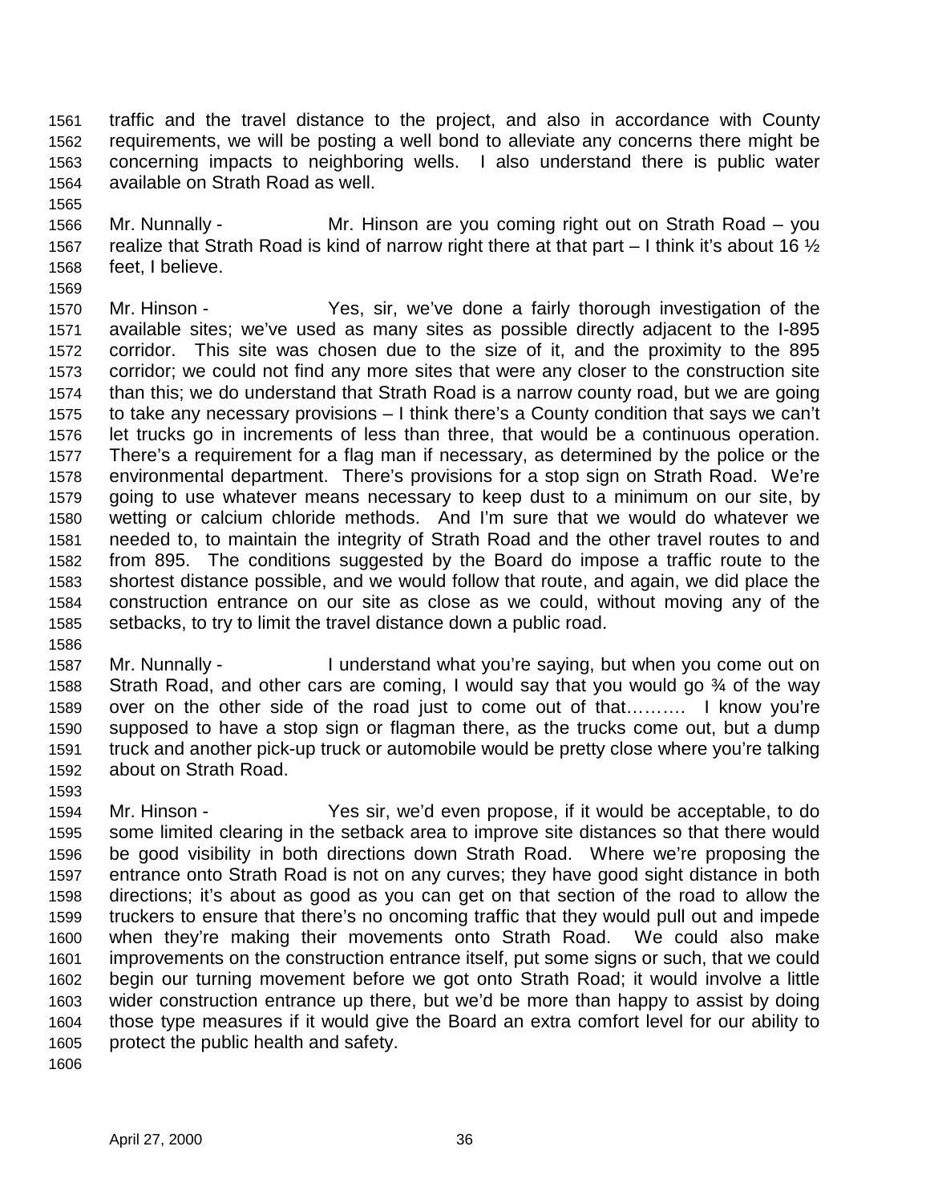traffic and the travel distance to the project, and also in accordance with County requirements, we will be posting a well bond to alleviate any concerns there might be concerning impacts to neighboring wells. I also understand there is public water available on Strath Road as well.

Mr. Nunnally - Mr. Hinson are you coming right out on Strath Road – you realize that Strath Road is kind of narrow right there at that part – I think it's about 16 ½ feet, I believe.

Mr. Hinson - Yes, sir, we've done a fairly thorough investigation of the available sites; we've used as many sites as possible directly adjacent to the I-895 corridor. This site was chosen due to the size of it, and the proximity to the 895 corridor; we could not find any more sites that were any closer to the construction site than this; we do understand that Strath Road is a narrow county road, but we are going to take any necessary provisions – I think there's a County condition that says we can't let trucks go in increments of less than three, that would be a continuous operation. There's a requirement for a flag man if necessary, as determined by the police or the environmental department. There's provisions for a stop sign on Strath Road. We're going to use whatever means necessary to keep dust to a minimum on our site, by wetting or calcium chloride methods. And I'm sure that we would do whatever we needed to, to maintain the integrity of Strath Road and the other travel routes to and from 895. The conditions suggested by the Board do impose a traffic route to the shortest distance possible, and we would follow that route, and again, we did place the construction entrance on our site as close as we could, without moving any of the setbacks, to try to limit the travel distance down a public road.

Mr. Nunnally - I understand what you're saying, but when you come out on Strath Road, and other cars are coming, I would say that you would go ¾ of the way over on the other side of the road just to come out of that………. I know you're supposed to have a stop sign or flagman there, as the trucks come out, but a dump truck and another pick-up truck or automobile would be pretty close where you're talking about on Strath Road.

Mr. Hinson - Yes sir, we'd even propose, if it would be acceptable, to do some limited clearing in the setback area to improve site distances so that there would be good visibility in both directions down Strath Road. Where we're proposing the entrance onto Strath Road is not on any curves; they have good sight distance in both directions; it's about as good as you can get on that section of the road to allow the truckers to ensure that there's no oncoming traffic that they would pull out and impede when they're making their movements onto Strath Road. We could also make improvements on the construction entrance itself, put some signs or such, that we could begin our turning movement before we got onto Strath Road; it would involve a little wider construction entrance up there, but we'd be more than happy to assist by doing those type measures if it would give the Board an extra comfort level for our ability to protect the public health and safety.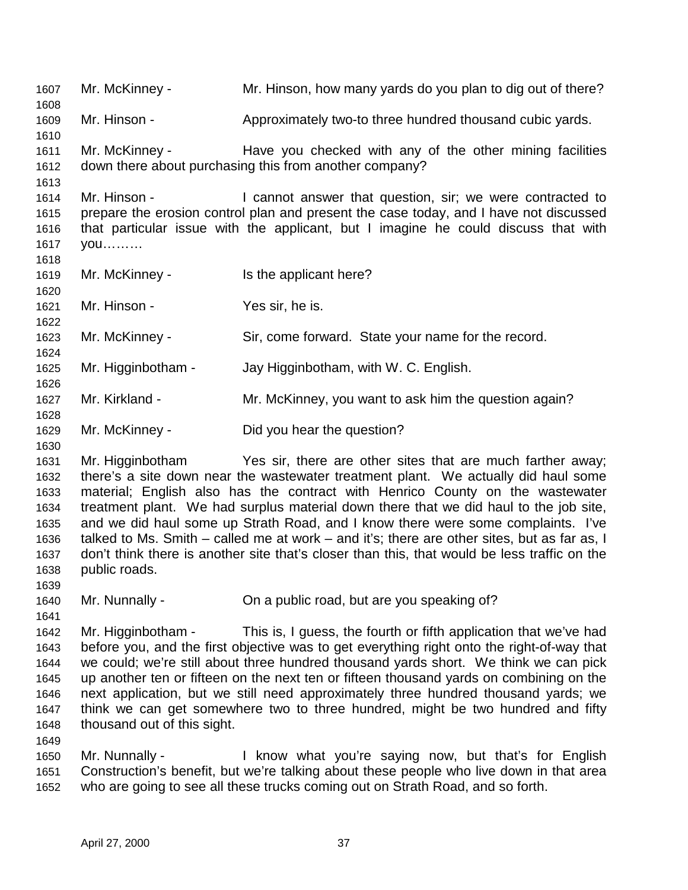Mr. McKinney - Mr. Hinson, how many yards do you plan to dig out of there?

Mr. Hinson - Approximately two-to three hundred thousand cubic yards.

Mr. McKinney - Have you checked with any of the other mining facilities down there about purchasing this from another company?

Mr. Hinson - I cannot answer that question, sir; we were contracted to prepare the erosion control plan and present the case today, and I have not discussed that particular issue with the applicant, but I imagine he could discuss that with you………

Mr. McKinney - Is the applicant here?

Mr. Hinson - Yes sir, he is.

Mr. McKinney - Sir, come forward. State your name for the record.

Mr. Higginbotham - Jay Higginbotham, with W. C. English.

Mr. Kirkland - Mr. McKinney, you want to ask him the question again?

Mr. McKinney - Did you hear the question?

Mr. Higginbotham Yes sir, there are other sites that are much farther away; there's a site down near the wastewater treatment plant. We actually did haul some material; English also has the contract with Henrico County on the wastewater treatment plant. We had surplus material down there that we did haul to the job site, and we did haul some up Strath Road, and I know there were some complaints. I've talked to Ms. Smith – called me at work – and it's; there are other sites, but as far as, I don't think there is another site that's closer than this, that would be less traffic on the public roads.

Mr. Nunnally - On a public road, but are you speaking of?

Mr. Higginbotham - This is, I guess, the fourth or fifth application that we've had before you, and the first objective was to get everything right onto the right-of-way that we could; we're still about three hundred thousand yards short. We think we can pick up another ten or fifteen on the next ten or fifteen thousand yards on combining on the next application, but we still need approximately three hundred thousand yards; we think we can get somewhere two to three hundred, might be two hundred and fifty thousand out of this sight.

Mr. Nunnally - I know what you're saying now, but that's for English Construction's benefit, but we're talking about these people who live down in that area who are going to see all these trucks coming out on Strath Road, and so forth.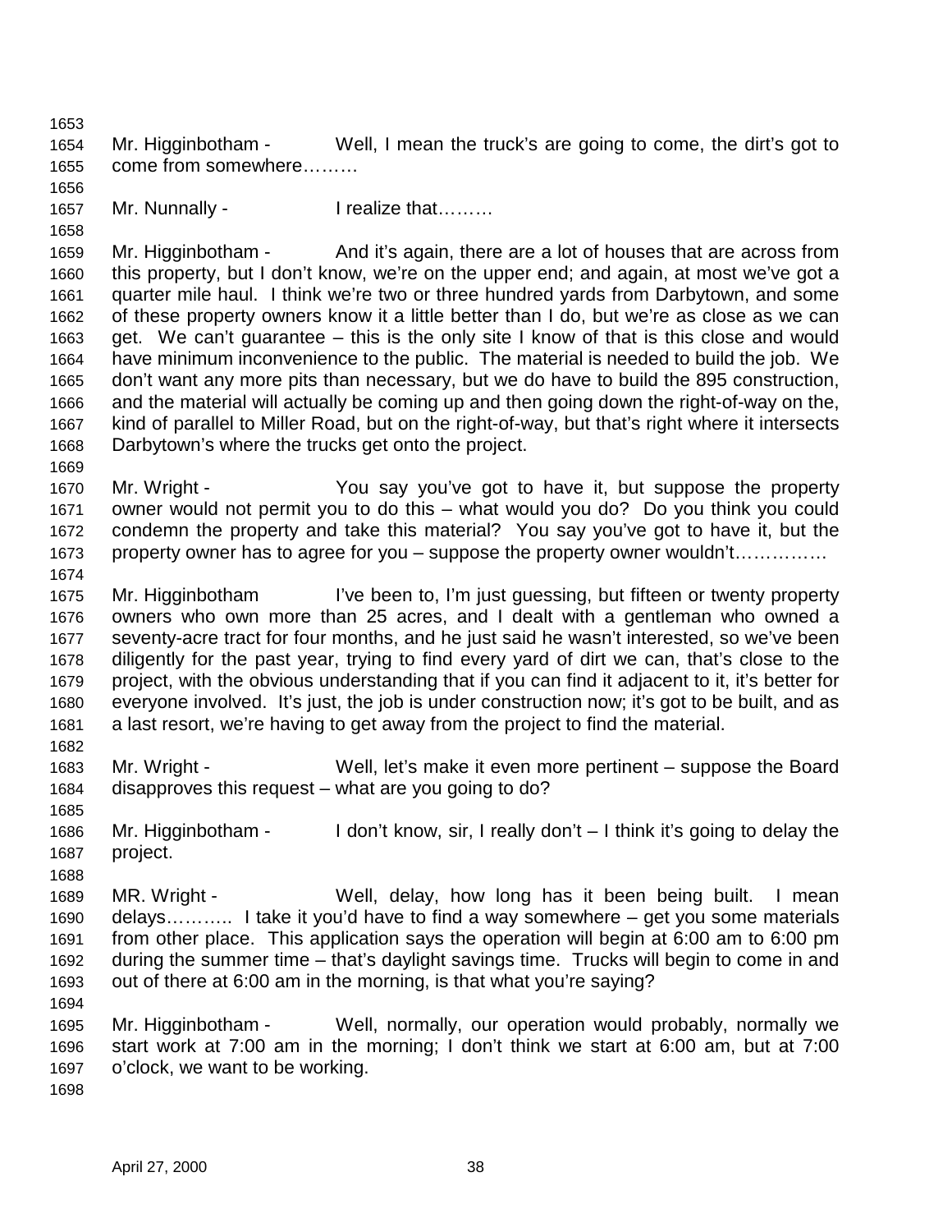Mr. Higginbotham - Well, I mean the truck's are going to come, the dirt's got to come from somewhere………

Mr. Nunnally - I realize that………

Mr. Higginbotham - And it's again, there are a lot of houses that are across from this property, but I don't know, we're on the upper end; and again, at most we've got a quarter mile haul. I think we're two or three hundred yards from Darbytown, and some of these property owners know it a little better than I do, but we're as close as we can get. We can't guarantee – this is the only site I know of that is this close and would have minimum inconvenience to the public. The material is needed to build the job. We don't want any more pits than necessary, but we do have to build the 895 construction, and the material will actually be coming up and then going down the right-of-way on the, kind of parallel to Miller Road, but on the right-of-way, but that's right where it intersects Darbytown's where the trucks get onto the project.

Mr. Wright - You say you've got to have it, but suppose the property owner would not permit you to do this – what would you do? Do you think you could condemn the property and take this material? You say you've got to have it, but the property owner has to agree for you – suppose the property owner wouldn't……………

Mr. Higginbotham I've been to, I'm just guessing, but fifteen or twenty property owners who own more than 25 acres, and I dealt with a gentleman who owned a seventy-acre tract for four months, and he just said he wasn't interested, so we've been diligently for the past year, trying to find every yard of dirt we can, that's close to the project, with the obvious understanding that if you can find it adjacent to it, it's better for everyone involved. It's just, the job is under construction now; it's got to be built, and as a last resort, we're having to get away from the project to find the material.

Mr. Wright - Well, let's make it even more pertinent – suppose the Board disapproves this request – what are you going to do?

Mr. Higginbotham - I don't know, sir, I really don't – I think it's going to delay the project.

MR. Wright - Well, delay, how long has it been being built. I mean delays……….. I take it you'd have to find a way somewhere – get you some materials from other place. This application says the operation will begin at 6:00 am to 6:00 pm during the summer time – that's daylight savings time. Trucks will begin to come in and out of there at 6:00 am in the morning, is that what you're saying?

Mr. Higginbotham - Well, normally, our operation would probably, normally we start work at 7:00 am in the morning; I don't think we start at 6:00 am, but at 7:00 o'clock, we want to be working.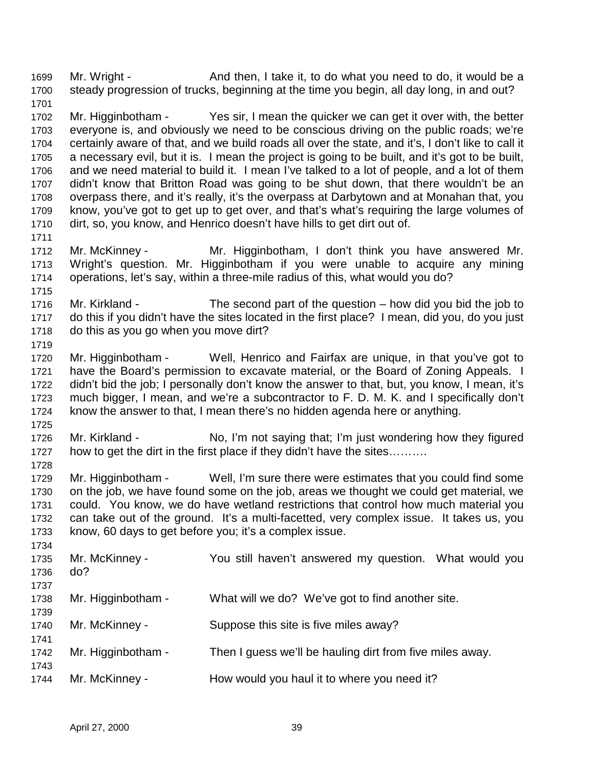1699 Mr. Wright - And then, I take it, to do what you need to do, it would be a
1700 steady progression of trucks, beginning at the time you begin, all day long, in and out?
1701
1702 Mr. Higginbotham - Yes sir, I mean the quicker we can get it over with, the better
1703 everyone is, and obviously we need to be conscious driving on the public roads; we're
1704 certainly aware of that, and we build roads all over the state, and it's, I don't like to call it
1705 a necessary evil, but it is. I mean the project is going to be built, and it's got to be built,
1706 and we need material to build it. I mean I've talked to a lot of people, and a lot of them
1707 didn't know that Britton Road was going to be shut down, that there wouldn't be an
1708 overpass there, and it's really, it's the overpass at Darbytown and at Monahan that, you
1709 know, you've got to get up to get over, and that's what's requiring the large volumes of
1710 dirt, so, you know, and Henrico doesn't have hills to get dirt out of.
1711
1712 Mr. McKinney - Mr. Higginbotham, I don't think you have answered Mr.
1713 Wright's question. Mr. Higginbotham if you were unable to acquire any mining
1714 operations, let's say, within a three-mile radius of this, what would you do?
1715
1716 Mr. Kirkland - The second part of the question – how did you bid the job to
1717 do this if you didn't have the sites located in the first place? I mean, did you, do you just
1718 do this as you go when you move dirt?
1719
1720 Mr. Higginbotham - Well, Henrico and Fairfax are unique, in that you've got to
1721 have the Board's permission to excavate material, or the Board of Zoning Appeals. I
1722 didn't bid the job; I personally don't know the answer to that, but, you know, I mean, it's
1723 much bigger, I mean, and we're a subcontractor to F. D. M. K. and I specifically don't
1724 know the answer to that, I mean there's no hidden agenda here or anything.
1725
1726 Mr. Kirkland - No, I'm not saying that; I'm just wondering how they figured
1727 how to get the dirt in the first place if they didn't have the sites……….
1728
1729 Mr. Higginbotham - Well, I'm sure there were estimates that you could find some
1730 on the job, we have found some on the job, areas we thought we could get material, we
1731 could. You know, we do have wetland restrictions that control how much material you
1732 can take out of the ground. It's a multi-facetted, very complex issue. It takes us, you
1733 know, 60 days to get before you; it's a complex issue.
1734
1735 Mr. McKinney - You still haven't answered my question. What would you
1736 do?
1737
1738 Mr. Higginbotham - What will we do? We've got to find another site.
1739
1740 Mr. McKinney - Suppose this site is five miles away?
1741
1742 Mr. Higginbotham - Then I guess we'll be hauling dirt from five miles away.
1743
1744 Mr. McKinney - How would you haul it to where you need it?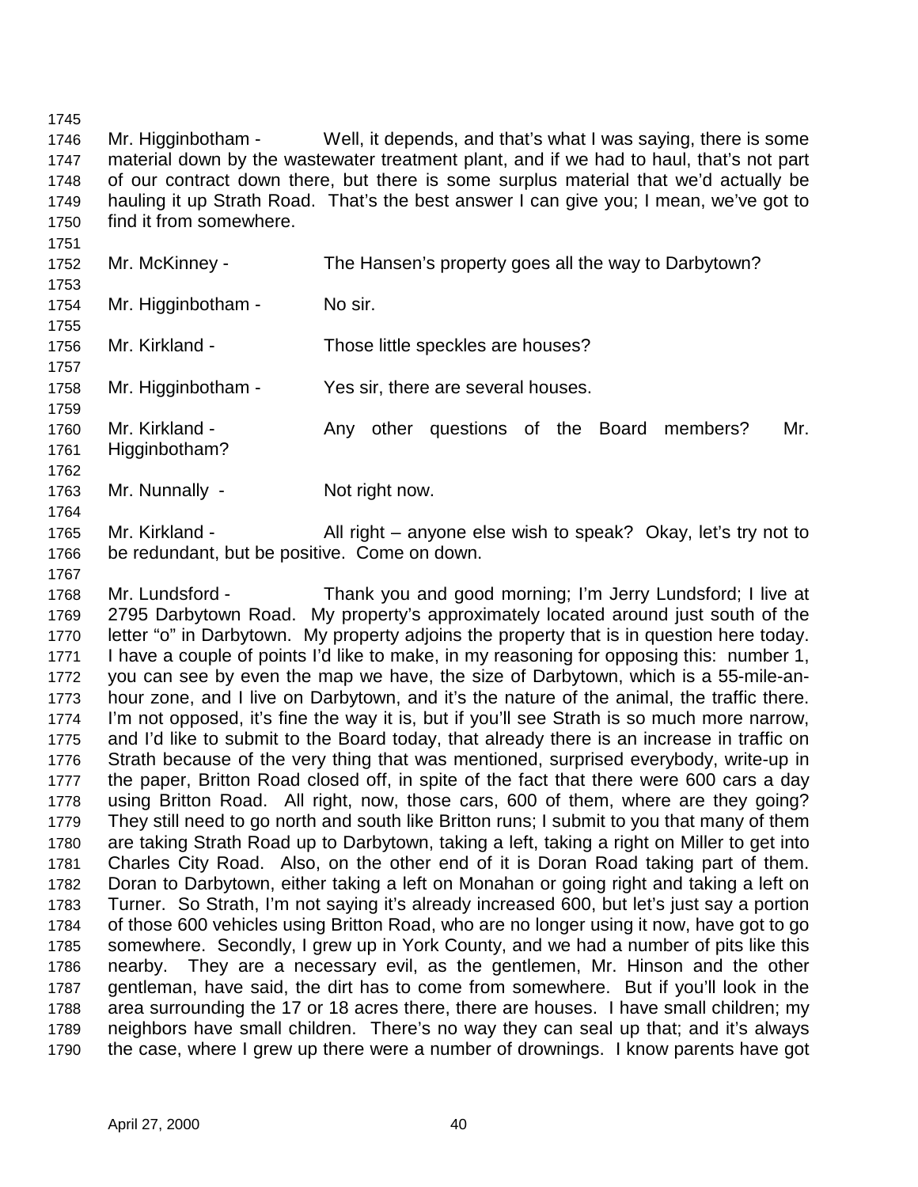Mr. Higginbotham - Well, it depends, and that's what I was saying, there is some material down by the wastewater treatment plant, and if we had to haul, that's not part of our contract down there, but there is some surplus material that we'd actually be hauling it up Strath Road. That's the best answer I can give you; I mean, we've got to find it from somewhere.

Mr. McKinney - The Hansen's property goes all the way to Darbytown?

Mr. Higginbotham - No sir.

Mr. Kirkland - Those little speckles are houses?

Mr. Higginbotham - Yes sir, there are several houses.

Mr. Kirkland - Any other questions of the Board members? Mr. Higginbotham?

Mr. Nunnally - Not right now.

Mr. Kirkland - All right – anyone else wish to speak? Okay, let's try not to be redundant, but be positive. Come on down.

Mr. Lundsford - Thank you and good morning; I'm Jerry Lundsford; I live at 2795 Darbytown Road. My property's approximately located around just south of the letter "o" in Darbytown. My property adjoins the property that is in question here today. I have a couple of points I'd like to make, in my reasoning for opposing this: number 1, you can see by even the map we have, the size of Darbytown, which is a 55-mile-an-hour zone, and I live on Darbytown, and it's the nature of the animal, the traffic there. I'm not opposed, it's fine the way it is, but if you'll see Strath is so much more narrow, and I'd like to submit to the Board today, that already there is an increase in traffic on Strath because of the very thing that was mentioned, surprised everybody, write-up in the paper, Britton Road closed off, in spite of the fact that there were 600 cars a day using Britton Road. All right, now, those cars, 600 of them, where are they going? They still need to go north and south like Britton runs; I submit to you that many of them are taking Strath Road up to Darbytown, taking a left, taking a right on Miller to get into Charles City Road. Also, on the other end of it is Doran Road taking part of them. Doran to Darbytown, either taking a left on Monahan or going right and taking a left on Turner. So Strath, I'm not saying it's already increased 600, but let's just say a portion of those 600 vehicles using Britton Road, who are no longer using it now, have got to go somewhere. Secondly, I grew up in York County, and we had a number of pits like this nearby. They are a necessary evil, as the gentlemen, Mr. Hinson and the other gentleman, have said, the dirt has to come from somewhere. But if you'll look in the area surrounding the 17 or 18 acres there, there are houses. I have small children; my neighbors have small children. There's no way they can seal up that; and it's always the case, where I grew up there were a number of drownings. I know parents have got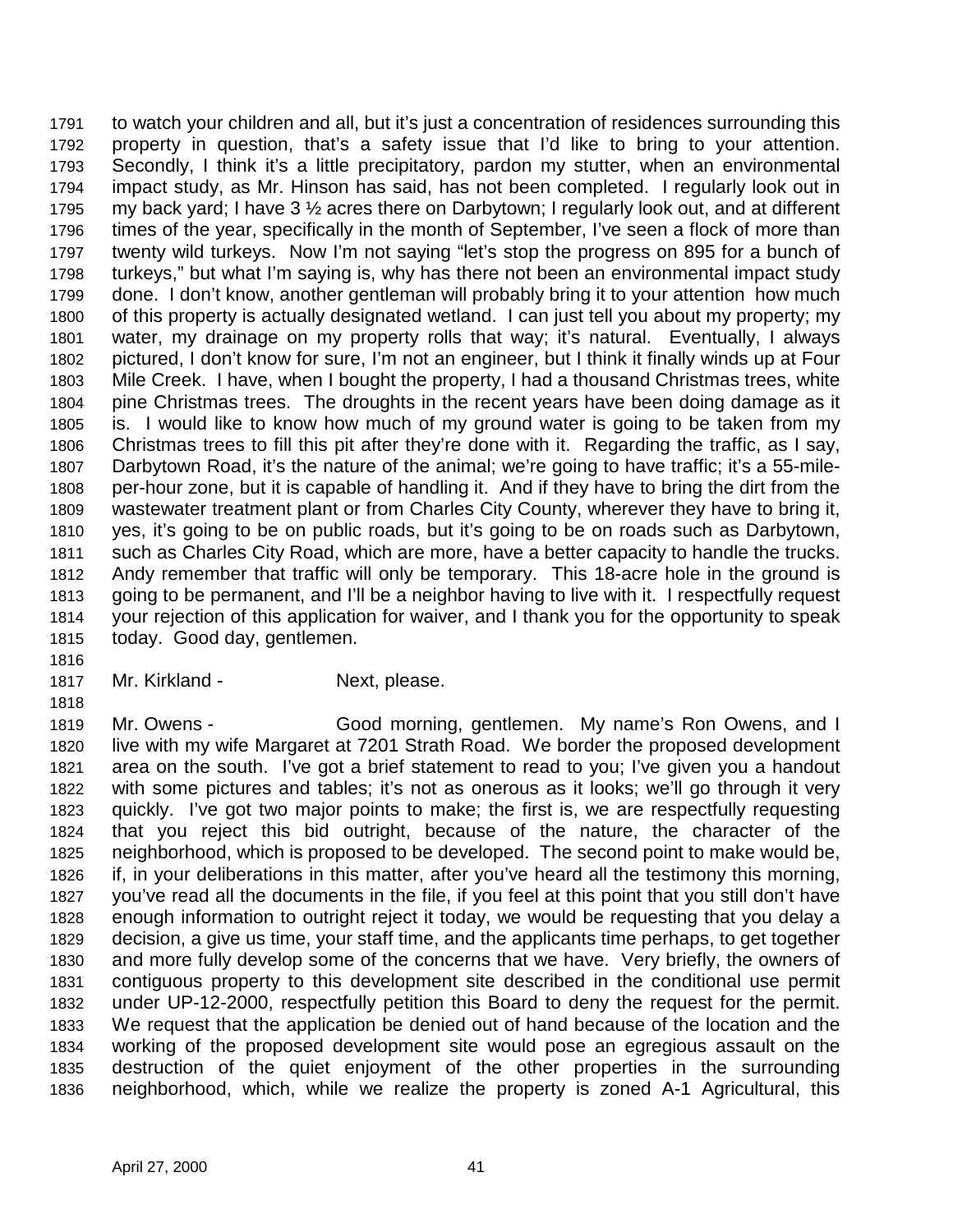to watch your children and all, but it's just a concentration of residences surrounding this property in question, that's a safety issue that I'd like to bring to your attention. Secondly, I think it's a little precipitatory, pardon my stutter, when an environmental impact study, as Mr. Hinson has said, has not been completed. I regularly look out in my back yard; I have 3 ½ acres there on Darbytown; I regularly look out, and at different times of the year, specifically in the month of September, I've seen a flock of more than twenty wild turkeys. Now I'm not saying "let's stop the progress on 895 for a bunch of turkeys," but what I'm saying is, why has there not been an environmental impact study done. I don't know, another gentleman will probably bring it to your attention how much of this property is actually designated wetland. I can just tell you about my property; my water, my drainage on my property rolls that way; it's natural. Eventually, I always pictured, I don't know for sure, I'm not an engineer, but I think it finally winds up at Four Mile Creek. I have, when I bought the property, I had a thousand Christmas trees, white pine Christmas trees. The droughts in the recent years have been doing damage as it is. I would like to know how much of my ground water is going to be taken from my Christmas trees to fill this pit after they're done with it. Regarding the traffic, as I say, Darbytown Road, it's the nature of the animal; we're going to have traffic; it's a 55-mile-per-hour zone, but it is capable of handling it. And if they have to bring the dirt from the wastewater treatment plant or from Charles City County, wherever they have to bring it, yes, it's going to be on public roads, but it's going to be on roads such as Darbytown, such as Charles City Road, which are more, have a better capacity to handle the trucks. Andy remember that traffic will only be temporary. This 18-acre hole in the ground is going to be permanent, and I'll be a neighbor having to live with it. I respectfully request your rejection of this application for waiver, and I thank you for the opportunity to speak today. Good day, gentlemen.

Mr. Kirkland - Next, please.

Mr. Owens - Good morning, gentlemen. My name's Ron Owens, and I live with my wife Margaret at 7201 Strath Road. We border the proposed development area on the south. I've got a brief statement to read to you; I've given you a handout with some pictures and tables; it's not as onerous as it looks; we'll go through it very quickly. I've got two major points to make; the first is, we are respectfully requesting that you reject this bid outright, because of the nature, the character of the neighborhood, which is proposed to be developed. The second point to make would be, if, in your deliberations in this matter, after you've heard all the testimony this morning, you've read all the documents in the file, if you feel at this point that you still don't have enough information to outright reject it today, we would be requesting that you delay a decision, a give us time, your staff time, and the applicants time perhaps, to get together and more fully develop some of the concerns that we have. Very briefly, the owners of contiguous property to this development site described in the conditional use permit under UP-12-2000, respectfully petition this Board to deny the request for the permit. We request that the application be denied out of hand because of the location and the working of the proposed development site would pose an egregious assault on the destruction of the quiet enjoyment of the other properties in the surrounding neighborhood, which, while we realize the property is zoned A-1 Agricultural, this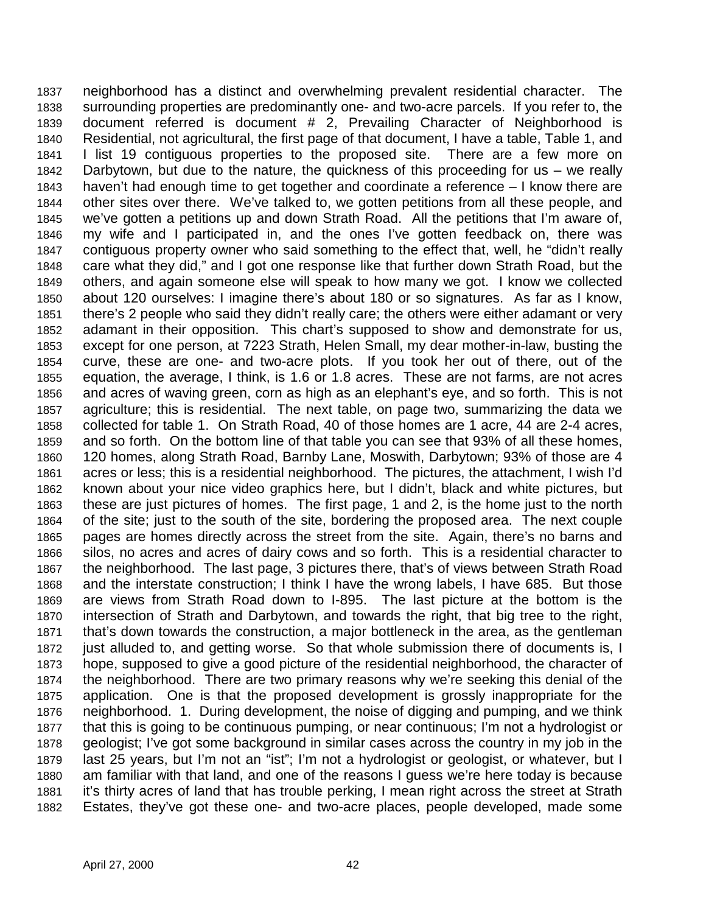neighborhood has a distinct and overwhelming prevalent residential character. The surrounding properties are predominantly one- and two-acre parcels. If you refer to, the document referred is document # 2, Prevailing Character of Neighborhood is Residential, not agricultural, the first page of that document, I have a table, Table 1, and I list 19 contiguous properties to the proposed site. There are a few more on Darbytown, but due to the nature, the quickness of this proceeding for us – we really haven't had enough time to get together and coordinate a reference – I know there are other sites over there. We've talked to, we gotten petitions from all these people, and we've gotten a petitions up and down Strath Road. All the petitions that I'm aware of, my wife and I participated in, and the ones I've gotten feedback on, there was contiguous property owner who said something to the effect that, well, he "didn't really care what they did," and I got one response like that further down Strath Road, but the others, and again someone else will speak to how many we got. I know we collected about 120 ourselves: I imagine there's about 180 or so signatures. As far as I know, there's 2 people who said they didn't really care; the others were either adamant or very adamant in their opposition. This chart's supposed to show and demonstrate for us, except for one person, at 7223 Strath, Helen Small, my dear mother-in-law, busting the curve, these are one- and two-acre plots. If you took her out of there, out of the equation, the average, I think, is 1.6 or 1.8 acres. These are not farms, are not acres and acres of waving green, corn as high as an elephant's eye, and so forth. This is not agriculture; this is residential. The next table, on page two, summarizing the data we collected for table 1. On Strath Road, 40 of those homes are 1 acre, 44 are 2-4 acres, and so forth. On the bottom line of that table you can see that 93% of all these homes, 120 homes, along Strath Road, Barnby Lane, Moswith, Darbytown; 93% of those are 4 acres or less; this is a residential neighborhood. The pictures, the attachment, I wish I'd known about your nice video graphics here, but I didn't, black and white pictures, but these are just pictures of homes. The first page, 1 and 2, is the home just to the north of the site; just to the south of the site, bordering the proposed area. The next couple pages are homes directly across the street from the site. Again, there's no barns and silos, no acres and acres of dairy cows and so forth. This is a residential character to the neighborhood. The last page, 3 pictures there, that's of views between Strath Road and the interstate construction; I think I have the wrong labels, I have 685. But those are views from Strath Road down to I-895. The last picture at the bottom is the intersection of Strath and Darbytown, and towards the right, that big tree to the right, that's down towards the construction, a major bottleneck in the area, as the gentleman just alluded to, and getting worse. So that whole submission there of documents is, I hope, supposed to give a good picture of the residential neighborhood, the character of the neighborhood. There are two primary reasons why we're seeking this denial of the application. One is that the proposed development is grossly inappropriate for the neighborhood. 1. During development, the noise of digging and pumping, and we think that this is going to be continuous pumping, or near continuous; I'm not a hydrologist or geologist; I've got some background in similar cases across the country in my job in the last 25 years, but I'm not an "ist"; I'm not a hydrologist or geologist, or whatever, but I am familiar with that land, and one of the reasons I guess we're here today is because it's thirty acres of land that has trouble perking, I mean right across the street at Strath Estates, they've got these one- and two-acre places, people developed, made some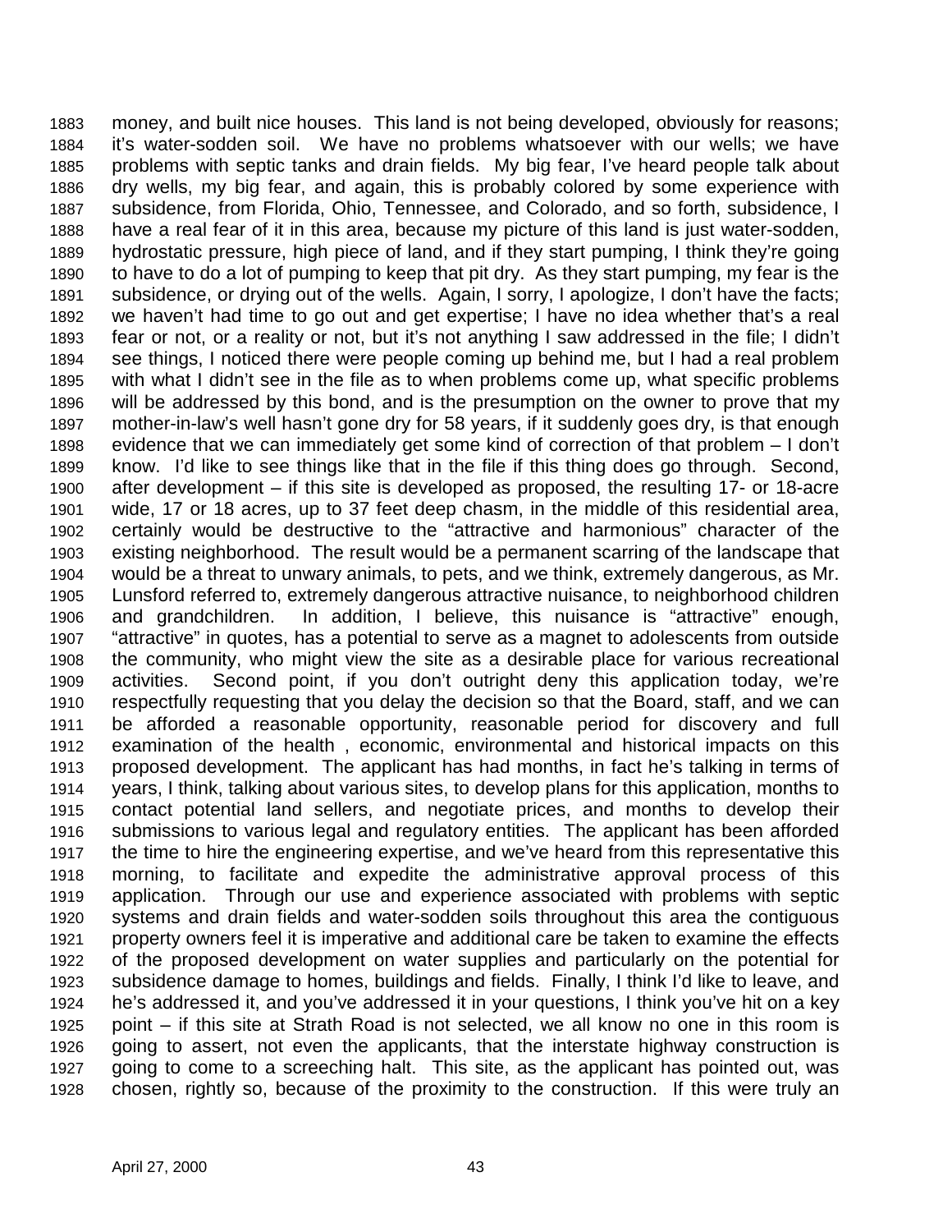money, and built nice houses. This land is not being developed, obviously for reasons; it's water-sodden soil. We have no problems whatsoever with our wells; we have problems with septic tanks and drain fields. My big fear, I've heard people talk about dry wells, my big fear, and again, this is probably colored by some experience with subsidence, from Florida, Ohio, Tennessee, and Colorado, and so forth, subsidence, I have a real fear of it in this area, because my picture of this land is just water-sodden, hydrostatic pressure, high piece of land, and if they start pumping, I think they're going to have to do a lot of pumping to keep that pit dry. As they start pumping, my fear is the subsidence, or drying out of the wells. Again, I sorry, I apologize, I don't have the facts; we haven't had time to go out and get expertise; I have no idea whether that's a real fear or not, or a reality or not, but it's not anything I saw addressed in the file; I didn't see things, I noticed there were people coming up behind me, but I had a real problem with what I didn't see in the file as to when problems come up, what specific problems will be addressed by this bond, and is the presumption on the owner to prove that my mother-in-law's well hasn't gone dry for 58 years, if it suddenly goes dry, is that enough evidence that we can immediately get some kind of correction of that problem – I don't know. I'd like to see things like that in the file if this thing does go through. Second, after development – if this site is developed as proposed, the resulting 17- or 18-acre wide, 17 or 18 acres, up to 37 feet deep chasm, in the middle of this residential area, certainly would be destructive to the "attractive and harmonious" character of the existing neighborhood. The result would be a permanent scarring of the landscape that would be a threat to unwary animals, to pets, and we think, extremely dangerous, as Mr. Lunsford referred to, extremely dangerous attractive nuisance, to neighborhood children and grandchildren. In addition, I believe, this nuisance is "attractive" enough, "attractive" in quotes, has a potential to serve as a magnet to adolescents from outside the community, who might view the site as a desirable place for various recreational activities. Second point, if you don't outright deny this application today, we're respectfully requesting that you delay the decision so that the Board, staff, and we can be afforded a reasonable opportunity, reasonable period for discovery and full examination of the health , economic, environmental and historical impacts on this proposed development. The applicant has had months, in fact he's talking in terms of years, I think, talking about various sites, to develop plans for this application, months to contact potential land sellers, and negotiate prices, and months to develop their submissions to various legal and regulatory entities. The applicant has been afforded the time to hire the engineering expertise, and we've heard from this representative this morning, to facilitate and expedite the administrative approval process of this application. Through our use and experience associated with problems with septic systems and drain fields and water-sodden soils throughout this area the contiguous property owners feel it is imperative and additional care be taken to examine the effects of the proposed development on water supplies and particularly on the potential for subsidence damage to homes, buildings and fields. Finally, I think I'd like to leave, and he's addressed it, and you've addressed it in your questions, I think you've hit on a key point – if this site at Strath Road is not selected, we all know no one in this room is going to assert, not even the applicants, that the interstate highway construction is going to come to a screeching halt. This site, as the applicant has pointed out, was chosen, rightly so, because of the proximity to the construction. If this were truly an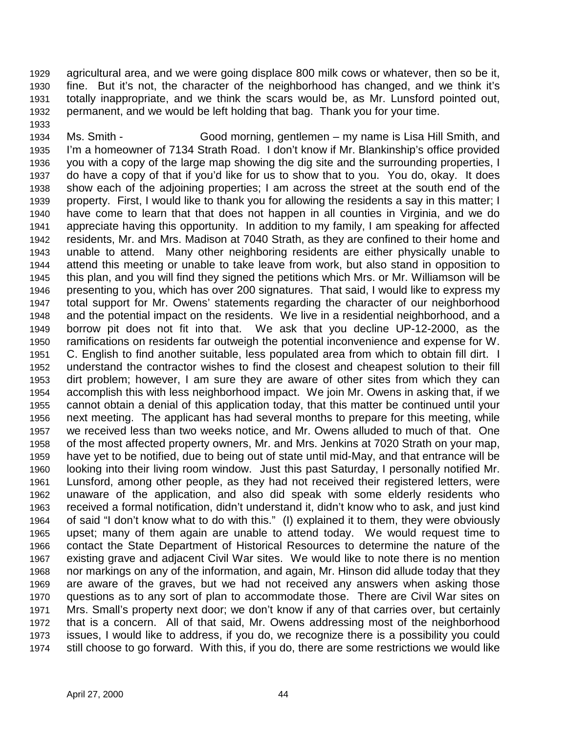agricultural area, and we were going displace 800 milk cows or whatever, then so be it, fine. But it's not, the character of the neighborhood has changed, and we think it's totally inappropriate, and we think the scars would be, as Mr. Lunsford pointed out, permanent, and we would be left holding that bag. Thank you for your time.

Ms. Smith - Good morning, gentlemen – my name is Lisa Hill Smith, and I'm a homeowner of 7134 Strath Road. I don't know if Mr. Blankinship's office provided you with a copy of the large map showing the dig site and the surrounding properties, I do have a copy of that if you'd like for us to show that to you. You do, okay. It does show each of the adjoining properties; I am across the street at the south end of the property. First, I would like to thank you for allowing the residents a say in this matter; I have come to learn that that does not happen in all counties in Virginia, and we do appreciate having this opportunity. In addition to my family, I am speaking for affected residents, Mr. and Mrs. Madison at 7040 Strath, as they are confined to their home and unable to attend. Many other neighboring residents are either physically unable to attend this meeting or unable to take leave from work, but also stand in opposition to this plan, and you will find they signed the petitions which Mrs. or Mr. Williamson will be presenting to you, which has over 200 signatures. That said, I would like to express my total support for Mr. Owens' statements regarding the character of our neighborhood and the potential impact on the residents. We live in a residential neighborhood, and a borrow pit does not fit into that. We ask that you decline UP-12-2000, as the ramifications on residents far outweigh the potential inconvenience and expense for W. C. English to find another suitable, less populated area from which to obtain fill dirt. I understand the contractor wishes to find the closest and cheapest solution to their fill dirt problem; however, I am sure they are aware of other sites from which they can accomplish this with less neighborhood impact. We join Mr. Owens in asking that, if we cannot obtain a denial of this application today, that this matter be continued until your next meeting. The applicant has had several months to prepare for this meeting, while we received less than two weeks notice, and Mr. Owens alluded to much of that. One of the most affected property owners, Mr. and Mrs. Jenkins at 7020 Strath on your map, have yet to be notified, due to being out of state until mid-May, and that entrance will be looking into their living room window. Just this past Saturday, I personally notified Mr. Lunsford, among other people, as they had not received their registered letters, were unaware of the application, and also did speak with some elderly residents who received a formal notification, didn't understand it, didn't know who to ask, and just kind of said "I don't know what to do with this." (I) explained it to them, they were obviously upset; many of them again are unable to attend today. We would request time to contact the State Department of Historical Resources to determine the nature of the existing grave and adjacent Civil War sites. We would like to note there is no mention nor markings on any of the information, and again, Mr. Hinson did allude today that they are aware of the graves, but we had not received any answers when asking those questions as to any sort of plan to accommodate those. There are Civil War sites on Mrs. Small's property next door; we don't know if any of that carries over, but certainly that is a concern. All of that said, Mr. Owens addressing most of the neighborhood issues, I would like to address, if you do, we recognize there is a possibility you could still choose to go forward. With this, if you do, there are some restrictions we would like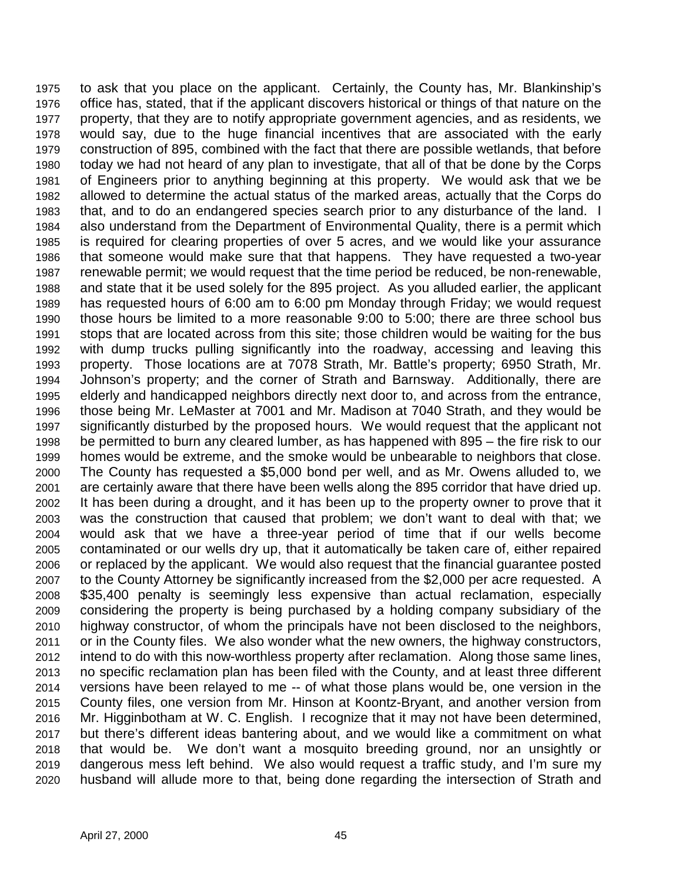to ask that you place on the applicant. Certainly, the County has, Mr. Blankinship's office has, stated, that if the applicant discovers historical or things of that nature on the property, that they are to notify appropriate government agencies, and as residents, we would say, due to the huge financial incentives that are associated with the early construction of 895, combined with the fact that there are possible wetlands, that before today we had not heard of any plan to investigate, that all of that be done by the Corps of Engineers prior to anything beginning at this property. We would ask that we be allowed to determine the actual status of the marked areas, actually that the Corps do that, and to do an endangered species search prior to any disturbance of the land. I also understand from the Department of Environmental Quality, there is a permit which is required for clearing properties of over 5 acres, and we would like your assurance that someone would make sure that that happens. They have requested a two-year renewable permit; we would request that the time period be reduced, be non-renewable, and state that it be used solely for the 895 project. As you alluded earlier, the applicant has requested hours of 6:00 am to 6:00 pm Monday through Friday; we would request those hours be limited to a more reasonable 9:00 to 5:00; there are three school bus stops that are located across from this site; those children would be waiting for the bus with dump trucks pulling significantly into the roadway, accessing and leaving this property. Those locations are at 7078 Strath, Mr. Battle's property; 6950 Strath, Mr. Johnson's property; and the corner of Strath and Barnsway. Additionally, there are elderly and handicapped neighbors directly next door to, and across from the entrance, those being Mr. LeMaster at 7001 and Mr. Madison at 7040 Strath, and they would be significantly disturbed by the proposed hours. We would request that the applicant not be permitted to burn any cleared lumber, as has happened with 895 – the fire risk to our homes would be extreme, and the smoke would be unbearable to neighbors that close. The County has requested a $5,000 bond per well, and as Mr. Owens alluded to, we are certainly aware that there have been wells along the 895 corridor that have dried up. It has been during a drought, and it has been up to the property owner to prove that it was the construction that caused that problem; we don't want to deal with that; we would ask that we have a three-year period of time that if our wells become contaminated or our wells dry up, that it automatically be taken care of, either repaired or replaced by the applicant. We would also request that the financial guarantee posted to the County Attorney be significantly increased from the $2,000 per acre requested. A $35,400 penalty is seemingly less expensive than actual reclamation, especially considering the property is being purchased by a holding company subsidiary of the highway constructor, of whom the principals have not been disclosed to the neighbors, or in the County files. We also wonder what the new owners, the highway constructors, intend to do with this now-worthless property after reclamation. Along those same lines, no specific reclamation plan has been filed with the County, and at least three different versions have been relayed to me -- of what those plans would be, one version in the County files, one version from Mr. Hinson at Koontz-Bryant, and another version from Mr. Higginbotham at W. C. English. I recognize that it may not have been determined, but there's different ideas bantering about, and we would like a commitment on what that would be. We don't want a mosquito breeding ground, nor an unsightly or dangerous mess left behind. We also would request a traffic study, and I'm sure my husband will allude more to that, being done regarding the intersection of Strath and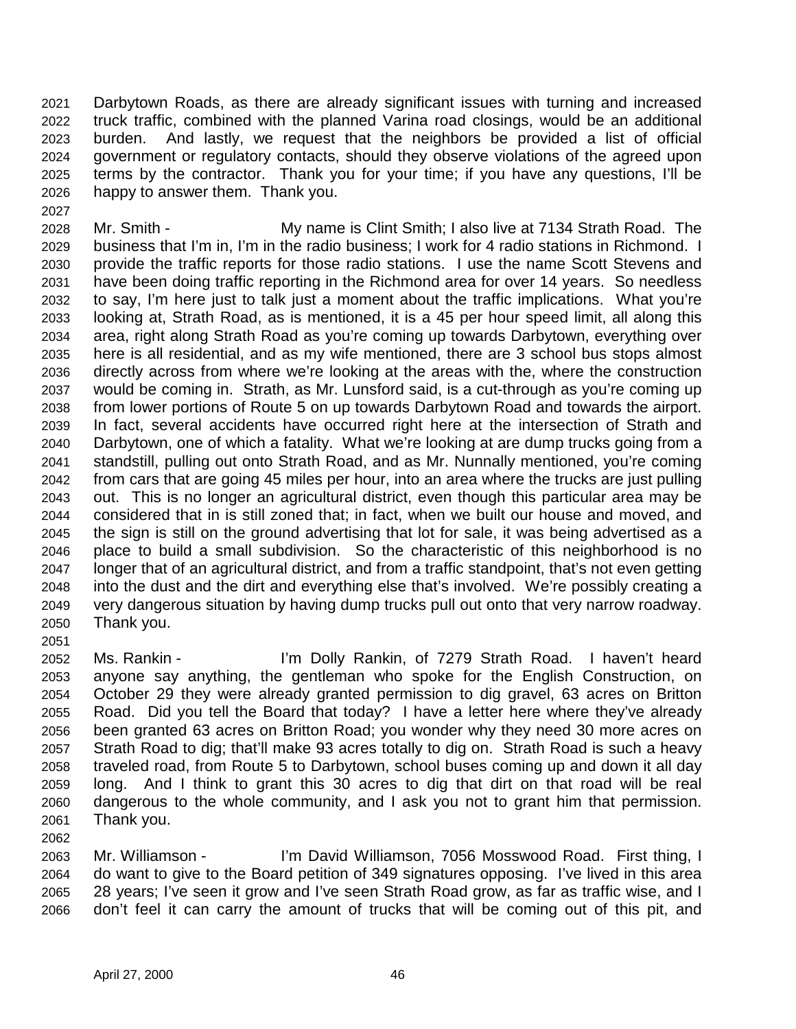Darbytown Roads, as there are already significant issues with turning and increased truck traffic, combined with the planned Varina road closings, would be an additional burden. And lastly, we request that the neighbors be provided a list of official government or regulatory contacts, should they observe violations of the agreed upon terms by the contractor. Thank you for your time; if you have any questions, I'll be happy to answer them. Thank you.

Mr. Smith - My name is Clint Smith; I also live at 7134 Strath Road. The business that I'm in, I'm in the radio business; I work for 4 radio stations in Richmond. I provide the traffic reports for those radio stations. I use the name Scott Stevens and have been doing traffic reporting in the Richmond area for over 14 years. So needless to say, I'm here just to talk just a moment about the traffic implications. What you're looking at, Strath Road, as is mentioned, it is a 45 per hour speed limit, all along this area, right along Strath Road as you're coming up towards Darbytown, everything over here is all residential, and as my wife mentioned, there are 3 school bus stops almost directly across from where we're looking at the areas with the, where the construction would be coming in. Strath, as Mr. Lunsford said, is a cut-through as you're coming up from lower portions of Route 5 on up towards Darbytown Road and towards the airport. In fact, several accidents have occurred right here at the intersection of Strath and Darbytown, one of which a fatality. What we're looking at are dump trucks going from a standstill, pulling out onto Strath Road, and as Mr. Nunnally mentioned, you're coming from cars that are going 45 miles per hour, into an area where the trucks are just pulling out. This is no longer an agricultural district, even though this particular area may be considered that in is still zoned that; in fact, when we built our house and moved, and the sign is still on the ground advertising that lot for sale, it was being advertised as a place to build a small subdivision. So the characteristic of this neighborhood is no longer that of an agricultural district, and from a traffic standpoint, that's not even getting into the dust and the dirt and everything else that's involved. We're possibly creating a very dangerous situation by having dump trucks pull out onto that very narrow roadway. Thank you.

Ms. Rankin - I'm Dolly Rankin, of 7279 Strath Road. I haven't heard anyone say anything, the gentleman who spoke for the English Construction, on October 29 they were already granted permission to dig gravel, 63 acres on Britton Road. Did you tell the Board that today? I have a letter here where they've already been granted 63 acres on Britton Road; you wonder why they need 30 more acres on Strath Road to dig; that'll make 93 acres totally to dig on. Strath Road is such a heavy traveled road, from Route 5 to Darbytown, school buses coming up and down it all day long. And I think to grant this 30 acres to dig that dirt on that road will be real dangerous to the whole community, and I ask you not to grant him that permission. Thank you.

Mr. Williamson - I'm David Williamson, 7056 Mosswood Road. First thing, I do want to give to the Board petition of 349 signatures opposing. I've lived in this area 28 years; I've seen it grow and I've seen Strath Road grow, as far as traffic wise, and I don't feel it can carry the amount of trucks that will be coming out of this pit, and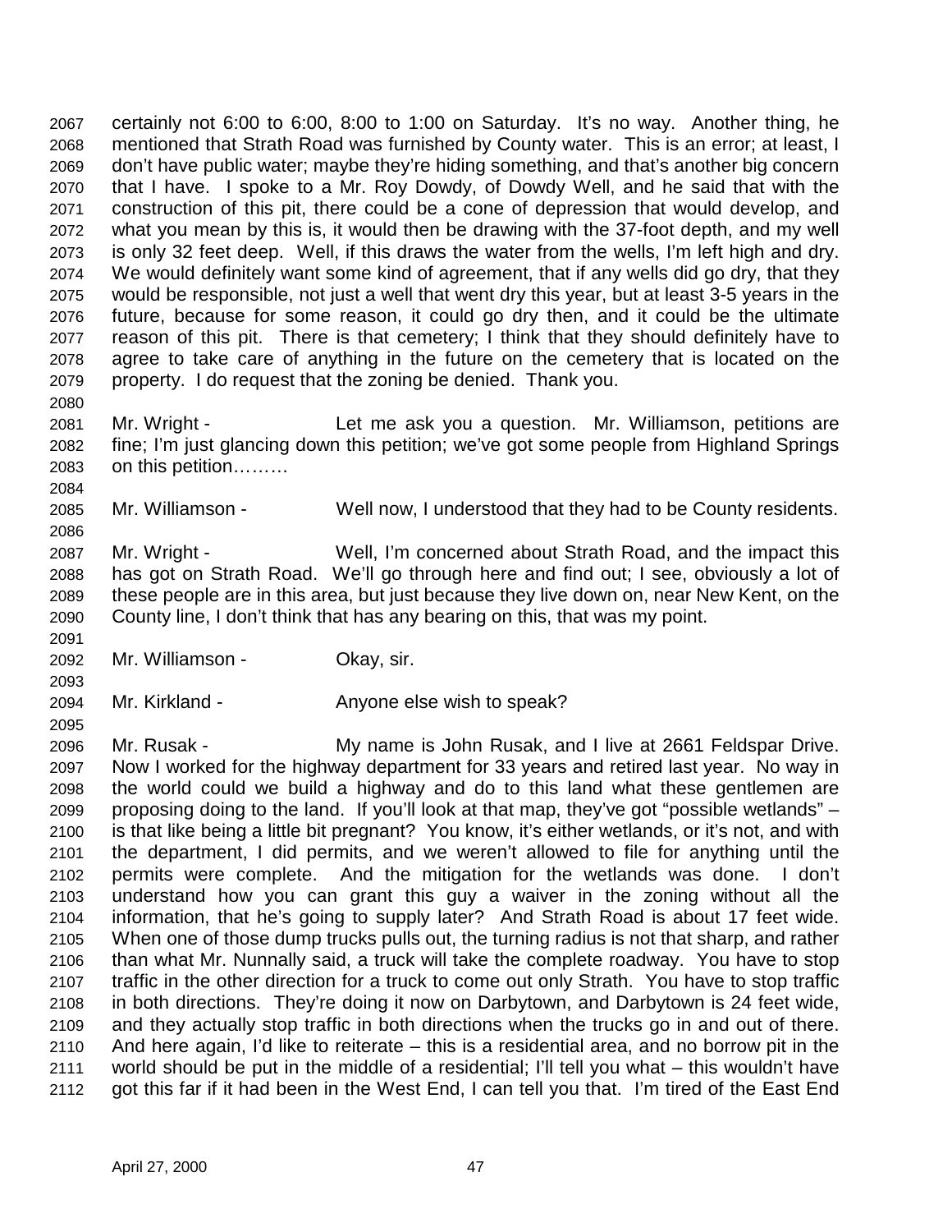2067 certainly not 6:00 to 6:00, 8:00 to 1:00 on Saturday. It's no way. Another thing, he
2068 mentioned that Strath Road was furnished by County water. This is an error; at least, I
2069 don't have public water; maybe they're hiding something, and that's another big concern
2070 that I have. I spoke to a Mr. Roy Dowdy, of Dowdy Well, and he said that with the
2071 construction of this pit, there could be a cone of depression that would develop, and
2072 what you mean by this is, it would then be drawing with the 37-foot depth, and my well
2073 is only 32 feet deep. Well, if this draws the water from the wells, I'm left high and dry.
2074 We would definitely want some kind of agreement, that if any wells did go dry, that they
2075 would be responsible, not just a well that went dry this year, but at least 3-5 years in the
2076 future, because for some reason, it could go dry then, and it could be the ultimate
2077 reason of this pit. There is that cemetery; I think that they should definitely have to
2078 agree to take care of anything in the future on the cemetery that is located on the
2079 property. I do request that the zoning be denied. Thank you.
2080
2081 Mr. Wright - Let me ask you a question. Mr. Williamson, petitions are
2082 fine; I'm just glancing down this petition; we've got some people from Highland Springs
2083 on this petition………
2084
2085 Mr. Williamson - Well now, I understood that they had to be County residents.
2086
2087 Mr. Wright - Well, I'm concerned about Strath Road, and the impact this
2088 has got on Strath Road. We'll go through here and find out; I see, obviously a lot of
2089 these people are in this area, but just because they live down on, near New Kent, on the
2090 County line, I don't think that has any bearing on this, that was my point.
2091
2092 Mr. Williamson - Okay, sir.
2093
2094 Mr. Kirkland - Anyone else wish to speak?
2095
2096 Mr. Rusak - My name is John Rusak, and I live at 2661 Feldspar Drive.
2097 Now I worked for the highway department for 33 years and retired last year. No way in
2098 the world could we build a highway and do to this land what these gentlemen are
2099 proposing doing to the land. If you'll look at that map, they've got "possible wetlands" –
2100 is that like being a little bit pregnant? You know, it's either wetlands, or it's not, and with
2101 the department, I did permits, and we weren't allowed to file for anything until the
2102 permits were complete. And the mitigation for the wetlands was done. I don't
2103 understand how you can grant this guy a waiver in the zoning without all the
2104 information, that he's going to supply later? And Strath Road is about 17 feet wide.
2105 When one of those dump trucks pulls out, the turning radius is not that sharp, and rather
2106 than what Mr. Nunnally said, a truck will take the complete roadway. You have to stop
2107 traffic in the other direction for a truck to come out only Strath. You have to stop traffic
2108 in both directions. They're doing it now on Darbytown, and Darbytown is 24 feet wide,
2109 and they actually stop traffic in both directions when the trucks go in and out of there.
2110 And here again, I'd like to reiterate – this is a residential area, and no borrow pit in the
2111 world should be put in the middle of a residential; I'll tell you what – this wouldn't have
2112 got this far if it had been in the West End, I can tell you that. I'm tired of the East End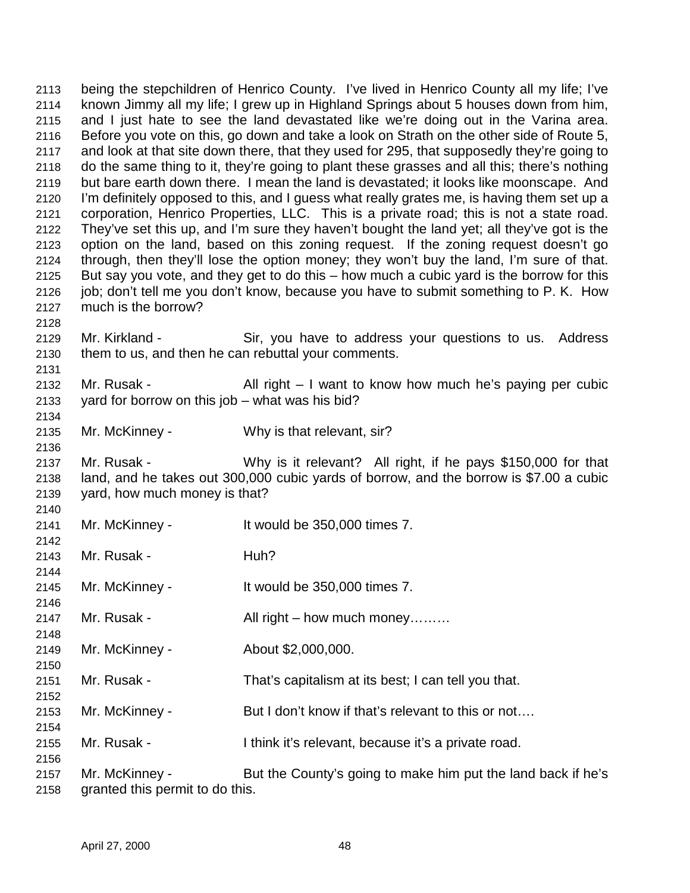being the stepchildren of Henrico County. I've lived in Henrico County all my life; I've known Jimmy all my life; I grew up in Highland Springs about 5 houses down from him, and I just hate to see the land devastated like we're doing out in the Varina area. Before you vote on this, go down and take a look on Strath on the other side of Route 5, and look at that site down there, that they used for 295, that supposedly they're going to do the same thing to it, they're going to plant these grasses and all this; there's nothing but bare earth down there. I mean the land is devastated; it looks like moonscape. And I'm definitely opposed to this, and I guess what really grates me, is having them set up a corporation, Henrico Properties, LLC. This is a private road; this is not a state road. They've set this up, and I'm sure they haven't bought the land yet; all they've got is the option on the land, based on this zoning request. If the zoning request doesn't go through, then they'll lose the option money; they won't buy the land, I'm sure of that. But say you vote, and they get to do this – how much a cubic yard is the borrow for this job; don't tell me you don't know, because you have to submit something to P. K. How much is the borrow?

Mr. Kirkland - Sir, you have to address your questions to us. Address them to us, and then he can rebuttal your comments.

Mr. Rusak - All right – I want to know how much he's paying per cubic yard for borrow on this job – what was his bid?

Mr. McKinney - Why is that relevant, sir?

Mr. Rusak - Why is it relevant? All right, if he pays $150,000 for that land, and he takes out 300,000 cubic yards of borrow, and the borrow is $7.00 a cubic yard, how much money is that?

Mr. McKinney - It would be 350,000 times 7.

Mr. Rusak - Huh?

Mr. McKinney - It would be 350,000 times 7.

Mr. Rusak - All right – how much money………

Mr. McKinney - About $2,000,000.

Mr. Rusak - That's capitalism at its best; I can tell you that.

Mr. McKinney - But I don't know if that's relevant to this or not….

Mr. Rusak - I think it's relevant, because it's a private road.

Mr. McKinney - But the County's going to make him put the land back if he's granted this permit to do this.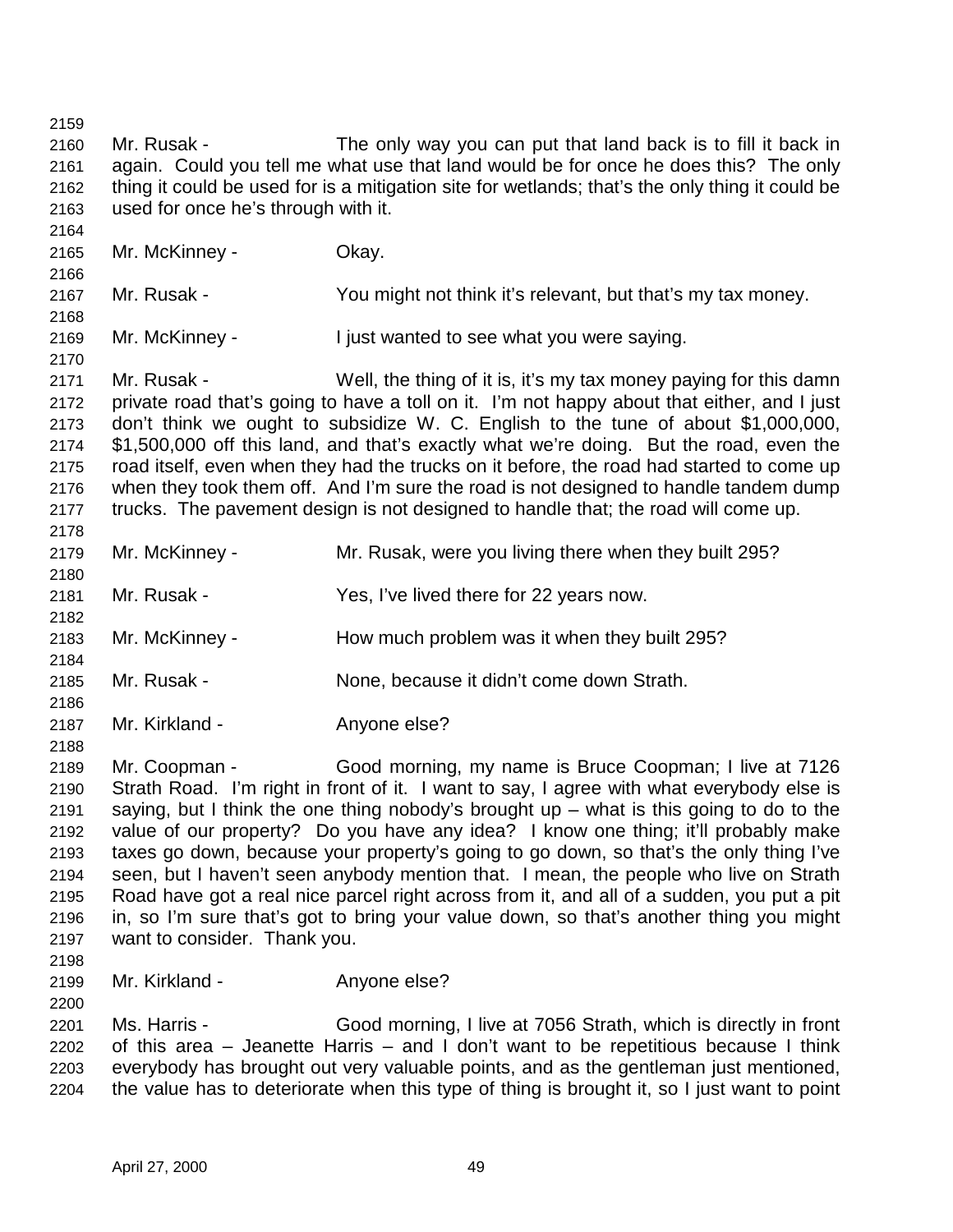Mr. Rusak - The only way you can put that land back is to fill it back in again. Could you tell me what use that land would be for once he does this? The only thing it could be used for is a mitigation site for wetlands; that's the only thing it could be used for once he's through with it.

Mr. McKinney - Okay.

Mr. Rusak - You might not think it's relevant, but that's my tax money.

Mr. McKinney - I just wanted to see what you were saying.

Mr. Rusak - Well, the thing of it is, it's my tax money paying for this damn private road that's going to have a toll on it. I'm not happy about that either, and I just don't think we ought to subsidize W. C. English to the tune of about $1,000,000, $1,500,000 off this land, and that's exactly what we're doing. But the road, even the road itself, even when they had the trucks on it before, the road had started to come up when they took them off. And I'm sure the road is not designed to handle tandem dump trucks. The pavement design is not designed to handle that; the road will come up.

Mr. McKinney - Mr. Rusak, were you living there when they built 295?

Mr. Rusak - Yes, I've lived there for 22 years now.

Mr. McKinney - How much problem was it when they built 295?

Mr. Rusak - None, because it didn't come down Strath.

Mr. Kirkland - Anyone else?

Mr. Coopman - Good morning, my name is Bruce Coopman; I live at 7126 Strath Road. I'm right in front of it. I want to say, I agree with what everybody else is saying, but I think the one thing nobody's brought up – what is this going to do to the value of our property? Do you have any idea? I know one thing; it'll probably make taxes go down, because your property's going to go down, so that's the only thing I've seen, but I haven't seen anybody mention that. I mean, the people who live on Strath Road have got a real nice parcel right across from it, and all of a sudden, you put a pit in, so I'm sure that's got to bring your value down, so that's another thing you might want to consider. Thank you.

Mr. Kirkland - Anyone else?

Ms. Harris - Good morning, I live at 7056 Strath, which is directly in front of this area – Jeanette Harris – and I don't want to be repetitious because I think everybody has brought out very valuable points, and as the gentleman just mentioned, the value has to deteriorate when this type of thing is brought it, so I just want to point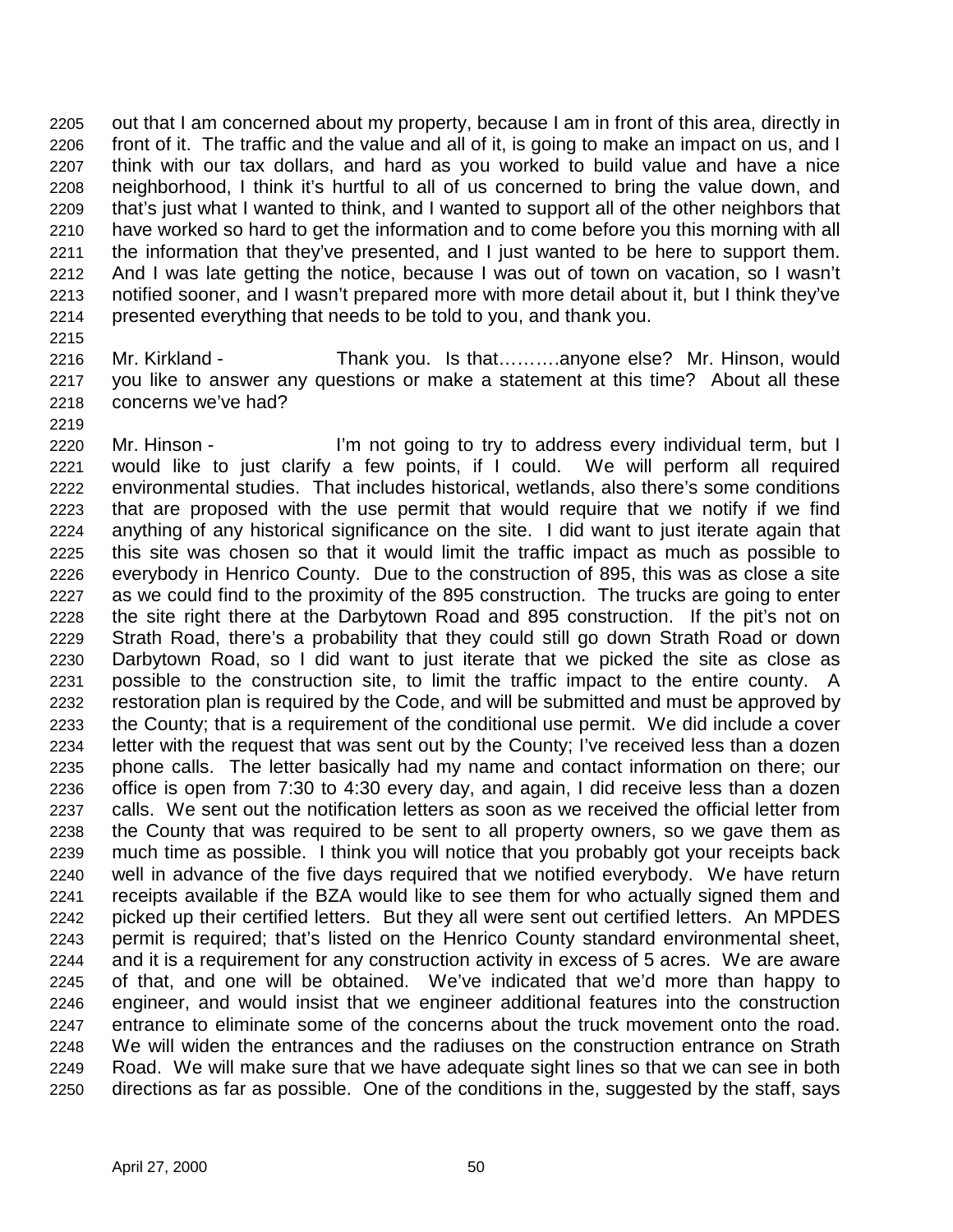out that I am concerned about my property, because I am in front of this area, directly in front of it. The traffic and the value and all of it, is going to make an impact on us, and I think with our tax dollars, and hard as you worked to build value and have a nice neighborhood, I think it's hurtful to all of us concerned to bring the value down, and that's just what I wanted to think, and I wanted to support all of the other neighbors that have worked so hard to get the information and to come before you this morning with all the information that they've presented, and I just wanted to be here to support them. And I was late getting the notice, because I was out of town on vacation, so I wasn't notified sooner, and I wasn't prepared more with more detail about it, but I think they've presented everything that needs to be told to you, and thank you.

Mr. Kirkland - Thank you. Is that……….anyone else? Mr. Hinson, would you like to answer any questions or make a statement at this time? About all these concerns we've had?

Mr. Hinson - I'm not going to try to address every individual term, but I would like to just clarify a few points, if I could. We will perform all required environmental studies. That includes historical, wetlands, also there's some conditions that are proposed with the use permit that would require that we notify if we find anything of any historical significance on the site. I did want to just iterate again that this site was chosen so that it would limit the traffic impact as much as possible to everybody in Henrico County. Due to the construction of 895, this was as close a site as we could find to the proximity of the 895 construction. The trucks are going to enter the site right there at the Darbytown Road and 895 construction. If the pit's not on Strath Road, there's a probability that they could still go down Strath Road or down Darbytown Road, so I did want to just iterate that we picked the site as close as possible to the construction site, to limit the traffic impact to the entire county. A restoration plan is required by the Code, and will be submitted and must be approved by the County; that is a requirement of the conditional use permit. We did include a cover letter with the request that was sent out by the County; I've received less than a dozen phone calls. The letter basically had my name and contact information on there; our office is open from 7:30 to 4:30 every day, and again, I did receive less than a dozen calls. We sent out the notification letters as soon as we received the official letter from the County that was required to be sent to all property owners, so we gave them as much time as possible. I think you will notice that you probably got your receipts back well in advance of the five days required that we notified everybody. We have return receipts available if the BZA would like to see them for who actually signed them and picked up their certified letters. But they all were sent out certified letters. An MPDES permit is required; that's listed on the Henrico County standard environmental sheet, and it is a requirement for any construction activity in excess of 5 acres. We are aware of that, and one will be obtained. We've indicated that we'd more than happy to engineer, and would insist that we engineer additional features into the construction entrance to eliminate some of the concerns about the truck movement onto the road. We will widen the entrances and the radiuses on the construction entrance on Strath Road. We will make sure that we have adequate sight lines so that we can see in both directions as far as possible. One of the conditions in the, suggested by the staff, says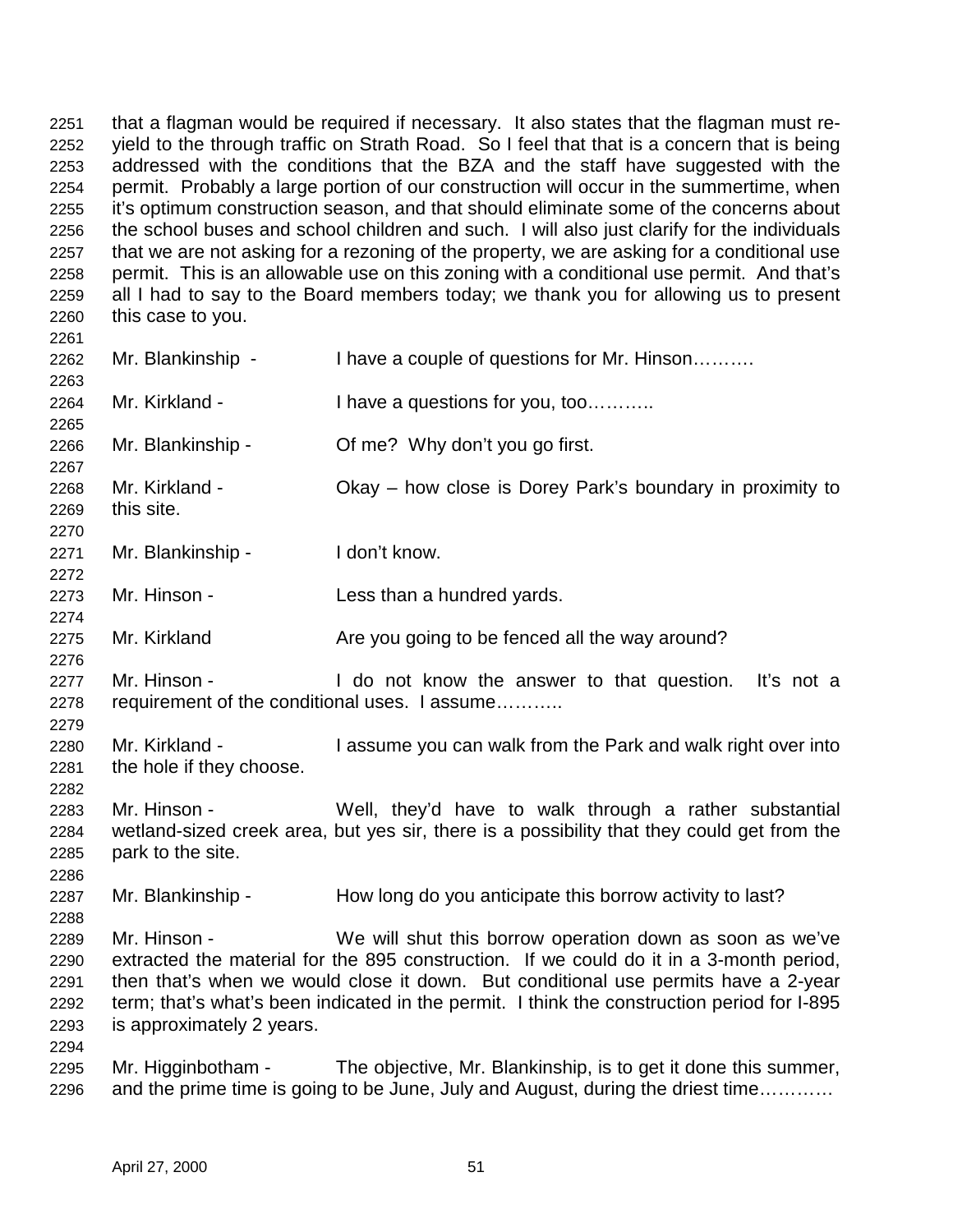that a flagman would be required if necessary. It also states that the flagman must re-yield to the through traffic on Strath Road. So I feel that that is a concern that is being addressed with the conditions that the BZA and the staff have suggested with the permit. Probably a large portion of our construction will occur in the summertime, when it's optimum construction season, and that should eliminate some of the concerns about the school buses and school children and such. I will also just clarify for the individuals that we are not asking for a rezoning of the property, we are asking for a conditional use permit. This is an allowable use on this zoning with a conditional use permit. And that's all I had to say to the Board members today; we thank you for allowing us to present this case to you.

Mr. Blankinship - I have a couple of questions for Mr. Hinson……….

Mr. Kirkland - I have a questions for you, too………..

Mr. Blankinship - Of me? Why don't you go first.

Mr. Kirkland - Okay – how close is Dorey Park's boundary in proximity to this site.

Mr. Blankinship - I don't know.

Mr. Hinson - Less than a hundred yards.

Mr. Kirkland Are you going to be fenced all the way around?

Mr. Hinson - I do not know the answer to that question. It's not a requirement of the conditional uses. I assume………..

Mr. Kirkland - I assume you can walk from the Park and walk right over into the hole if they choose.

Mr. Hinson - Well, they'd have to walk through a rather substantial wetland-sized creek area, but yes sir, there is a possibility that they could get from the park to the site.

Mr. Blankinship - How long do you anticipate this borrow activity to last?

Mr. Hinson - We will shut this borrow operation down as soon as we've extracted the material for the 895 construction. If we could do it in a 3-month period, then that's when we would close it down. But conditional use permits have a 2-year term; that's what's been indicated in the permit. I think the construction period for I-895 is approximately 2 years.

Mr. Higginbotham - The objective, Mr. Blankinship, is to get it done this summer, and the prime time is going to be June, July and August, during the driest time…………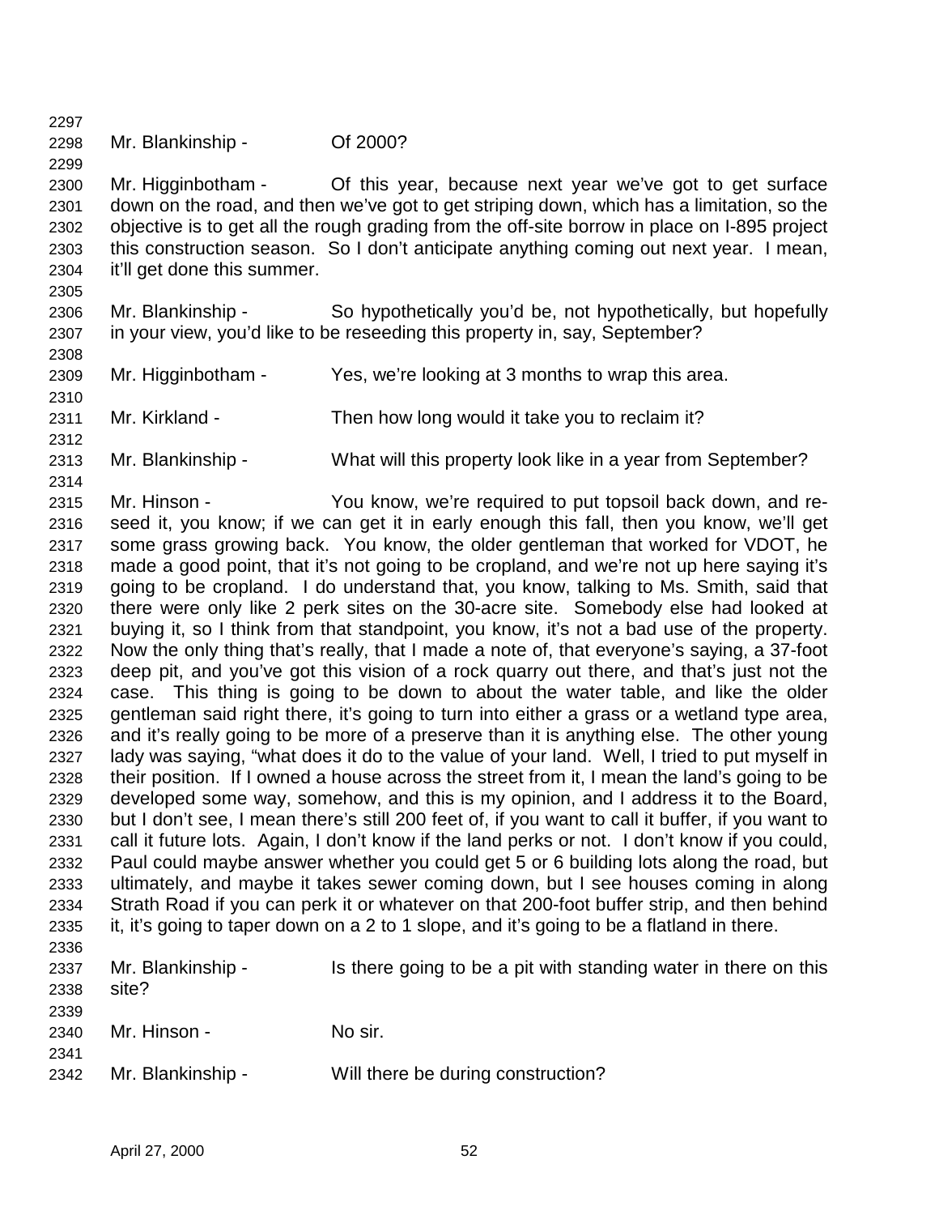Mr. Blankinship - Of 2000?

Mr. Higginbotham - Of this year, because next year we've got to get surface down on the road, and then we've got to get striping down, which has a limitation, so the objective is to get all the rough grading from the off-site borrow in place on I-895 project this construction season. So I don't anticipate anything coming out next year. I mean, it'll get done this summer.

Mr. Blankinship - So hypothetically you'd be, not hypothetically, but hopefully in your view, you'd like to be reseeding this property in, say, September?

Mr. Higginbotham - Yes, we're looking at 3 months to wrap this area.

Mr. Kirkland - Then how long would it take you to reclaim it?

Mr. Blankinship - What will this property look like in a year from September?

Mr. Hinson - You know, we're required to put topsoil back down, and re-seed it, you know; if we can get it in early enough this fall, then you know, we'll get some grass growing back. You know, the older gentleman that worked for VDOT, he made a good point, that it's not going to be cropland, and we're not up here saying it's going to be cropland. I do understand that, you know, talking to Ms. Smith, said that there were only like 2 perk sites on the 30-acre site. Somebody else had looked at buying it, so I think from that standpoint, you know, it's not a bad use of the property. Now the only thing that's really, that I made a note of, that everyone's saying, a 37-foot deep pit, and you've got this vision of a rock quarry out there, and that's just not the case. This thing is going to be down to about the water table, and like the older gentleman said right there, it's going to turn into either a grass or a wetland type area, and it's really going to be more of a preserve than it is anything else. The other young lady was saying, "what does it do to the value of your land. Well, I tried to put myself in their position. If I owned a house across the street from it, I mean the land's going to be developed some way, somehow, and this is my opinion, and I address it to the Board, but I don't see, I mean there's still 200 feet of, if you want to call it buffer, if you want to call it future lots. Again, I don't know if the land perks or not. I don't know if you could, Paul could maybe answer whether you could get 5 or 6 building lots along the road, but ultimately, and maybe it takes sewer coming down, but I see houses coming in along Strath Road if you can perk it or whatever on that 200-foot buffer strip, and then behind it, it's going to taper down on a 2 to 1 slope, and it's going to be a flatland in there.

Mr. Blankinship - Is there going to be a pit with standing water in there on this site?

Mr. Hinson - No sir.

Mr. Blankinship - Will there be during construction?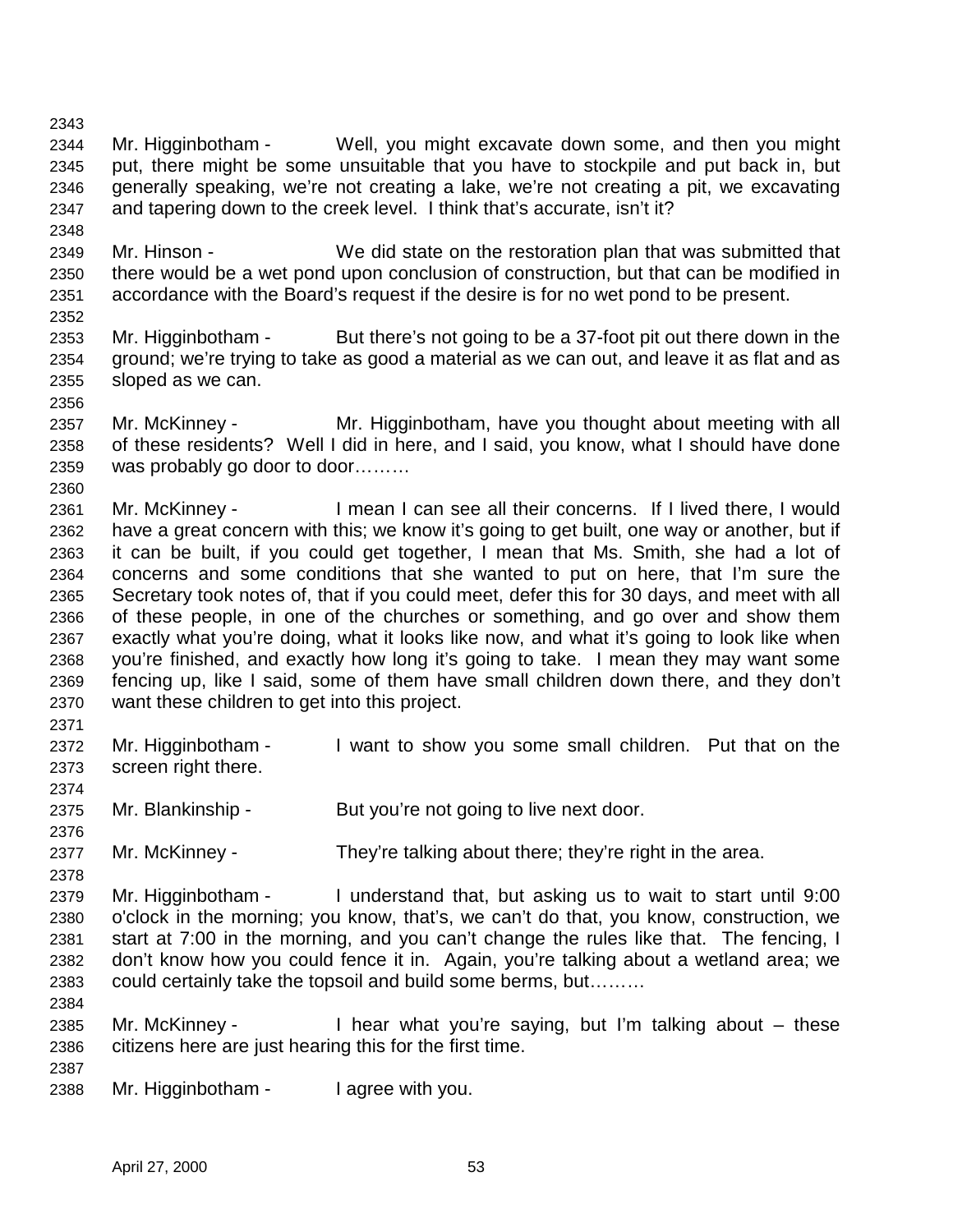2343

2344 Mr. Higginbotham - Well, you might excavate down some, and then you might
2345 put, there might be some unsuitable that you have to stockpile and put back in, but
2346 generally speaking, we're not creating a lake, we're not creating a pit, we excavating
2347 and tapering down to the creek level. I think that's accurate, isn't it?

2348

2349 Mr. Hinson - We did state on the restoration plan that was submitted that
2350 there would be a wet pond upon conclusion of construction, but that can be modified in
2351 accordance with the Board's request if the desire is for no wet pond to be present.

2352

2353 Mr. Higginbotham - But there's not going to be a 37-foot pit out there down in the
2354 ground; we're trying to take as good a material as we can out, and leave it as flat and as
2355 sloped as we can.

2356

2357 Mr. McKinney - Mr. Higginbotham, have you thought about meeting with all
2358 of these residents? Well I did in here, and I said, you know, what I should have done
2359 was probably go door to door………

2360

2361 Mr. McKinney - I mean I can see all their concerns. If I lived there, I would
2362 have a great concern with this; we know it's going to get built, one way or another, but if
2363 it can be built, if you could get together, I mean that Ms. Smith, she had a lot of
2364 concerns and some conditions that she wanted to put on here, that I'm sure the
2365 Secretary took notes of, that if you could meet, defer this for 30 days, and meet with all
2366 of these people, in one of the churches or something, and go over and show them
2367 exactly what you're doing, what it looks like now, and what it's going to look like when
2368 you're finished, and exactly how long it's going to take. I mean they may want some
2369 fencing up, like I said, some of them have small children down there, and they don't
2370 want these children to get into this project.

2371

2372 Mr. Higginbotham - I want to show you some small children. Put that on the
2373 screen right there.

2374

2375 Mr. Blankinship - But you're not going to live next door.

2376

2377 Mr. McKinney - They're talking about there; they're right in the area.

2378

2379 Mr. Higginbotham - I understand that, but asking us to wait to start until 9:00
2380 o'clock in the morning; you know, that's, we can't do that, you know, construction, we
2381 start at 7:00 in the morning, and you can't change the rules like that. The fencing, I
2382 don't know how you could fence it in. Again, you're talking about a wetland area; we
2383 could certainly take the topsoil and build some berms, but………

2384

2385 Mr. McKinney - I hear what you're saying, but I'm talking about – these
2386 citizens here are just hearing this for the first time.

2387

2388 Mr. Higginbotham - I agree with you.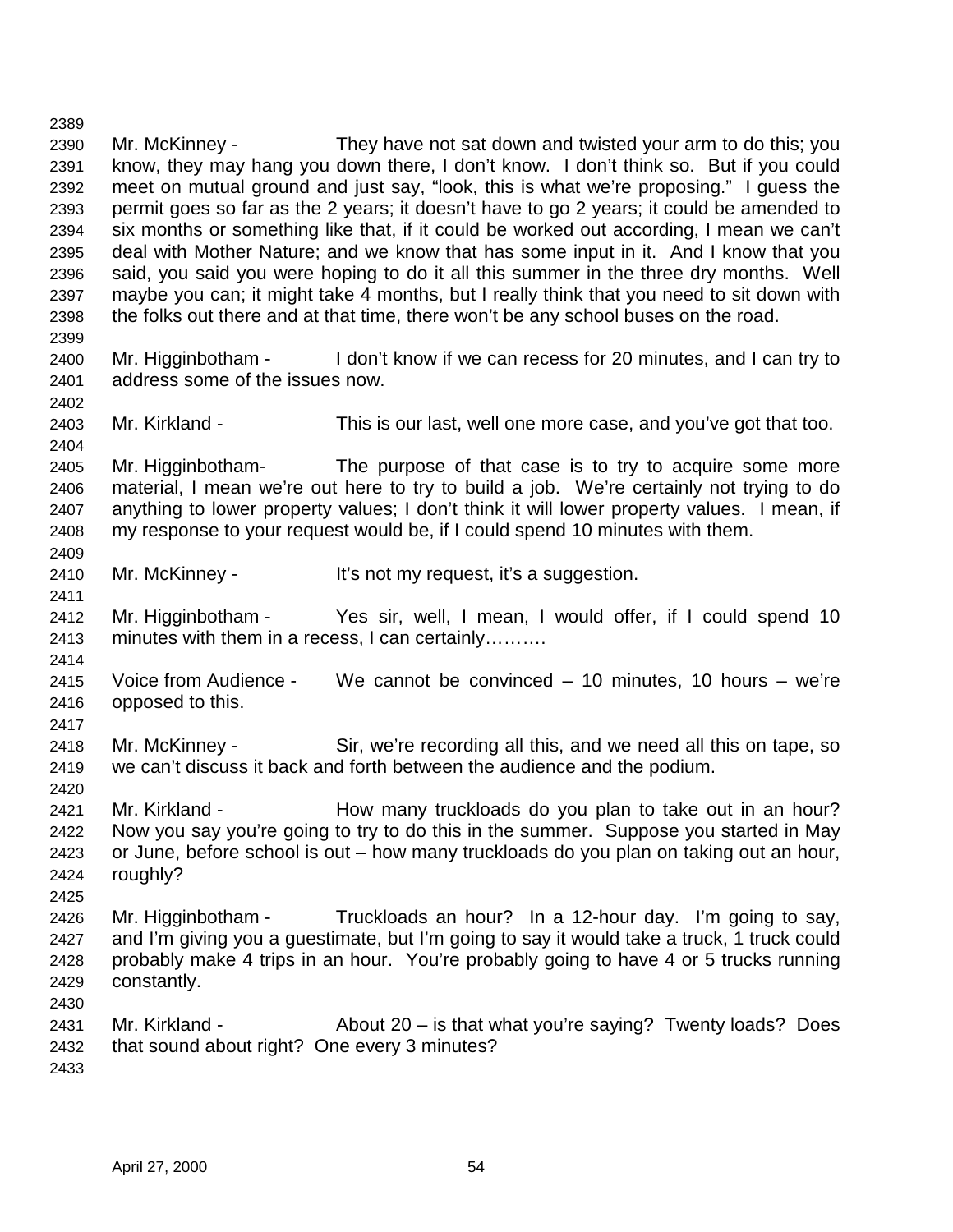Mr. McKinney - They have not sat down and twisted your arm to do this; you know, they may hang you down there, I don't know. I don't think so. But if you could meet on mutual ground and just say, "look, this is what we're proposing." I guess the permit goes so far as the 2 years; it doesn't have to go 2 years; it could be amended to six months or something like that, if it could be worked out according, I mean we can't deal with Mother Nature; and we know that has some input in it. And I know that you said, you said you were hoping to do it all this summer in the three dry months. Well maybe you can; it might take 4 months, but I really think that you need to sit down with the folks out there and at that time, there won't be any school buses on the road.

Mr. Higginbotham - I don't know if we can recess for 20 minutes, and I can try to address some of the issues now.

Mr. Kirkland - This is our last, well one more case, and you've got that too.

Mr. Higginbotham- The purpose of that case is to try to acquire some more material, I mean we're out here to try to build a job. We're certainly not trying to do anything to lower property values; I don't think it will lower property values. I mean, if my response to your request would be, if I could spend 10 minutes with them.

Mr. McKinney - It's not my request, it's a suggestion.

Mr. Higginbotham - Yes sir, well, I mean, I would offer, if I could spend 10 minutes with them in a recess, I can certainly……….

Voice from Audience - We cannot be convinced – 10 minutes, 10 hours – we're opposed to this.

Mr. McKinney - Sir, we're recording all this, and we need all this on tape, so we can't discuss it back and forth between the audience and the podium.

Mr. Kirkland - How many truckloads do you plan to take out in an hour? Now you say you're going to try to do this in the summer. Suppose you started in May or June, before school is out – how many truckloads do you plan on taking out an hour, roughly?

Mr. Higginbotham - Truckloads an hour? In a 12-hour day. I'm going to say, and I'm giving you a guestimate, but I'm going to say it would take a truck, 1 truck could probably make 4 trips in an hour. You're probably going to have 4 or 5 trucks running constantly.

Mr. Kirkland - About 20 – is that what you're saying? Twenty loads? Does that sound about right? One every 3 minutes?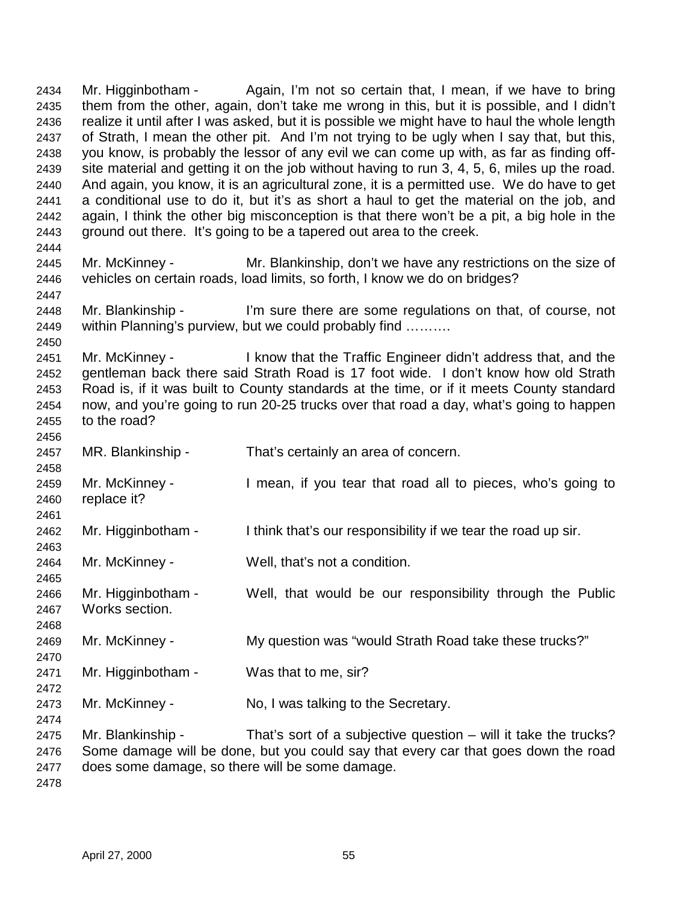Mr. Higginbotham - Again, I'm not so certain that, I mean, if we have to bring them from the other, again, don't take me wrong in this, but it is possible, and I didn't realize it until after I was asked, but it is possible we might have to haul the whole length of Strath, I mean the other pit. And I'm not trying to be ugly when I say that, but this, you know, is probably the lessor of any evil we can come up with, as far as finding off-site material and getting it on the job without having to run 3, 4, 5, 6, miles up the road. And again, you know, it is an agricultural zone, it is a permitted use. We do have to get a conditional use to do it, but it's as short a haul to get the material on the job, and again, I think the other big misconception is that there won't be a pit, a big hole in the ground out there. It's going to be a tapered out area to the creek.

Mr. McKinney - Mr. Blankinship, don't we have any restrictions on the size of vehicles on certain roads, load limits, so forth, I know we do on bridges?

Mr. Blankinship - I'm sure there are some regulations on that, of course, not within Planning's purview, but we could probably find ……….

Mr. McKinney - I know that the Traffic Engineer didn't address that, and the gentleman back there said Strath Road is 17 foot wide. I don't know how old Strath Road is, if it was built to County standards at the time, or if it meets County standard now, and you're going to run 20-25 trucks over that road a day, what's going to happen to the road?

MR. Blankinship - That's certainly an area of concern.

Mr. McKinney - I mean, if you tear that road all to pieces, who's going to replace it?

Mr. Higginbotham - I think that's our responsibility if we tear the road up sir.

Mr. McKinney - Well, that's not a condition.

Mr. Higginbotham - Well, that would be our responsibility through the Public Works section.

Mr. McKinney - My question was "would Strath Road take these trucks?"

Mr. Higginbotham - Was that to me, sir?

Mr. McKinney - No, I was talking to the Secretary.

Mr. Blankinship - That's sort of a subjective question – will it take the trucks? Some damage will be done, but you could say that every car that goes down the road does some damage, so there will be some damage.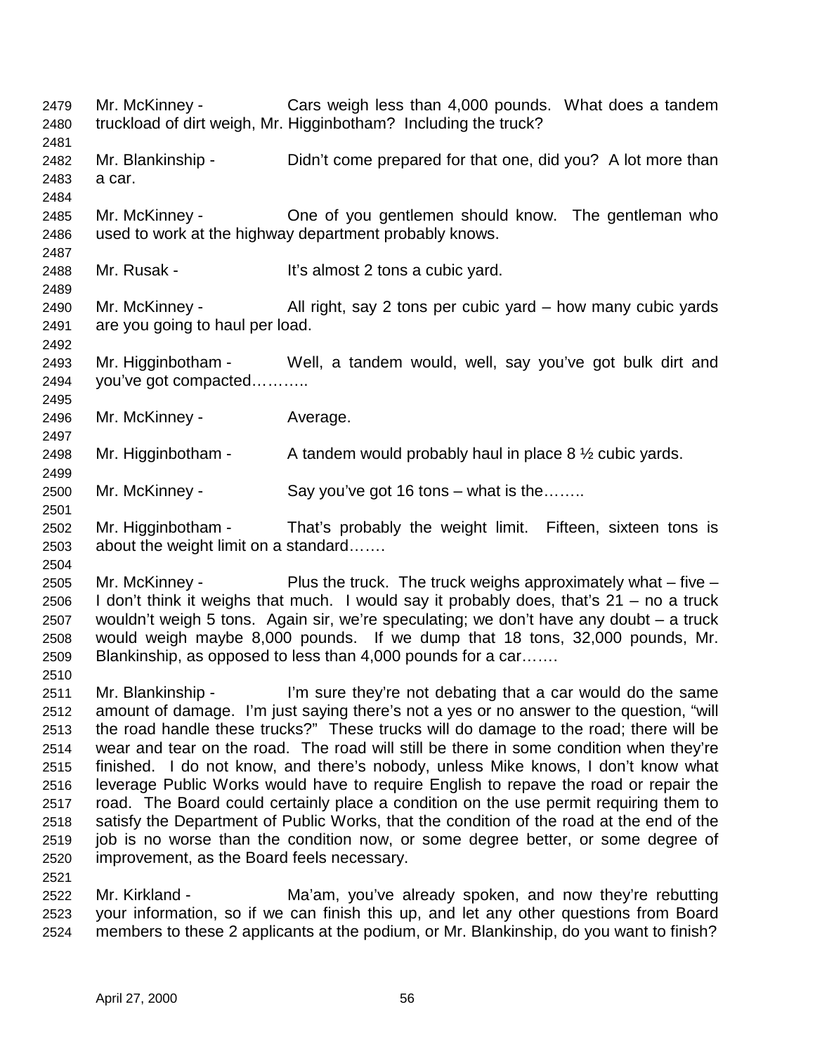2479 Mr. McKinney - Cars weigh less than 4,000 pounds. What does a tandem
2480 truckload of dirt weigh, Mr. Higginbotham? Including the truck?
2481
2482 Mr. Blankinship - Didn't come prepared for that one, did you? A lot more than
2483 a car.
2484
2485 Mr. McKinney - One of you gentlemen should know. The gentleman who
2486 used to work at the highway department probably knows.
2487
2488 Mr. Rusak - It's almost 2 tons a cubic yard.
2489
2490 Mr. McKinney - All right, say 2 tons per cubic yard – how many cubic yards
2491 are you going to haul per load.
2492
2493 Mr. Higginbotham - Well, a tandem would, well, say you've got bulk dirt and
2494 you've got compacted………..
2495
2496 Mr. McKinney - Average.
2497
2498 Mr. Higginbotham - A tandem would probably haul in place 8 ½ cubic yards.
2499
2500 Mr. McKinney - Say you've got 16 tons – what is the……..
2501
2502 Mr. Higginbotham - That's probably the weight limit. Fifteen, sixteen tons is
2503 about the weight limit on a standard…….
2504
2505 Mr. McKinney - Plus the truck. The truck weighs approximately what – five –
2506 I don't think it weighs that much. I would say it probably does, that's 21 – no a truck
2507 wouldn't weigh 5 tons. Again sir, we're speculating; we don't have any doubt – a truck
2508 would weigh maybe 8,000 pounds. If we dump that 18 tons, 32,000 pounds, Mr.
2509 Blankinship, as opposed to less than 4,000 pounds for a car…….
2510
2511 Mr. Blankinship - I'm sure they're not debating that a car would do the same
2512 amount of damage. I'm just saying there's not a yes or no answer to the question, "will
2513 the road handle these trucks?" These trucks will do damage to the road; there will be
2514 wear and tear on the road. The road will still be there in some condition when they're
2515 finished. I do not know, and there's nobody, unless Mike knows, I don't know what
2516 leverage Public Works would have to require English to repave the road or repair the
2517 road. The Board could certainly place a condition on the use permit requiring them to
2518 satisfy the Department of Public Works, that the condition of the road at the end of the
2519 job is no worse than the condition now, or some degree better, or some degree of
2520 improvement, as the Board feels necessary.
2521
2522 Mr. Kirkland - Ma'am, you've already spoken, and now they're rebutting
2523 your information, so if we can finish this up, and let any other questions from Board
2524 members to these 2 applicants at the podium, or Mr. Blankinship, do you want to finish?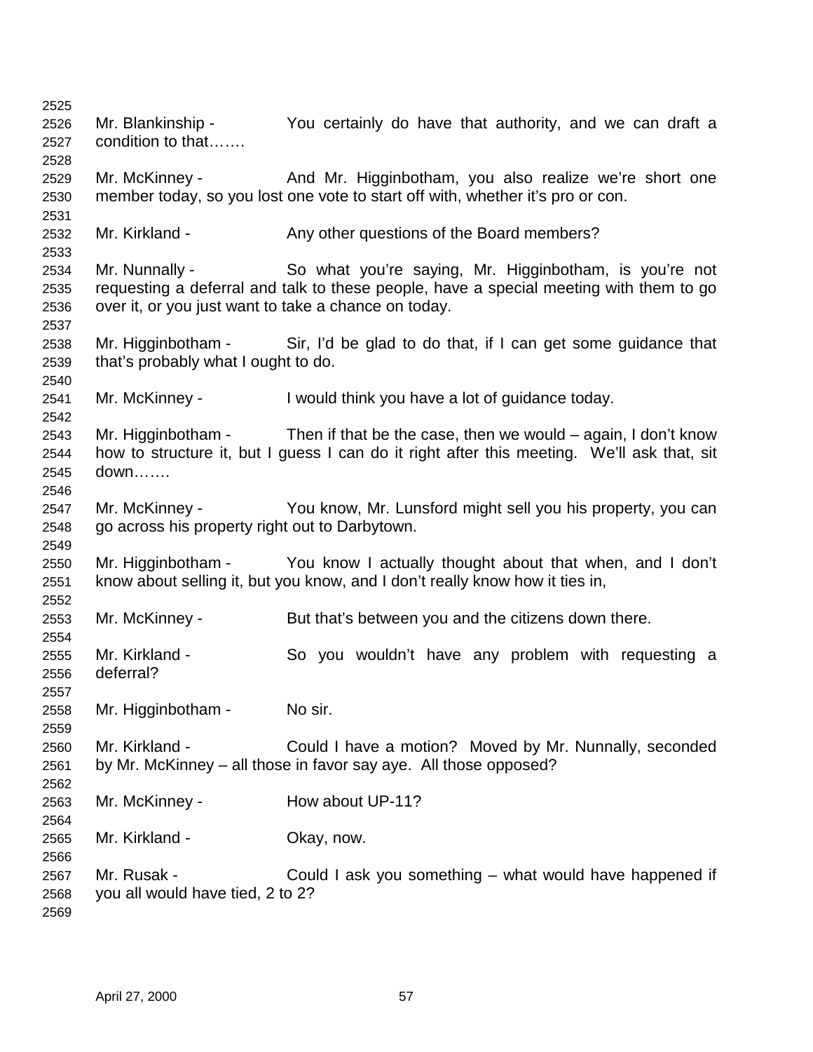Mr. Blankinship - You certainly do have that authority, and we can draft a condition to that…….

Mr. McKinney - And Mr. Higginbotham, you also realize we're short one member today, so you lost one vote to start off with, whether it's pro or con.

Mr. Kirkland - Any other questions of the Board members?

Mr. Nunnally - So what you're saying, Mr. Higginbotham, is you're not requesting a deferral and talk to these people, have a special meeting with them to go over it, or you just want to take a chance on today.

Mr. Higginbotham - Sir, I'd be glad to do that, if I can get some guidance that that's probably what I ought to do.

Mr. McKinney - I would think you have a lot of guidance today.

Mr. Higginbotham - Then if that be the case, then we would – again, I don't know how to structure it, but I guess I can do it right after this meeting. We'll ask that, sit down…….

Mr. McKinney - You know, Mr. Lunsford might sell you his property, you can go across his property right out to Darbytown.

Mr. Higginbotham - You know I actually thought about that when, and I don't know about selling it, but you know, and I don't really know how it ties in,

Mr. McKinney - But that's between you and the citizens down there.

Mr. Kirkland - So you wouldn't have any problem with requesting a deferral?

Mr. Higginbotham - No sir.

Mr. Kirkland - Could I have a motion? Moved by Mr. Nunnally, seconded by Mr. McKinney – all those in favor say aye. All those opposed?

Mr. McKinney - How about UP-11?

Mr. Kirkland - Okay, now.

Mr. Rusak - Could I ask you something – what would have happened if you all would have tied, 2 to 2?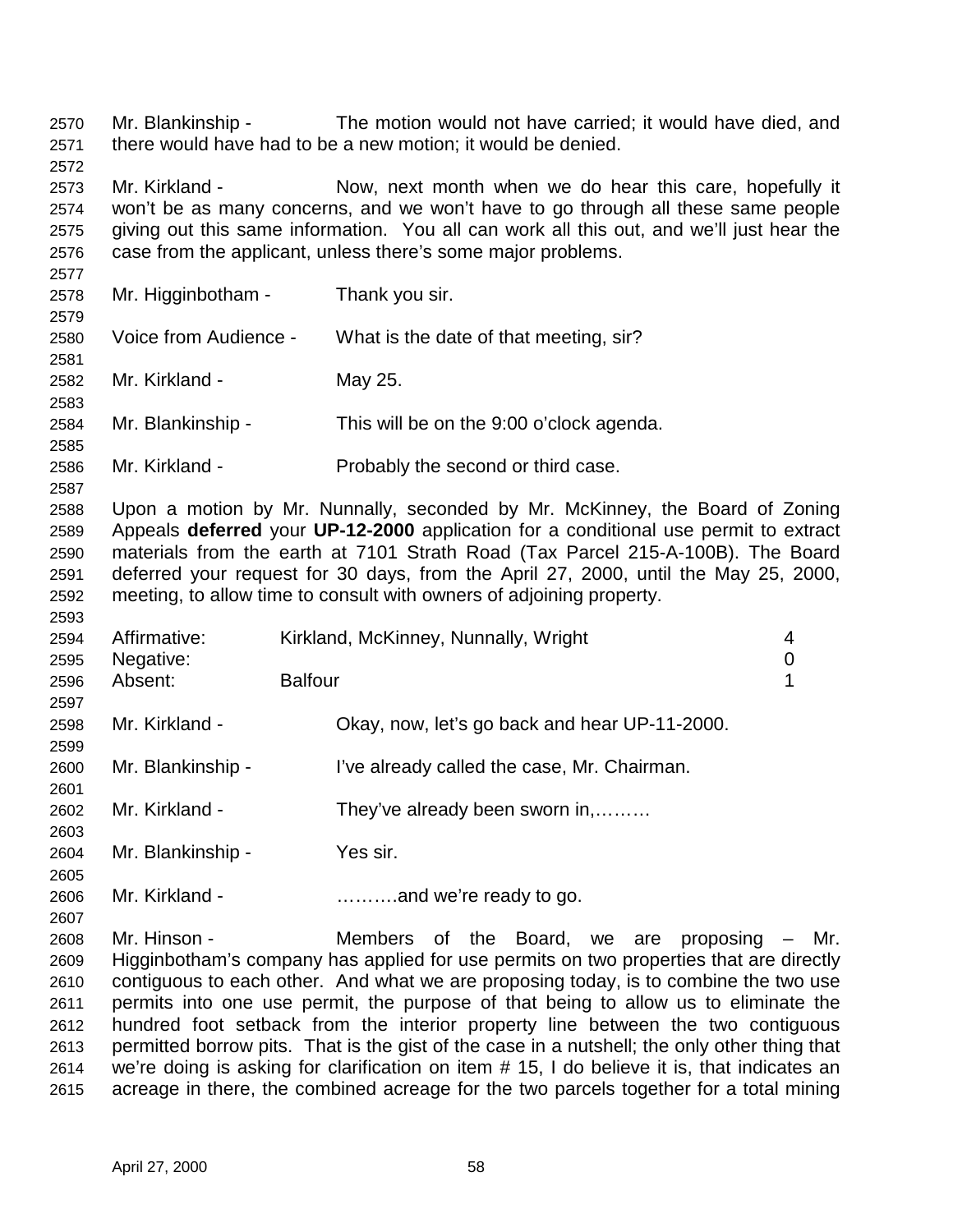Mr. Blankinship - The motion would not have carried; it would have died, and there would have had to be a new motion; it would be denied.

Mr. Kirkland - Now, next month when we do hear this care, hopefully it won't be as many concerns, and we won't have to go through all these same people giving out this same information. You all can work all this out, and we'll just hear the case from the applicant, unless there's some major problems.

Mr. Higginbotham - Thank you sir.

Voice from Audience - What is the date of that meeting, sir?

Mr. Kirkland - May 25.

Mr. Blankinship - This will be on the 9:00 o'clock agenda.

Mr. Kirkland - Probably the second or third case.

Upon a motion by Mr. Nunnally, seconded by Mr. McKinney, the Board of Zoning Appeals **deferred** your **UP-12-2000** application for a conditional use permit to extract materials from the earth at 7101 Strath Road (Tax Parcel 215-A-100B). The Board deferred your request for 30 days, from the April 27, 2000, until the May 25, 2000, meeting, to allow time to consult with owners of adjoining property.

| | | |
|---|---|---|
| Affirmative: | Kirkland, McKinney, Nunnally, Wright | 4 |
| Negative: | | 0 |
| Absent: | Balfour | 1 |

Mr. Kirkland - Okay, now, let's go back and hear UP-11-2000.

Mr. Blankinship - I've already called the case, Mr. Chairman.

Mr. Kirkland - They've already been sworn in,………

Mr. Blankinship - Yes sir.

Mr. Kirkland - ……….and we're ready to go.

Mr. Hinson - Members of the Board, we are proposing – Mr. Higginbotham's company has applied for use permits on two properties that are directly contiguous to each other. And what we are proposing today, is to combine the two use permits into one use permit, the purpose of that being to allow us to eliminate the hundred foot setback from the interior property line between the two contiguous permitted borrow pits. That is the gist of the case in a nutshell; the only other thing that we're doing is asking for clarification on item # 15, I do believe it is, that indicates an acreage in there, the combined acreage for the two parcels together for a total mining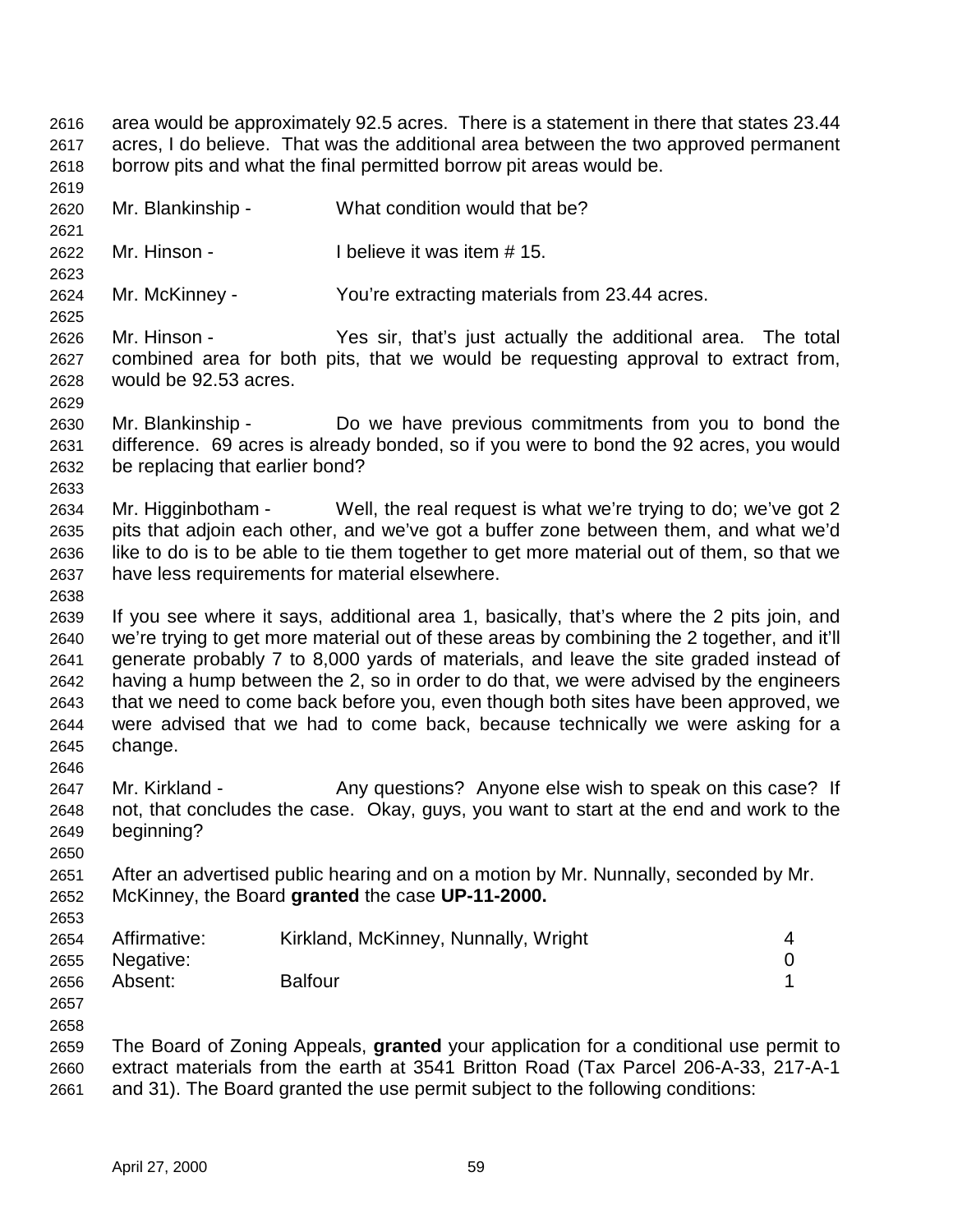area would be approximately 92.5 acres. There is a statement in there that states 23.44 acres, I do believe. That was the additional area between the two approved permanent borrow pits and what the final permitted borrow pit areas would be.

Mr. Blankinship - What condition would that be?

Mr. Hinson - I believe it was item # 15.

Mr. McKinney - You're extracting materials from 23.44 acres.

Mr. Hinson - Yes sir, that's just actually the additional area. The total combined area for both pits, that we would be requesting approval to extract from, would be 92.53 acres.

Mr. Blankinship - Do we have previous commitments from you to bond the difference. 69 acres is already bonded, so if you were to bond the 92 acres, you would be replacing that earlier bond?

Mr. Higginbotham - Well, the real request is what we're trying to do; we've got 2 pits that adjoin each other, and we've got a buffer zone between them, and what we'd like to do is to be able to tie them together to get more material out of them, so that we have less requirements for material elsewhere.

If you see where it says, additional area 1, basically, that's where the 2 pits join, and we're trying to get more material out of these areas by combining the 2 together, and it'll generate probably 7 to 8,000 yards of materials, and leave the site graded instead of having a hump between the 2, so in order to do that, we were advised by the engineers that we need to come back before you, even though both sites have been approved, we were advised that we had to come back, because technically we were asking for a change.

Mr. Kirkland - Any questions? Anyone else wish to speak on this case? If not, that concludes the case. Okay, guys, you want to start at the end and work to the beginning?

After an advertised public hearing and on a motion by Mr. Nunnally, seconded by Mr. McKinney, the Board **granted** the case **UP-11-2000.**

| | | |
|---|---|---|
| Affirmative: | Kirkland, McKinney, Nunnally, Wright | 4 |
| Negative: | | 0 |
| Absent: | Balfour | 1 |

The Board of Zoning Appeals, **granted** your application for a conditional use permit to extract materials from the earth at 3541 Britton Road (Tax Parcel 206-A-33, 217-A-1 and 31). The Board granted the use permit subject to the following conditions: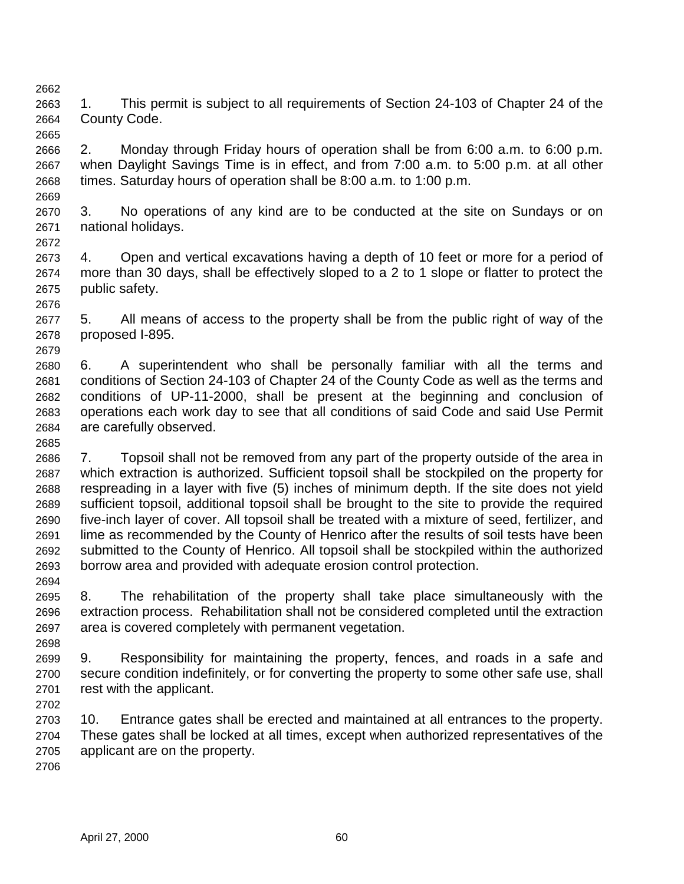1. This permit is subject to all requirements of Section 24-103 of Chapter 24 of the County Code.

2. Monday through Friday hours of operation shall be from 6:00 a.m. to 6:00 p.m. when Daylight Savings Time is in effect, and from 7:00 a.m. to 5:00 p.m. at all other times. Saturday hours of operation shall be 8:00 a.m. to 1:00 p.m.

3. No operations of any kind are to be conducted at the site on Sundays or on national holidays.

4. Open and vertical excavations having a depth of 10 feet or more for a period of more than 30 days, shall be effectively sloped to a 2 to 1 slope or flatter to protect the public safety.

5. All means of access to the property shall be from the public right of way of the proposed I-895.

6. A superintendent who shall be personally familiar with all the terms and conditions of Section 24-103 of Chapter 24 of the County Code as well as the terms and conditions of UP-11-2000, shall be present at the beginning and conclusion of operations each work day to see that all conditions of said Code and said Use Permit are carefully observed.

7. Topsoil shall not be removed from any part of the property outside of the area in which extraction is authorized. Sufficient topsoil shall be stockpiled on the property for respreading in a layer with five (5) inches of minimum depth. If the site does not yield sufficient topsoil, additional topsoil shall be brought to the site to provide the required five-inch layer of cover. All topsoil shall be treated with a mixture of seed, fertilizer, and lime as recommended by the County of Henrico after the results of soil tests have been submitted to the County of Henrico. All topsoil shall be stockpiled within the authorized borrow area and provided with adequate erosion control protection.

8. The rehabilitation of the property shall take place simultaneously with the extraction process. Rehabilitation shall not be considered completed until the extraction area is covered completely with permanent vegetation.

9. Responsibility for maintaining the property, fences, and roads in a safe and secure condition indefinitely, or for converting the property to some other safe use, shall rest with the applicant.

10. Entrance gates shall be erected and maintained at all entrances to the property. These gates shall be locked at all times, except when authorized representatives of the applicant are on the property.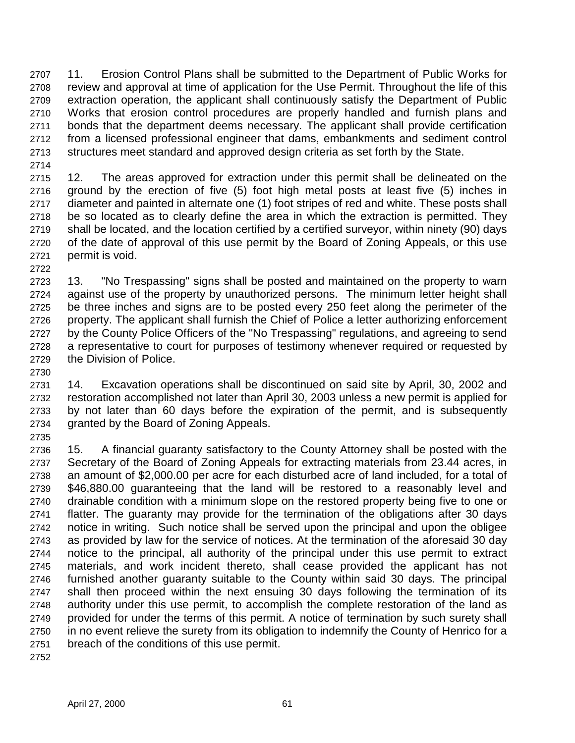11. Erosion Control Plans shall be submitted to the Department of Public Works for review and approval at time of application for the Use Permit. Throughout the life of this extraction operation, the applicant shall continuously satisfy the Department of Public Works that erosion control procedures are properly handled and furnish plans and bonds that the department deems necessary. The applicant shall provide certification from a licensed professional engineer that dams, embankments and sediment control structures meet standard and approved design criteria as set forth by the State.

12. The areas approved for extraction under this permit shall be delineated on the ground by the erection of five (5) foot high metal posts at least five (5) inches in diameter and painted in alternate one (1) foot stripes of red and white. These posts shall be so located as to clearly define the area in which the extraction is permitted. They shall be located, and the location certified by a certified surveyor, within ninety (90) days of the date of approval of this use permit by the Board of Zoning Appeals, or this use permit is void.

13. "No Trespassing" signs shall be posted and maintained on the property to warn against use of the property by unauthorized persons. The minimum letter height shall be three inches and signs are to be posted every 250 feet along the perimeter of the property. The applicant shall furnish the Chief of Police a letter authorizing enforcement by the County Police Officers of the "No Trespassing" regulations, and agreeing to send a representative to court for purposes of testimony whenever required or requested by the Division of Police.

14. Excavation operations shall be discontinued on said site by April, 30, 2002 and restoration accomplished not later than April 30, 2003 unless a new permit is applied for by not later than 60 days before the expiration of the permit, and is subsequently granted by the Board of Zoning Appeals.

15. A financial guaranty satisfactory to the County Attorney shall be posted with the Secretary of the Board of Zoning Appeals for extracting materials from 23.44 acres, in an amount of $2,000.00 per acre for each disturbed acre of land included, for a total of $46,880.00 guaranteeing that the land will be restored to a reasonably level and drainable condition with a minimum slope on the restored property being five to one or flatter. The guaranty may provide for the termination of the obligations after 30 days notice in writing. Such notice shall be served upon the principal and upon the obligee as provided by law for the service of notices. At the termination of the aforesaid 30 day notice to the principal, all authority of the principal under this use permit to extract materials, and work incident thereto, shall cease provided the applicant has not furnished another guaranty suitable to the County within said 30 days. The principal shall then proceed within the next ensuing 30 days following the termination of its authority under this use permit, to accomplish the complete restoration of the land as provided for under the terms of this permit. A notice of termination by such surety shall in no event relieve the surety from its obligation to indemnify the County of Henrico for a breach of the conditions of this use permit.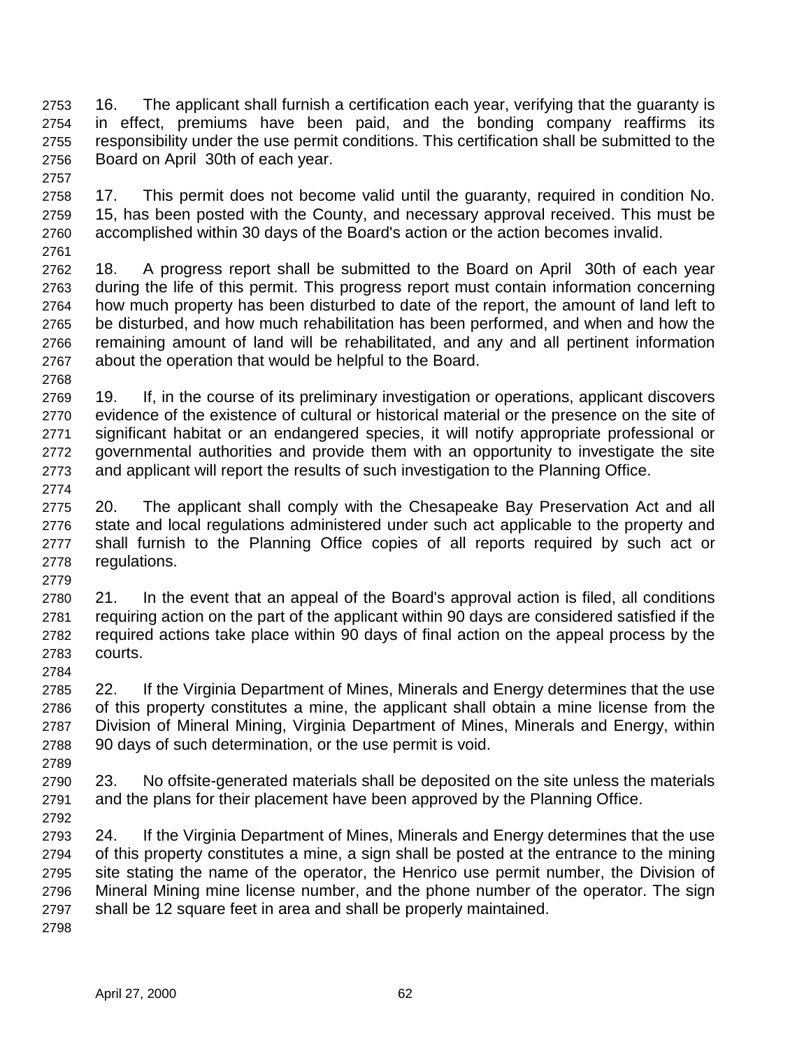16. The applicant shall furnish a certification each year, verifying that the guaranty is in effect, premiums have been paid, and the bonding company reaffirms its responsibility under the use permit conditions. This certification shall be submitted to the Board on April 30th of each year.

17. This permit does not become valid until the guaranty, required in condition No. 15, has been posted with the County, and necessary approval received. This must be accomplished within 30 days of the Board's action or the action becomes invalid.

18. A progress report shall be submitted to the Board on April 30th of each year during the life of this permit. This progress report must contain information concerning how much property has been disturbed to date of the report, the amount of land left to be disturbed, and how much rehabilitation has been performed, and when and how the remaining amount of land will be rehabilitated, and any and all pertinent information about the operation that would be helpful to the Board.

19. If, in the course of its preliminary investigation or operations, applicant discovers evidence of the existence of cultural or historical material or the presence on the site of significant habitat or an endangered species, it will notify appropriate professional or governmental authorities and provide them with an opportunity to investigate the site and applicant will report the results of such investigation to the Planning Office.

20. The applicant shall comply with the Chesapeake Bay Preservation Act and all state and local regulations administered under such act applicable to the property and shall furnish to the Planning Office copies of all reports required by such act or regulations.

21. In the event that an appeal of the Board's approval action is filed, all conditions requiring action on the part of the applicant within 90 days are considered satisfied if the required actions take place within 90 days of final action on the appeal process by the courts.

22. If the Virginia Department of Mines, Minerals and Energy determines that the use of this property constitutes a mine, the applicant shall obtain a mine license from the Division of Mineral Mining, Virginia Department of Mines, Minerals and Energy, within 90 days of such determination, or the use permit is void.

23. No offsite-generated materials shall be deposited on the site unless the materials and the plans for their placement have been approved by the Planning Office.

24. If the Virginia Department of Mines, Minerals and Energy determines that the use of this property constitutes a mine, a sign shall be posted at the entrance to the mining site stating the name of the operator, the Henrico use permit number, the Division of Mineral Mining mine license number, and the phone number of the operator. The sign shall be 12 square feet in area and shall be properly maintained.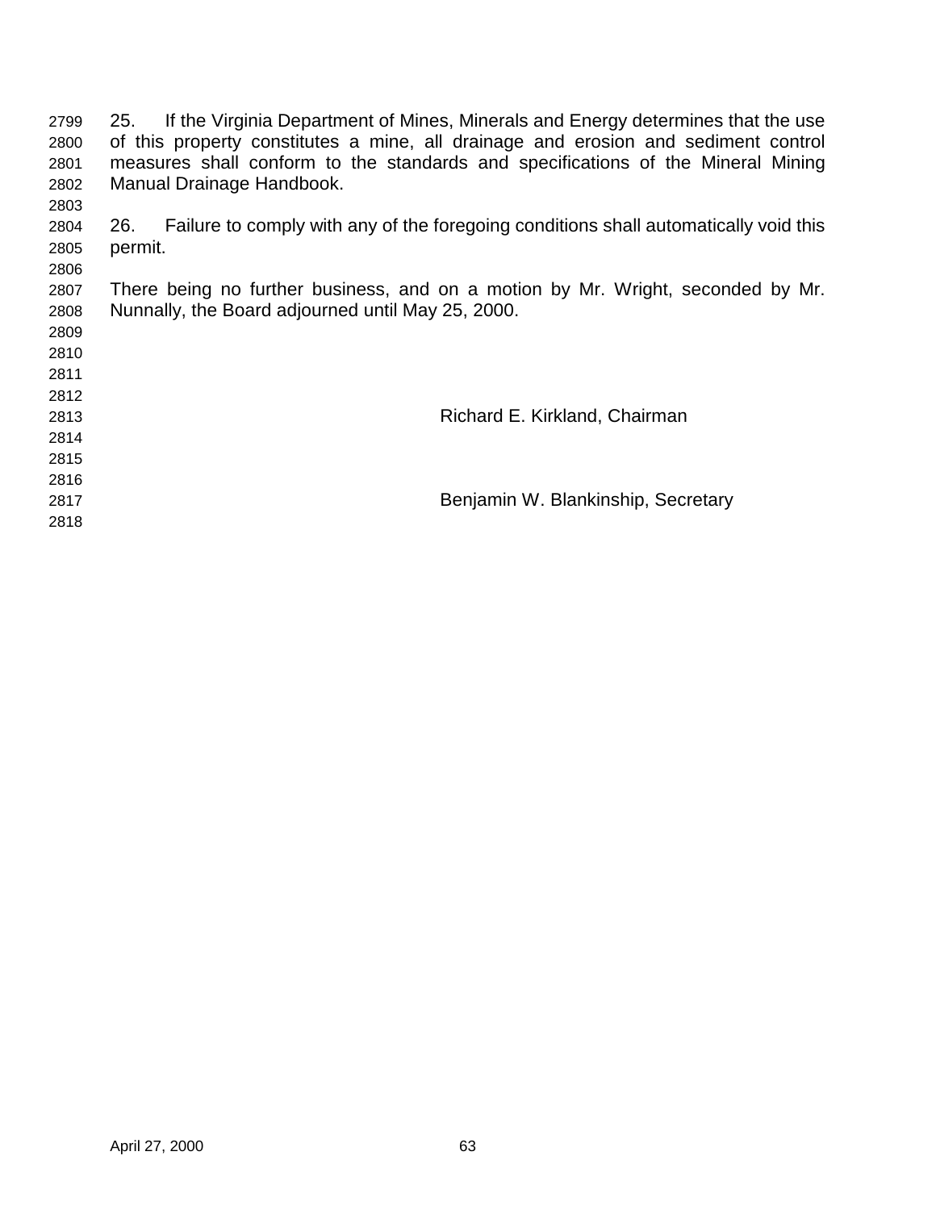25. If the Virginia Department of Mines, Minerals and Energy determines that the use of this property constitutes a mine, all drainage and erosion and sediment control measures shall conform to the standards and specifications of the Mineral Mining Manual Drainage Handbook.

26. Failure to comply with any of the foregoing conditions shall automatically void this permit.

There being no further business, and on a motion by Mr. Wright, seconded by Mr. Nunnally, the Board adjourned until May 25, 2000.

Richard E. Kirkland, Chairman

Benjamin W. Blankinship, Secretary